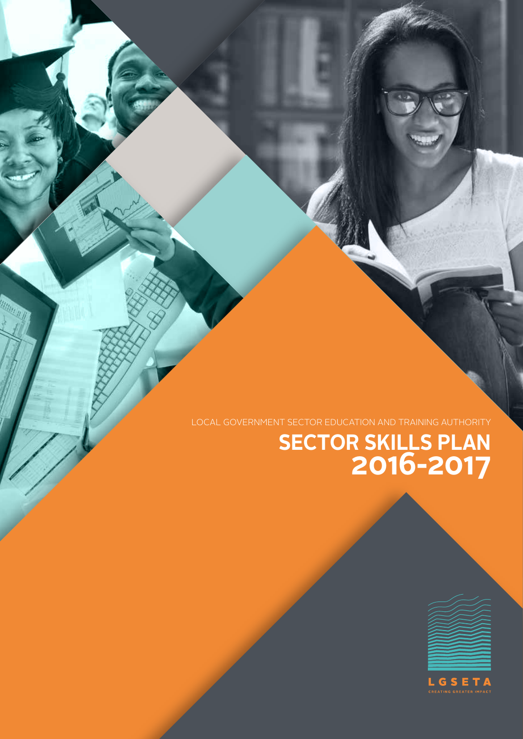LOCAL GOVERNMENT SECTOR EDUCATION AND TRAINING AUTHORITY

# SECTOR SKILLS PLAN 2016-2017

LGSETA

CREATING GREATER IMPACT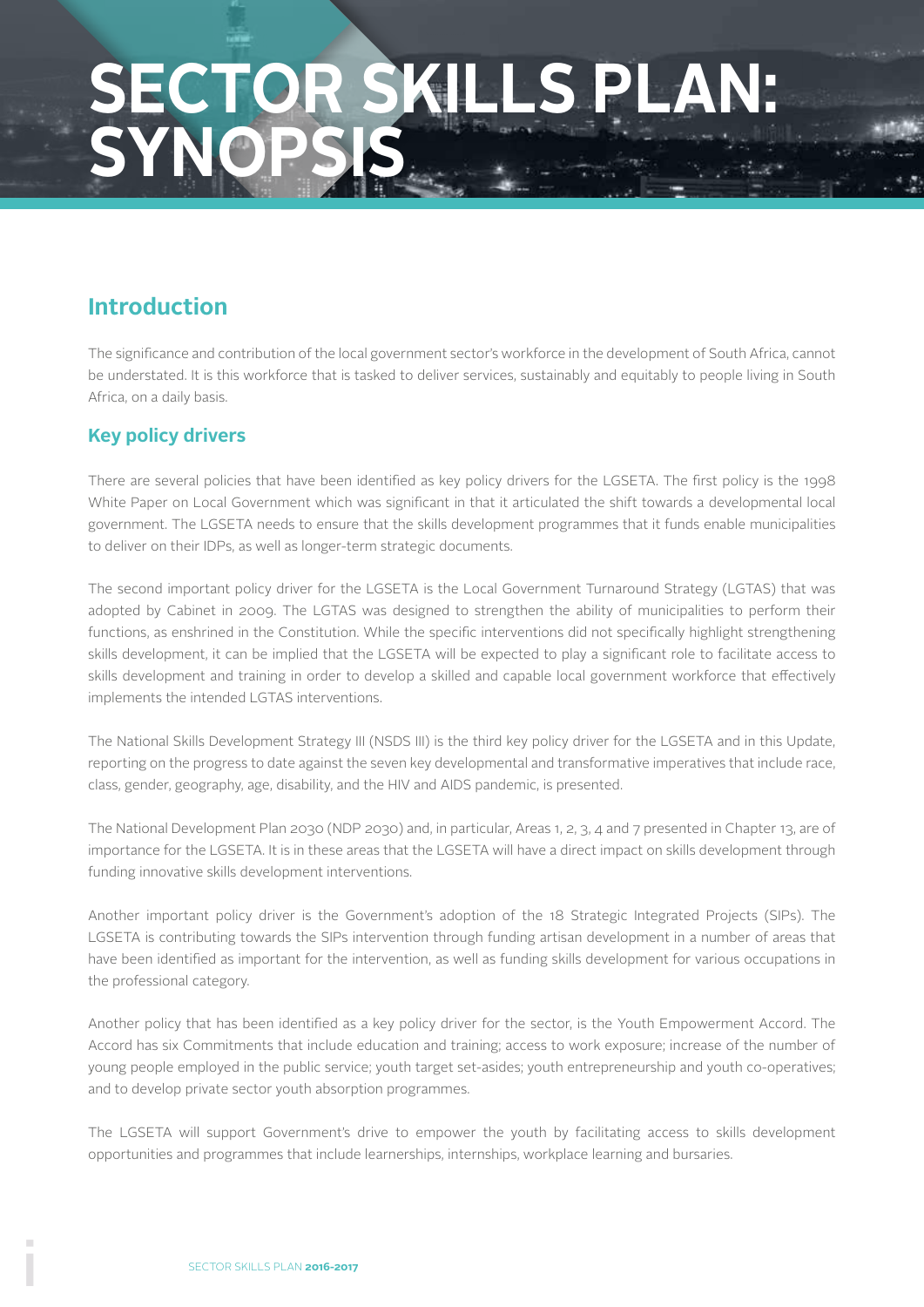# SECTOR SKILLS PLAN: SYNOPSIS

## Introduction

The significance and contribution of the local government sector's workforce in the development of South Africa, cannot be understated. It is this workforce that is tasked to deliver services, sustainably and equitably to people living in South Africa, on a daily basis.

### Key policy drivers

There are several policies that have been identified as key policy drivers for the LGSETA. The first policy is the 1998 White Paper on Local Government which was significant in that it articulated the shift towards a developmental local government. The LGSETA needs to ensure that the skills development programmes that it funds enable municipalities to deliver on their IDPs, as well as longer-term strategic documents.

The second important policy driver for the LGSETA is the Local Government Turnaround Strategy (LGTAS) that was adopted by Cabinet in 2009. The LGTAS was designed to strengthen the ability of municipalities to perform their functions, as enshrined in the Constitution. While the specific interventions did not specifically highlight strengthening skills development, it can be implied that the LGSETA will be expected to play a significant role to facilitate access to skills development and training in order to develop a skilled and capable local government workforce that effectively implements the intended LGTAS interventions.

The National Skills Development Strategy III (NSDS III) is the third key policy driver for the LGSETA and in this Update, reporting on the progress to date against the seven key developmental and transformative imperatives that include race, class, gender, geography, age, disability, and the HIV and AIDS pandemic, is presented.

The National Development Plan 2030 (NDP 2030) and, in particular, Areas 1, 2, 3, 4 and 7 presented in Chapter 13, are of importance for the LGSETA. It is in these areas that the LGSETA will have a direct impact on skills development through funding innovative skills development interventions.

Another important policy driver is the Government's adoption of the 18 Strategic Integrated Projects (SIPs). The LGSETA is contributing towards the SIPs intervention through funding artisan development in a number of areas that have been identified as important for the intervention, as well as funding skills development for various occupations in the professional category.

Another policy that has been identified as a key policy driver for the sector, is the Youth Empowerment Accord. The Accord has six Commitments that include education and training; access to work exposure; increase of the number of young people employed in the public service; youth target set-asides; youth entrepreneurship and youth co-operatives; and to develop private sector youth absorption programmes.

The LGSETA will support Government's drive to empower the youth by facilitating access to skills development opportunities and programmes that include learnerships, internships, workplace learning and bursaries.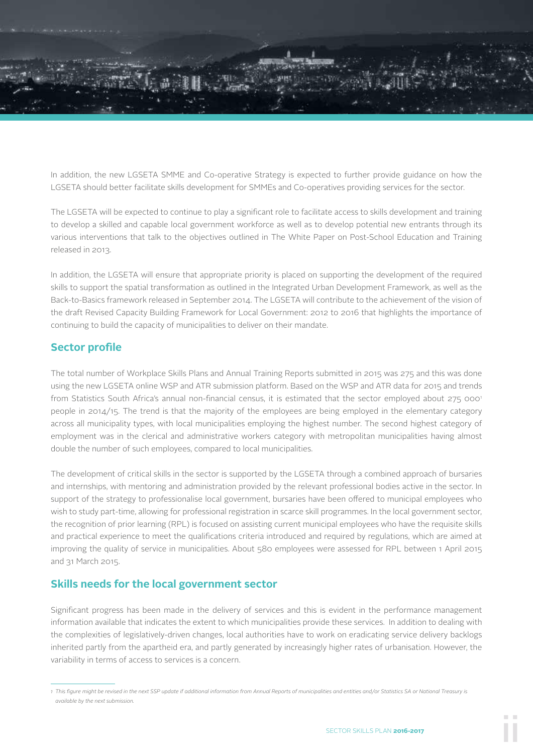In addition, the new LGSETA SMME and Co-operative Strategy is expected to further provide guidance on how the LGSETA should better facilitate skills development for SMMEs and Co-operatives providing services for the sector.

The LGSETA will be expected to continue to play a significant role to facilitate access to skills development and training to develop a skilled and capable local government workforce as well as to develop potential new entrants through its various interventions that talk to the objectives outlined in The White Paper on Post-School Education and Training released in 2013.

In addition, the LGSETA will ensure that appropriate priority is placed on supporting the development of the required skills to support the spatial transformation as outlined in the Integrated Urban Development Framework, as well as the Back-to-Basics framework released in September 2014. The LGSETA will contribute to the achievement of the vision of the draft Revised Capacity Building Framework for Local Government: 2012 to 2016 that highlights the importance of continuing to build the capacity of municipalities to deliver on their mandate.

## Sector profile

The total number of Workplace Skills Plans and Annual Training Reports submitted in 2015 was 275 and this was done using the new LGSETA online WSP and ATR submission platform. Based on the WSP and ATR data for 2015 and trends from Statistics South Africa's annual non-financial census, it is estimated that the sector employed about 275 000[1] people in 2014/15. The trend is that the majority of the employees are being employed in the elementary category across all municipality types, with local municipalities employing the highest number. The second highest category of employment was in the clerical and administrative workers category with metropolitan municipalities having almost double the number of such employees, compared to local municipalities.

The development of critical skills in the sector is supported by the LGSETA through a combined approach of bursaries and internships, with mentoring and administration provided by the relevant professional bodies active in the sector. In support of the strategy to professionalise local government, bursaries have been offered to municipal employees who wish to study part-time, allowing for professional registration in scarce skill programmes. In the local government sector, the recognition of prior learning (RPL) is focused on assisting current municipal employees who have the requisite skills and practical experience to meet the qualifications criteria introduced and required by regulations, which are aimed at improving the quality of service in municipalities. About 580 employees were assessed for RPL between 1 April 2015 and 31 March 2015.

## Skills needs for the local government sector

Significant progress has been made in the delivery of services and this is evident in the performance management information available that indicates the extent to which municipalities provide these services. In addition to dealing with the complexities of legislatively-driven changes, local authorities have to work on eradicating service delivery backlogs inherited partly from the apartheid era, and partly generated by increasingly higher rates of urbanisation. However, the variability in terms of access to services is a concern.

*1 This figure might be revised in the next SSP update if additional information from Annual Reports of municipalities and entities and/or Statistics SA or National Treasury is available by the next submission.*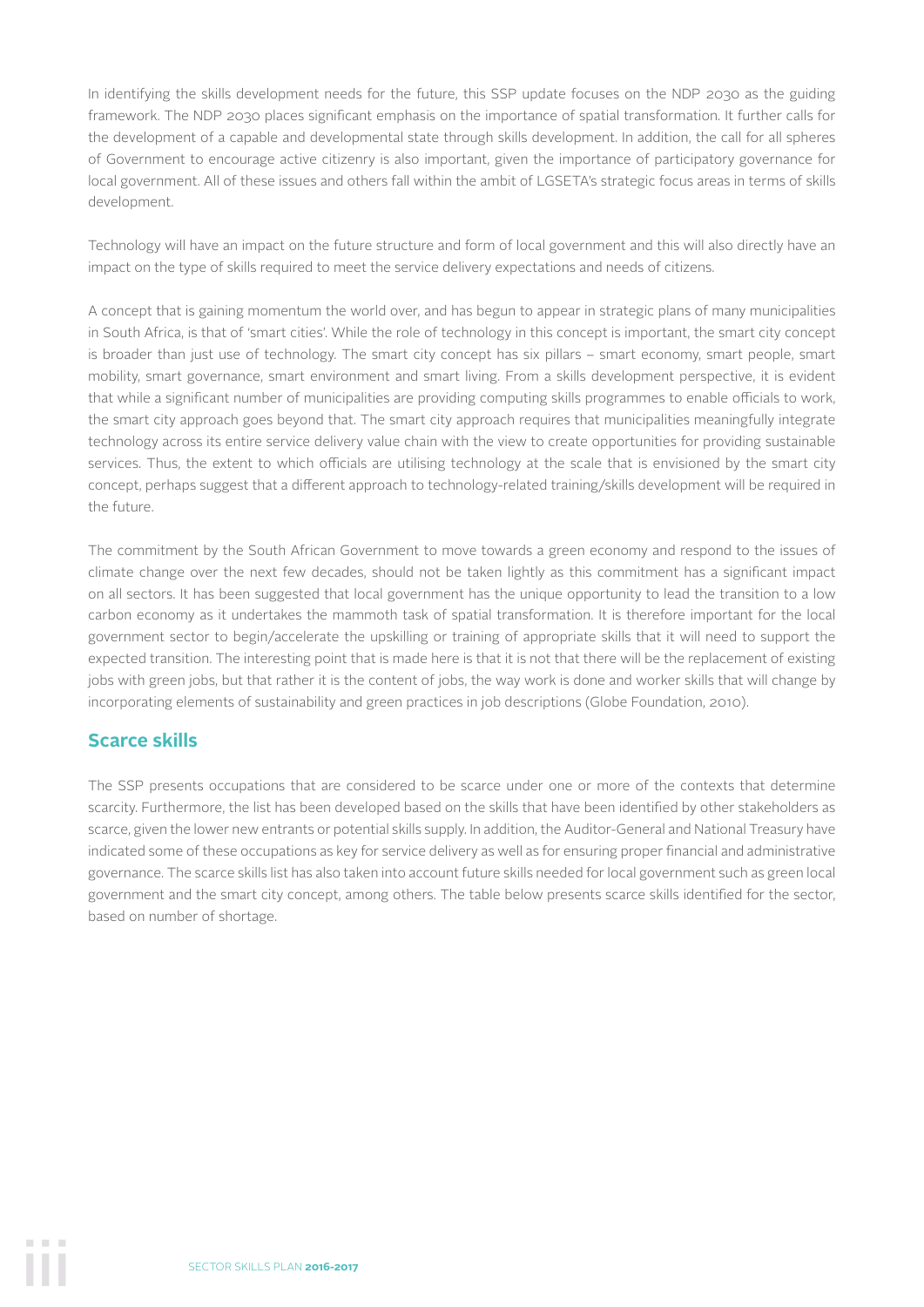In identifying the skills development needs for the future, this SSP update focuses on the NDP 2030 as the guiding framework. The NDP 2030 places significant emphasis on the importance of spatial transformation. It further calls for the development of a capable and developmental state through skills development. In addition, the call for all spheres of Government to encourage active citizenry is also important, given the importance of participatory governance for local government. All of these issues and others fall within the ambit of LGSETA's strategic focus areas in terms of skills development.

Technology will have an impact on the future structure and form of local government and this will also directly have an impact on the type of skills required to meet the service delivery expectations and needs of citizens.

A concept that is gaining momentum the world over, and has begun to appear in strategic plans of many municipalities in South Africa, is that of 'smart cities'. While the role of technology in this concept is important, the smart city concept is broader than just use of technology. The smart city concept has six pillars – smart economy, smart people, smart mobility, smart governance, smart environment and smart living. From a skills development perspective, it is evident that while a significant number of municipalities are providing computing skills programmes to enable officials to work, the smart city approach goes beyond that. The smart city approach requires that municipalities meaningfully integrate technology across its entire service delivery value chain with the view to create opportunities for providing sustainable services. Thus, the extent to which officials are utilising technology at the scale that is envisioned by the smart city concept, perhaps suggest that a different approach to technology-related training/skills development will be required in the future.

The commitment by the South African Government to move towards a green economy and respond to the issues of climate change over the next few decades, should not be taken lightly as this commitment has a significant impact on all sectors. It has been suggested that local government has the unique opportunity to lead the transition to a low carbon economy as it undertakes the mammoth task of spatial transformation. It is therefore important for the local government sector to begin/accelerate the upskilling or training of appropriate skills that it will need to support the expected transition. The interesting point that is made here is that it is not that there will be the replacement of existing jobs with green jobs, but that rather it is the content of jobs, the way work is done and worker skills that will change by incorporating elements of sustainability and green practices in job descriptions (Globe Foundation, 2010).

## Scarce skills

The SSP presents occupations that are considered to be scarce under one or more of the contexts that determine scarcity. Furthermore, the list has been developed based on the skills that have been identified by other stakeholders as scarce, given the lower new entrants or potential skills supply. In addition, the Auditor-General and National Treasury have indicated some of these occupations as key for service delivery as well as for ensuring proper financial and administrative governance. The scarce skills list has also taken into account future skills needed for local government such as green local government and the smart city concept, among others. The table below presents scarce skills identified for the sector, based on number of shortage.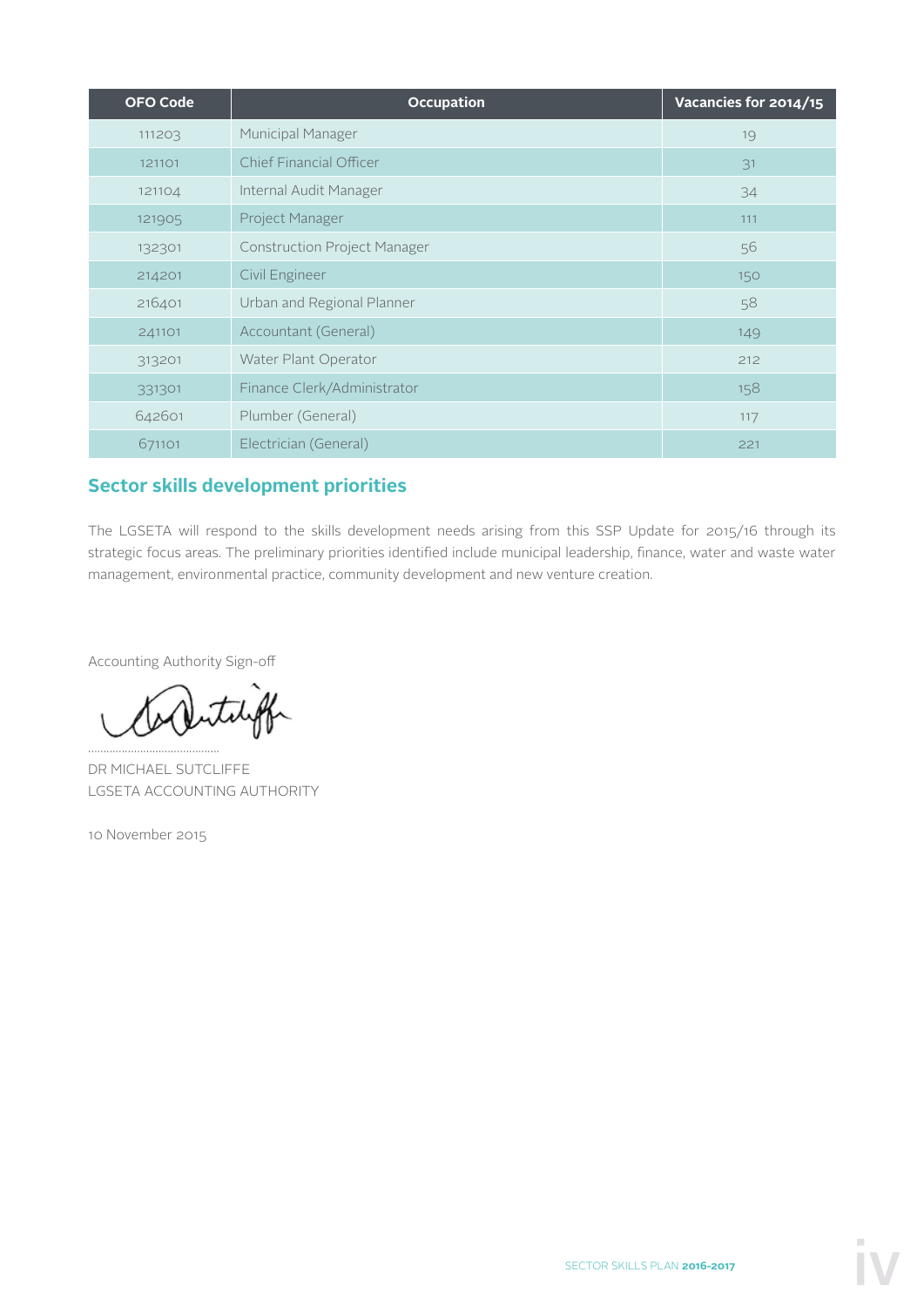| OFO Code | Occupation | Vacancies for 2014/15 |
|---|---|---|
| 111203 | Municipal Manager | 19 |
| 121101 | Chief Financial Officer | 31 |
| 121104 | Internal Audit Manager | 34 |
| 121905 | Project Manager | 111 |
| 132301 | Construction Project Manager | 56 |
| 214201 | Civil Engineer | 150 |
| 216401 | Urban and Regional Planner | 58 |
| 241101 | Accountant (General) | 149 |
| 313201 | Water Plant Operator | 212 |
| 331301 | Finance Clerk/Administrator | 158 |
| 642601 | Plumber (General) | 117 |
| 671101 | Electrician (General) | 221 |

## Sector skills development priorities

The LGSETA will respond to the skills development needs arising from this SSP Update for 2015/16 through its strategic focus areas. The preliminary priorities identified include municipal leadership, finance, water and waste water management, environmental practice, community development and new venture creation.

Accounting Authority Sign-off

.........................................

DR MICHAEL SUTCLIFFE
LGSETA ACCOUNTING AUTHORITY

10 November 2015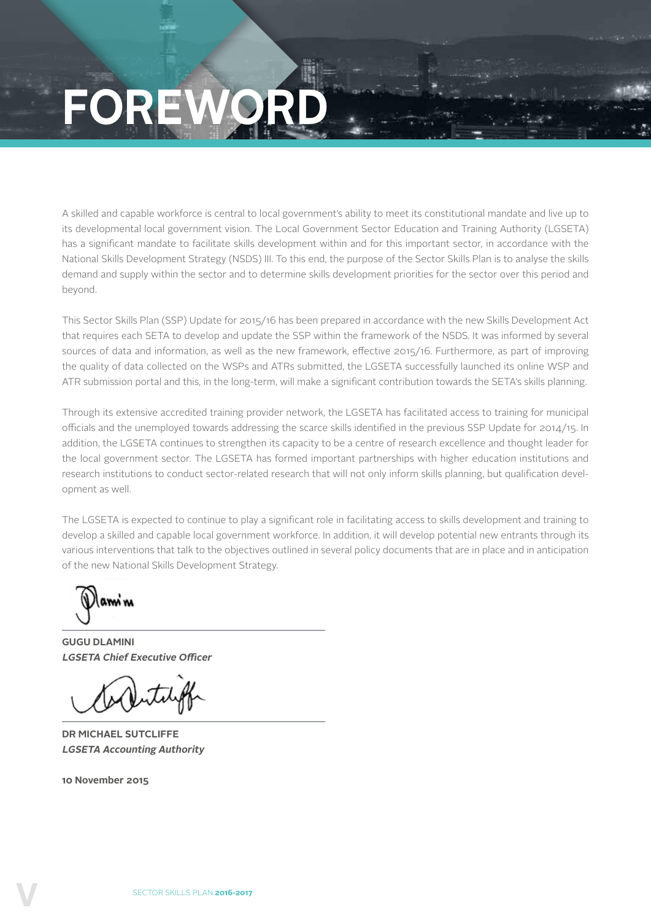# FOREWORD

A skilled and capable workforce is central to local government's ability to meet its constitutional mandate and live up to its developmental local government vision. The Local Government Sector Education and Training Authority (LGSETA) has a significant mandate to facilitate skills development within and for this important sector, in accordance with the National Skills Development Strategy (NSDS) III. To this end, the purpose of the Sector Skills Plan is to analyse the skills demand and supply within the sector and to determine skills development priorities for the sector over this period and beyond.

This Sector Skills Plan (SSP) Update for 2015/16 has been prepared in accordance with the new Skills Development Act that requires each SETA to develop and update the SSP within the framework of the NSDS. It was informed by several sources of data and information, as well as the new framework, effective 2015/16. Furthermore, as part of improving the quality of data collected on the WSPs and ATRs submitted, the LGSETA successfully launched its online WSP and ATR submission portal and this, in the long-term, will make a significant contribution towards the SETA's skills planning.

Through its extensive accredited training provider network, the LGSETA has facilitated access to training for municipal officials and the unemployed towards addressing the scarce skills identified in the previous SSP Update for 2014/15. In addition, the LGSETA continues to strengthen its capacity to be a centre of research excellence and thought leader for the local government sector. The LGSETA has formed important partnerships with higher education institutions and research institutions to conduct sector-related research that will not only inform skills planning, but qualification development as well.

The LGSETA is expected to continue to play a significant role in facilitating access to skills development and training to develop a skilled and capable local government workforce. In addition, it will develop potential new entrants through its various interventions that talk to the objectives outlined in several policy documents that are in place and in anticipation of the new National Skills Development Strategy.

**GUGU DLAMINI**
***LGSETA Chief Executive Officer***

**DR MICHAEL SUTCLIFFE**
***LGSETA Accounting Authority***

**10 November 2015**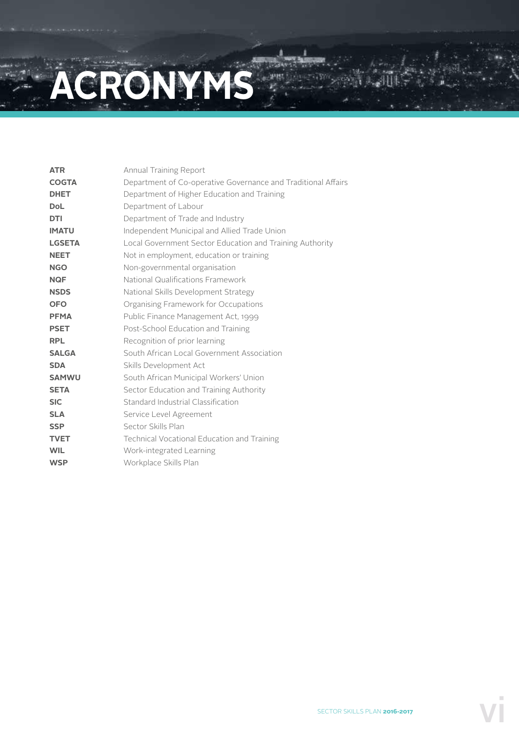# ACRONYMS

| | |
|---|---|
| **ATR** | Annual Training Report |
| **COGTA** | Department of Co-operative Governance and Traditional Affairs |
| **DHET** | Department of Higher Education and Training |
| **DoL** | Department of Labour |
| **DTI** | Department of Trade and Industry |
| **IMATU** | Independent Municipal and Allied Trade Union |
| **LGSETA** | Local Government Sector Education and Training Authority |
| **NEET** | Not in employment, education or training |
| **NGO** | Non-governmental organisation |
| **NQF** | National Qualifications Framework |
| **NSDS** | National Skills Development Strategy |
| **OFO** | Organising Framework for Occupations |
| **PFMA** | Public Finance Management Act, 1999 |
| **PSET** | Post-School Education and Training |
| **RPL** | Recognition of prior learning |
| **SALGA** | South African Local Government Association |
| **SDA** | Skills Development Act |
| **SAMWU** | South African Municipal Workers' Union |
| **SETA** | Sector Education and Training Authority |
| **SIC** | Standard Industrial Classification |
| **SLA** | Service Level Agreement |
| **SSP** | Sector Skills Plan |
| **TVET** | Technical Vocational Education and Training |
| **WIL** | Work-integrated Learning |
| **WSP** | Workplace Skills Plan |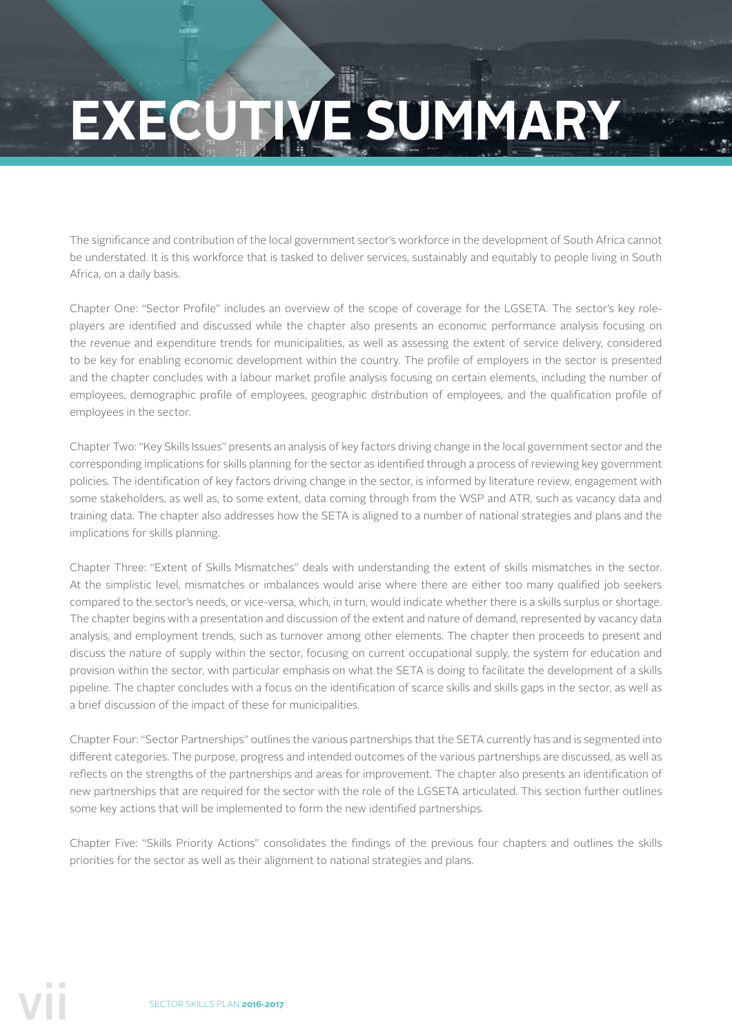# EXECUTIVE SUMMARY

The significance and contribution of the local government sector's workforce in the development of South Africa cannot be understated. It is this workforce that is tasked to deliver services, sustainably and equitably to people living in South Africa, on a daily basis.

Chapter One: "Sector Profile" includes an overview of the scope of coverage for the LGSETA. The sector's key role-players are identified and discussed while the chapter also presents an economic performance analysis focusing on the revenue and expenditure trends for municipalities, as well as assessing the extent of service delivery, considered to be key for enabling economic development within the country. The profile of employers in the sector is presented and the chapter concludes with a labour market profile analysis focusing on certain elements, including the number of employees, demographic profile of employees, geographic distribution of employees, and the qualification profile of employees in the sector.

Chapter Two: "Key Skills Issues" presents an analysis of key factors driving change in the local government sector and the corresponding implications for skills planning for the sector as identified through a process of reviewing key government policies. The identification of key factors driving change in the sector, is informed by literature review, engagement with some stakeholders, as well as, to some extent, data coming through from the WSP and ATR, such as vacancy data and training data. The chapter also addresses how the SETA is aligned to a number of national strategies and plans and the implications for skills planning.

Chapter Three: "Extent of Skills Mismatches" deals with understanding the extent of skills mismatches in the sector. At the simplistic level, mismatches or imbalances would arise where there are either too many qualified job seekers compared to the sector's needs, or vice-versa, which, in turn, would indicate whether there is a skills surplus or shortage. The chapter begins with a presentation and discussion of the extent and nature of demand, represented by vacancy data analysis, and employment trends, such as turnover among other elements. The chapter then proceeds to present and discuss the nature of supply within the sector, focusing on current occupational supply, the system for education and provision within the sector, with particular emphasis on what the SETA is doing to facilitate the development of a skills pipeline. The chapter concludes with a focus on the identification of scarce skills and skills gaps in the sector, as well as a brief discussion of the impact of these for municipalities.

Chapter Four: "Sector Partnerships" outlines the various partnerships that the SETA currently has and is segmented into different categories. The purpose, progress and intended outcomes of the various partnerships are discussed, as well as reflects on the strengths of the partnerships and areas for improvement. The chapter also presents an identification of new partnerships that are required for the sector with the role of the LGSETA articulated. This section further outlines some key actions that will be implemented to form the new identified partnerships.

Chapter Five: "Skills Priority Actions" consolidates the findings of the previous four chapters and outlines the skills priorities for the sector as well as their alignment to national strategies and plans.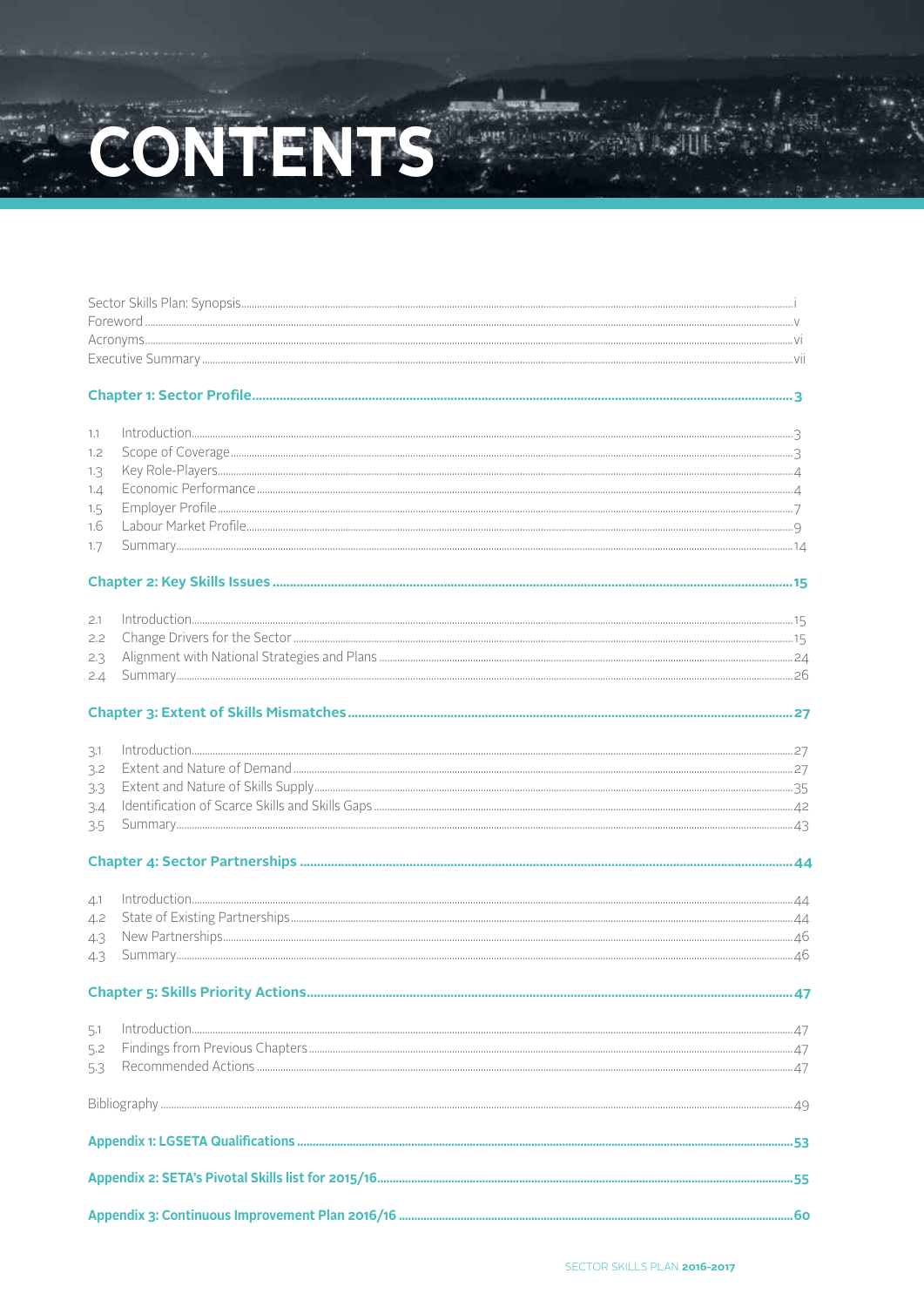# CONTENTS

Sector Skills Plan: Synopsis.....i
Foreword.....v
Acronyms.....vi
Executive Summary.....vii

**Chapter 1: Sector Profile.....3**

1.1 Introduction.....3
1.2 Scope of Coverage.....3
1.3 Key Role-Players.....4
1.4 Economic Performance.....4
1.5 Employer Profile.....7
1.6 Labour Market Profile.....9
1.7 Summary.....14

**Chapter 2: Key Skills Issues.....15**

2.1 Introduction.....15
2.2 Change Drivers for the Sector.....15
2.3 Alignment with National Strategies and Plans.....24
2.4 Summary.....26

**Chapter 3: Extent of Skills Mismatches.....27**

3.1 Introduction.....27
3.2 Extent and Nature of Demand.....27
3.3 Extent and Nature of Skills Supply.....35
3.4 Identification of Scarce Skills and Skills Gaps.....42
3.5 Summary.....43

**Chapter 4: Sector Partnerships.....44**

4.1 Introduction.....44
4.2 State of Existing Partnerships.....44
4.3 New Partnerships.....46
4.3 Summary.....46

**Chapter 5: Skills Priority Actions.....47**

5.1 Introduction.....47
5.2 Findings from Previous Chapters.....47
5.3 Recommended Actions.....47

Bibliography.....49

**Appendix 1: LGSETA Qualifications.....53**

**Appendix 2: SETA's Pivotal Skills list for 2015/16.....55**

**Appendix 3: Continuous Improvement Plan 2016/16.....60**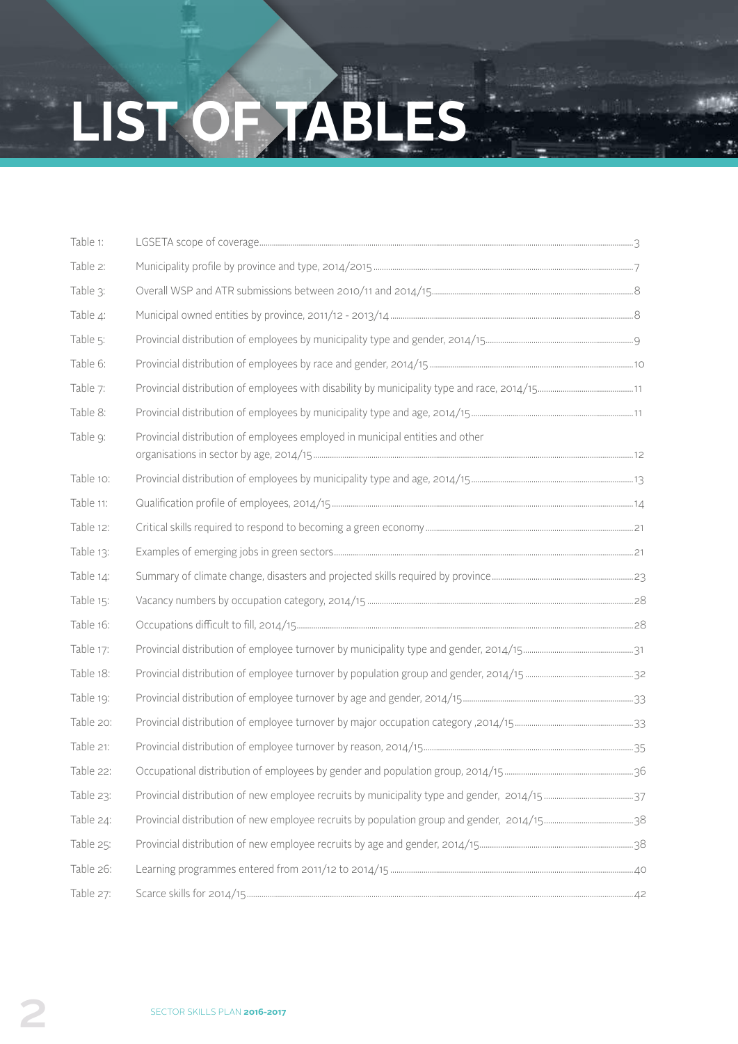# LIST OF TABLES

| | | |
|---|---|---|
| Table 1: | LGSETA scope of coverage | 3 |
| Table 2: | Municipality profile by province and type, 2014/2015 | 7 |
| Table 3: | Overall WSP and ATR submissions between 2010/11 and 2014/15 | 8 |
| Table 4: | Municipal owned entities by province, 2011/12 - 2013/14 | 8 |
| Table 5: | Provincial distribution of employees by municipality type and gender, 2014/15 | 9 |
| Table 6: | Provincial distribution of employees by race and gender, 2014/15 | 10 |
| Table 7: | Provincial distribution of employees with disability by municipality type and race, 2014/15 | 11 |
| Table 8: | Provincial distribution of employees by municipality type and age, 2014/15 | 11 |
| Table 9: | Provincial distribution of employees employed in municipal entities and other organisations in sector by age, 2014/15 | 12 |
| Table 10: | Provincial distribution of employees by municipality type and age, 2014/15 | 13 |
| Table 11: | Qualification profile of employees, 2014/15 | 14 |
| Table 12: | Critical skills required to respond to becoming a green economy | 21 |
| Table 13: | Examples of emerging jobs in green sectors | 21 |
| Table 14: | Summary of climate change, disasters and projected skills required by province | 23 |
| Table 15: | Vacancy numbers by occupation category, 2014/15 | 28 |
| Table 16: | Occupations difficult to fill, 2014/15 | 28 |
| Table 17: | Provincial distribution of employee turnover by municipality type and gender, 2014/15 | 31 |
| Table 18: | Provincial distribution of employee turnover by population group and gender, 2014/15 | 32 |
| Table 19: | Provincial distribution of employee turnover by age and gender, 2014/15 | 33 |
| Table 20: | Provincial distribution of employee turnover by major occupation category ,2014/15 | 33 |
| Table 21: | Provincial distribution of employee turnover by reason, 2014/15 | 35 |
| Table 22: | Occupational distribution of employees by gender and population group, 2014/15 | 36 |
| Table 23: | Provincial distribution of new employee recruits by municipality type and gender, 2014/15 | 37 |
| Table 24: | Provincial distribution of new employee recruits by population group and gender, 2014/15 | 38 |
| Table 25: | Provincial distribution of new employee recruits by age and gender, 2014/15 | 38 |
| Table 26: | Learning programmes entered from 2011/12 to 2014/15 | 40 |
| Table 27: | Scarce skills for 2014/15 | 42 |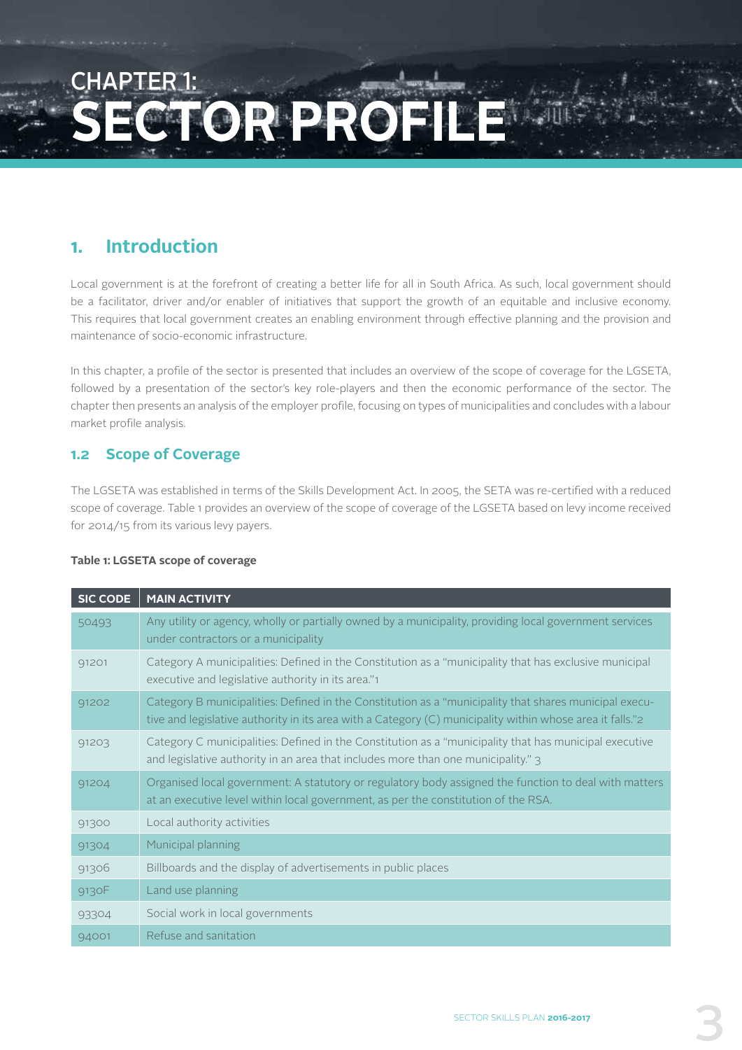# CHAPTER 1:
# SECTOR PROFILE

## 1. Introduction

Local government is at the forefront of creating a better life for all in South Africa. As such, local government should be a facilitator, driver and/or enabler of initiatives that support the growth of an equitable and inclusive economy. This requires that local government creates an enabling environment through effective planning and the provision and maintenance of socio-economic infrastructure.

In this chapter, a profile of the sector is presented that includes an overview of the scope of coverage for the LGSETA, followed by a presentation of the sector's key role-players and then the economic performance of the sector. The chapter then presents an analysis of the employer profile, focusing on types of municipalities and concludes with a labour market profile analysis.

### 1.2 Scope of Coverage

The LGSETA was established in terms of the Skills Development Act. In 2005, the SETA was re-certified with a reduced scope of coverage. Table 1 provides an overview of the scope of coverage of the LGSETA based on levy income received for 2014/15 from its various levy payers.

**Table 1: LGSETA scope of coverage**

| SIC CODE | MAIN ACTIVITY |
|---|---|
| 50493 | Any utility or agency, wholly or partially owned by a municipality, providing local government services under contractors or a municipality |
| 91201 | Category A municipalities: Defined in the Constitution as a "municipality that has exclusive municipal executive and legislative authority in its area."1 |
| 91202 | Category B municipalities: Defined in the Constitution as a "municipality that shares municipal executive and legislative authority in its area with a Category (C) municipality within whose area it falls."2 |
| 91203 | Category C municipalities: Defined in the Constitution as a "municipality that has municipal executive and legislative authority in an area that includes more than one municipality." 3 |
| 91204 | Organised local government: A statutory or regulatory body assigned the function to deal with matters at an executive level within local government, as per the constitution of the RSA. |
| 91300 | Local authority activities |
| 91304 | Municipal planning |
| 91306 | Billboards and the display of advertisements in public places |
| 9130F | Land use planning |
| 93304 | Social work in local governments |
| 94001 | Refuse and sanitation |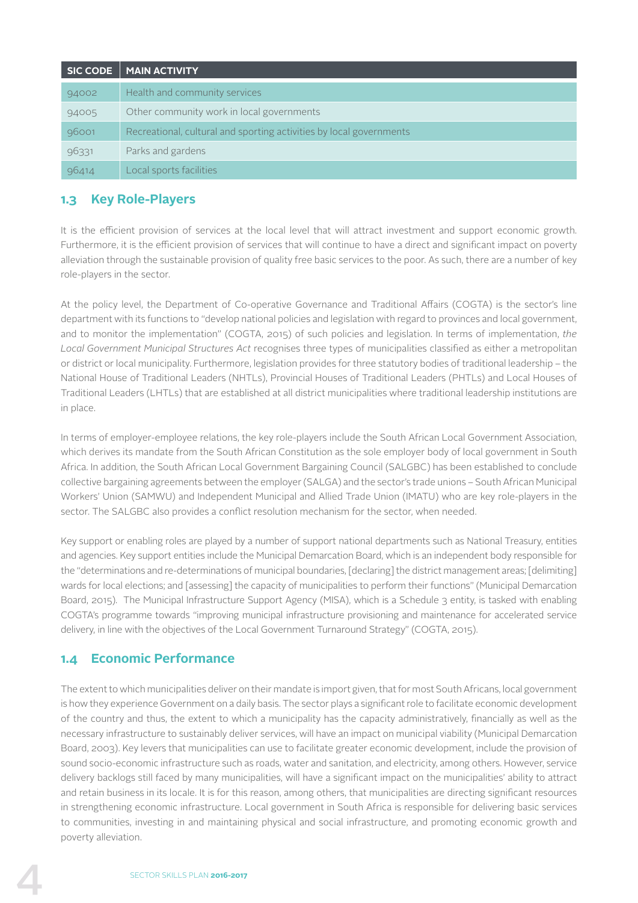| SIC CODE | MAIN ACTIVITY |
| --- | --- |
| 94002 | Health and community services |
| 94005 | Other community work in local governments |
| 96001 | Recreational, cultural and sporting activities by local governments |
| 96331 | Parks and gardens |
| 96414 | Local sports facilities |

## 1.3 Key Role-Players

It is the efficient provision of services at the local level that will attract investment and support economic growth. Furthermore, it is the efficient provision of services that will continue to have a direct and significant impact on poverty alleviation through the sustainable provision of quality free basic services to the poor. As such, there are a number of key role-players in the sector.

At the policy level, the Department of Co-operative Governance and Traditional Affairs (COGTA) is the sector's line department with its functions to "develop national policies and legislation with regard to provinces and local government, and to monitor the implementation" (COGTA, 2015) of such policies and legislation. In terms of implementation, *the Local Government Municipal Structures Act* recognises three types of municipalities classified as either a metropolitan or district or local municipality. Furthermore, legislation provides for three statutory bodies of traditional leadership – the National House of Traditional Leaders (NHTLs), Provincial Houses of Traditional Leaders (PHTLs) and Local Houses of Traditional Leaders (LHTLs) that are established at all district municipalities where traditional leadership institutions are in place.

In terms of employer-employee relations, the key role-players include the South African Local Government Association, which derives its mandate from the South African Constitution as the sole employer body of local government in South Africa. In addition, the South African Local Government Bargaining Council (SALGBC) has been established to conclude collective bargaining agreements between the employer (SALGA) and the sector's trade unions – South African Municipal Workers' Union (SAMWU) and Independent Municipal and Allied Trade Union (IMATU) who are key role-players in the sector. The SALGBC also provides a conflict resolution mechanism for the sector, when needed.

Key support or enabling roles are played by a number of support national departments such as National Treasury, entities and agencies. Key support entities include the Municipal Demarcation Board, which is an independent body responsible for the "determinations and re-determinations of municipal boundaries, [declaring] the district management areas; [delimiting] wards for local elections; and [assessing] the capacity of municipalities to perform their functions" (Municipal Demarcation Board, 2015). The Municipal Infrastructure Support Agency (MISA), which is a Schedule 3 entity, is tasked with enabling COGTA's programme towards "improving municipal infrastructure provisioning and maintenance for accelerated service delivery, in line with the objectives of the Local Government Turnaround Strategy" (COGTA, 2015).

## 1.4 Economic Performance

The extent to which municipalities deliver on their mandate is import given, that for most South Africans, local government is how they experience Government on a daily basis. The sector plays a significant role to facilitate economic development of the country and thus, the extent to which a municipality has the capacity administratively, financially as well as the necessary infrastructure to sustainably deliver services, will have an impact on municipal viability (Municipal Demarcation Board, 2003). Key levers that municipalities can use to facilitate greater economic development, include the provision of sound socio-economic infrastructure such as roads, water and sanitation, and electricity, among others. However, service delivery backlogs still faced by many municipalities, will have a significant impact on the municipalities' ability to attract and retain business in its locale. It is for this reason, among others, that municipalities are directing significant resources in strengthening economic infrastructure. Local government in South Africa is responsible for delivering basic services to communities, investing in and maintaining physical and social infrastructure, and promoting economic growth and poverty alleviation.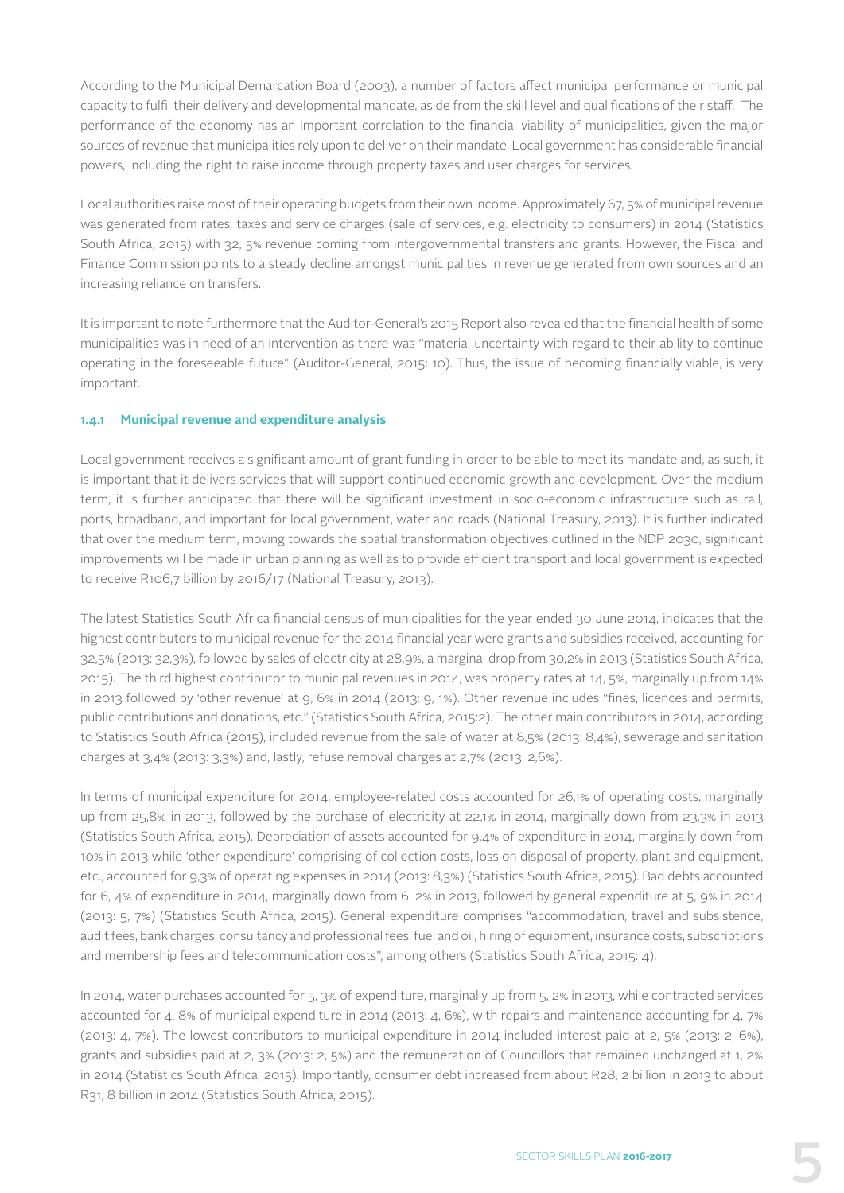According to the Municipal Demarcation Board (2003), a number of factors affect municipal performance or municipal capacity to fulfil their delivery and developmental mandate, aside from the skill level and qualifications of their staff. The performance of the economy has an important correlation to the financial viability of municipalities, given the major sources of revenue that municipalities rely upon to deliver on their mandate. Local government has considerable financial powers, including the right to raise income through property taxes and user charges for services.

Local authorities raise most of their operating budgets from their own income. Approximately 67, 5% of municipal revenue was generated from rates, taxes and service charges (sale of services, e.g. electricity to consumers) in 2014 (Statistics South Africa, 2015) with 32, 5% revenue coming from intergovernmental transfers and grants. However, the Fiscal and Finance Commission points to a steady decline amongst municipalities in revenue generated from own sources and an increasing reliance on transfers.

It is important to note furthermore that the Auditor-General's 2015 Report also revealed that the financial health of some municipalities was in need of an intervention as there was "material uncertainty with regard to their ability to continue operating in the foreseeable future" (Auditor-General, 2015: 10). Thus, the issue of becoming financially viable, is very important.

### 1.4.1 Municipal revenue and expenditure analysis

Local government receives a significant amount of grant funding in order to be able to meet its mandate and, as such, it is important that it delivers services that will support continued economic growth and development. Over the medium term, it is further anticipated that there will be significant investment in socio-economic infrastructure such as rail, ports, broadband, and important for local government, water and roads (National Treasury, 2013). It is further indicated that over the medium term, moving towards the spatial transformation objectives outlined in the NDP 2030, significant improvements will be made in urban planning as well as to provide efficient transport and local government is expected to receive R106,7 billion by 2016/17 (National Treasury, 2013).

The latest Statistics South Africa financial census of municipalities for the year ended 30 June 2014, indicates that the highest contributors to municipal revenue for the 2014 financial year were grants and subsidies received, accounting for 32,5% (2013: 32,3%), followed by sales of electricity at 28,9%, a marginal drop from 30,2% in 2013 (Statistics South Africa, 2015). The third highest contributor to municipal revenues in 2014, was property rates at 14, 5%, marginally up from 14% in 2013 followed by 'other revenue' at 9, 6% in 2014 (2013: 9, 1%). Other revenue includes "fines, licences and permits, public contributions and donations, etc." (Statistics South Africa, 2015:2). The other main contributors in 2014, according to Statistics South Africa (2015), included revenue from the sale of water at 8,5% (2013: 8,4%), sewerage and sanitation charges at 3,4% (2013: 3,3%) and, lastly, refuse removal charges at 2,7% (2013: 2,6%).

In terms of municipal expenditure for 2014, employee-related costs accounted for 26,1% of operating costs, marginally up from 25,8% in 2013, followed by the purchase of electricity at 22,1% in 2014, marginally down from 23,3% in 2013 (Statistics South Africa, 2015). Depreciation of assets accounted for 9,4% of expenditure in 2014, marginally down from 10% in 2013 while 'other expenditure' comprising of collection costs, loss on disposal of property, plant and equipment, etc., accounted for 9,3% of operating expenses in 2014 (2013: 8,3%) (Statistics South Africa, 2015). Bad debts accounted for 6, 4% of expenditure in 2014, marginally down from 6, 2% in 2013, followed by general expenditure at 5, 9% in 2014 (2013: 5, 7%) (Statistics South Africa, 2015). General expenditure comprises "accommodation, travel and subsistence, audit fees, bank charges, consultancy and professional fees, fuel and oil, hiring of equipment, insurance costs, subscriptions and membership fees and telecommunication costs", among others (Statistics South Africa, 2015: 4).

In 2014, water purchases accounted for 5, 3% of expenditure, marginally up from 5, 2% in 2013, while contracted services accounted for 4, 8% of municipal expenditure in 2014 (2013: 4, 6%), with repairs and maintenance accounting for 4, 7% (2013: 4, 7%). The lowest contributors to municipal expenditure in 2014 included interest paid at 2, 5% (2013: 2, 6%), grants and subsidies paid at 2, 3% (2013: 2, 5%) and the remuneration of Councillors that remained unchanged at 1, 2% in 2014 (Statistics South Africa, 2015). Importantly, consumer debt increased from about R28, 2 billion in 2013 to about R31, 8 billion in 2014 (Statistics South Africa, 2015).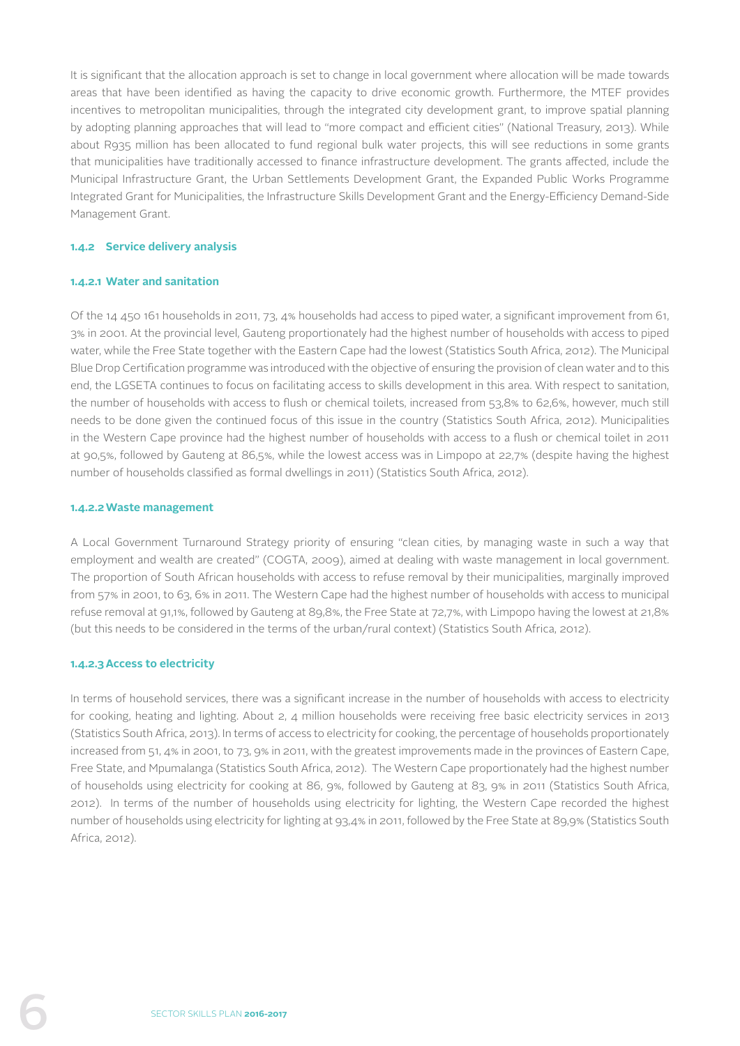It is significant that the allocation approach is set to change in local government where allocation will be made towards areas that have been identified as having the capacity to drive economic growth. Furthermore, the MTEF provides incentives to metropolitan municipalities, through the integrated city development grant, to improve spatial planning by adopting planning approaches that will lead to "more compact and efficient cities" (National Treasury, 2013). While about R935 million has been allocated to fund regional bulk water projects, this will see reductions in some grants that municipalities have traditionally accessed to finance infrastructure development. The grants affected, include the Municipal Infrastructure Grant, the Urban Settlements Development Grant, the Expanded Public Works Programme Integrated Grant for Municipalities, the Infrastructure Skills Development Grant and the Energy-Efficiency Demand-Side Management Grant.

### 1.4.2 Service delivery analysis

#### 1.4.2.1 Water and sanitation

Of the 14 450 161 households in 2011, 73, 4% households had access to piped water, a significant improvement from 61, 3% in 2001. At the provincial level, Gauteng proportionately had the highest number of households with access to piped water, while the Free State together with the Eastern Cape had the lowest (Statistics South Africa, 2012). The Municipal Blue Drop Certification programme was introduced with the objective of ensuring the provision of clean water and to this end, the LGSETA continues to focus on facilitating access to skills development in this area. With respect to sanitation, the number of households with access to flush or chemical toilets, increased from 53,8% to 62,6%, however, much still needs to be done given the continued focus of this issue in the country (Statistics South Africa, 2012). Municipalities in the Western Cape province had the highest number of households with access to a flush or chemical toilet in 2011 at 90,5%, followed by Gauteng at 86,5%, while the lowest access was in Limpopo at 22,7% (despite having the highest number of households classified as formal dwellings in 2011) (Statistics South Africa, 2012).

#### 1.4.2.2 Waste management

A Local Government Turnaround Strategy priority of ensuring "clean cities, by managing waste in such a way that employment and wealth are created" (COGTA, 2009), aimed at dealing with waste management in local government. The proportion of South African households with access to refuse removal by their municipalities, marginally improved from 57% in 2001, to 63, 6% in 2011. The Western Cape had the highest number of households with access to municipal refuse removal at 91,1%, followed by Gauteng at 89,8%, the Free State at 72,7%, with Limpopo having the lowest at 21,8% (but this needs to be considered in the terms of the urban/rural context) (Statistics South Africa, 2012).

#### 1.4.2.3 Access to electricity

In terms of household services, there was a significant increase in the number of households with access to electricity for cooking, heating and lighting. About 2, 4 million households were receiving free basic electricity services in 2013 (Statistics South Africa, 2013). In terms of access to electricity for cooking, the percentage of households proportionately increased from 51, 4% in 2001, to 73, 9% in 2011, with the greatest improvements made in the provinces of Eastern Cape, Free State, and Mpumalanga (Statistics South Africa, 2012). The Western Cape proportionately had the highest number of households using electricity for cooking at 86, 9%, followed by Gauteng at 83, 9% in 2011 (Statistics South Africa, 2012). In terms of the number of households using electricity for lighting, the Western Cape recorded the highest number of households using electricity for lighting at 93,4% in 2011, followed by the Free State at 89,9% (Statistics South Africa, 2012).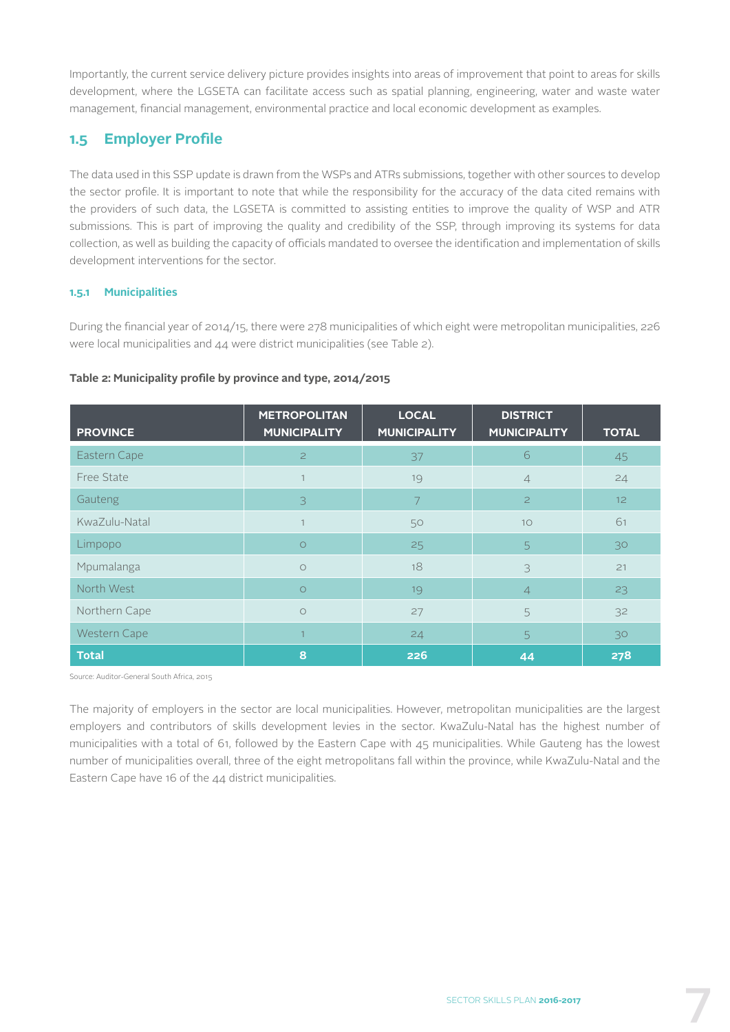Importantly, the current service delivery picture provides insights into areas of improvement that point to areas for skills development, where the LGSETA can facilitate access such as spatial planning, engineering, water and waste water management, financial management, environmental practice and local economic development as examples.

## 1.5 Employer Profile

The data used in this SSP update is drawn from the WSPs and ATRs submissions, together with other sources to develop the sector profile. It is important to note that while the responsibility for the accuracy of the data cited remains with the providers of such data, the LGSETA is committed to assisting entities to improve the quality of WSP and ATR submissions. This is part of improving the quality and credibility of the SSP, through improving its systems for data collection, as well as building the capacity of officials mandated to oversee the identification and implementation of skills development interventions for the sector.

### 1.5.1 Municipalities

During the financial year of 2014/15, there were 278 municipalities of which eight were metropolitan municipalities, 226 were local municipalities and 44 were district municipalities (see Table 2).

**Table 2: Municipality profile by province and type, 2014/2015**

| PROVINCE | METROPOLITAN MUNICIPALITY | LOCAL MUNICIPALITY | DISTRICT MUNICIPALITY | TOTAL |
|---|---|---|---|---|
| Eastern Cape | 2 | 37 | 6 | 45 |
| Free State | 1 | 19 | 4 | 24 |
| Gauteng | 3 | 7 | 2 | 12 |
| KwaZulu-Natal | 1 | 50 | 10 | 61 |
| Limpopo | 0 | 25 | 5 | 30 |
| Mpumalanga | 0 | 18 | 3 | 21 |
| North West | 0 | 19 | 4 | 23 |
| Northern Cape | 0 | 27 | 5 | 32 |
| Western Cape | 1 | 24 | 5 | 30 |
| **Total** | **8** | **226** | **44** | **278** |

Source: Auditor-General South Africa, 2015

The majority of employers in the sector are local municipalities. However, metropolitan municipalities are the largest employers and contributors of skills development levies in the sector. KwaZulu-Natal has the highest number of municipalities with a total of 61, followed by the Eastern Cape with 45 municipalities. While Gauteng has the lowest number of municipalities overall, three of the eight metropolitans fall within the province, while KwaZulu-Natal and the Eastern Cape have 16 of the 44 district municipalities.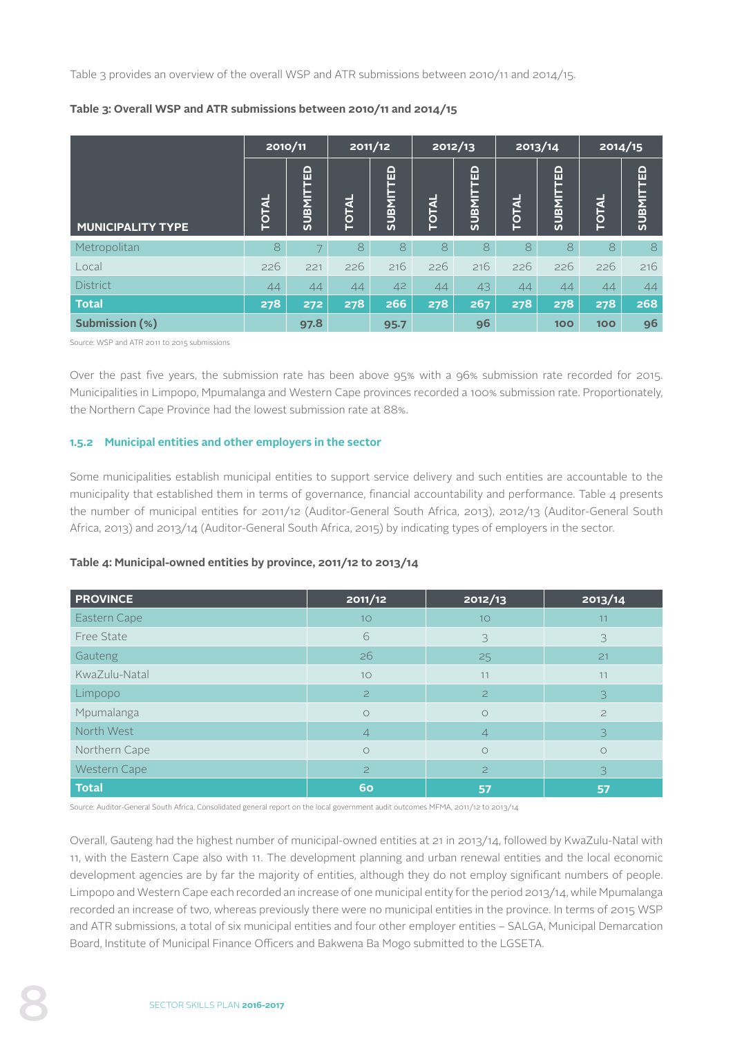Table 3 provides an overview of the overall WSP and ATR submissions between 2010/11 and 2014/15.

**Table 3: Overall WSP and ATR submissions between 2010/11 and 2014/15**

| MUNICIPALITY TYPE | 2010/11 | | 2011/12 | | 2012/13 | | 2013/14 | | 2014/15 | |
|---|---|---|---|---|---|---|---|---|---|---|
| | TOTAL | SUBMITTED | TOTAL | SUBMITTED | TOTAL | SUBMITTED | TOTAL | SUBMITTED | TOTAL | SUBMITTED |
| Metropolitan | 8 | 7 | 8 | 8 | 8 | 8 | 8 | 8 | 8 | 8 |
| Local | 226 | 221 | 226 | 216 | 226 | 216 | 226 | 226 | 226 | 216 |
| District | 44 | 44 | 44 | 42 | 44 | 43 | 44 | 44 | 44 | 44 |
| **Total** | **278** | **272** | **278** | **266** | **278** | **267** | **278** | **278** | **278** | **268** |
| **Submission (%)** | | **97.8** | | **95.7** | | **96** | | **100** | **100** | **96** |

Source: WSP and ATR 2011 to 2015 submissions

Over the past five years, the submission rate has been above 95% with a 96% submission rate recorded for 2015. Municipalities in Limpopo, Mpumalanga and Western Cape provinces recorded a 100% submission rate. Proportionately, the Northern Cape Province had the lowest submission rate at 88%.

### 1.5.2 Municipal entities and other employers in the sector

Some municipalities establish municipal entities to support service delivery and such entities are accountable to the municipality that established them in terms of governance, financial accountability and performance. Table 4 presents the number of municipal entities for 2011/12 (Auditor-General South Africa, 2013), 2012/13 (Auditor-General South Africa, 2013) and 2013/14 (Auditor-General South Africa, 2015) by indicating types of employers in the sector.

**Table 4: Municipal-owned entities by province, 2011/12 to 2013/14**

| PROVINCE | 2011/12 | 2012/13 | 2013/14 |
|---|---|---|---|
| Eastern Cape | 10 | 10 | 11 |
| Free State | 6 | 3 | 3 |
| Gauteng | 26 | 25 | 21 |
| KwaZulu-Natal | 10 | 11 | 11 |
| Limpopo | 2 | 2 | 3 |
| Mpumalanga | 0 | 0 | 2 |
| North West | 4 | 4 | 3 |
| Northern Cape | 0 | 0 | 0 |
| Western Cape | 2 | 2 | 3 |
| **Total** | **60** | **57** | **57** |

Source: Auditor-General South Africa, Consolidated general report on the local government audit outcomes MFMA, 2011/12 to 2013/14

Overall, Gauteng had the highest number of municipal-owned entities at 21 in 2013/14, followed by KwaZulu-Natal with 11, with the Eastern Cape also with 11. The development planning and urban renewal entities and the local economic development agencies are by far the majority of entities, although they do not employ significant numbers of people. Limpopo and Western Cape each recorded an increase of one municipal entity for the period 2013/14, while Mpumalanga recorded an increase of two, whereas previously there were no municipal entities in the province. In terms of 2015 WSP and ATR submissions, a total of six municipal entities and four other employer entities – SALGA, Municipal Demarcation Board, Institute of Municipal Finance Officers and Bakwena Ba Mogo submitted to the LGSETA.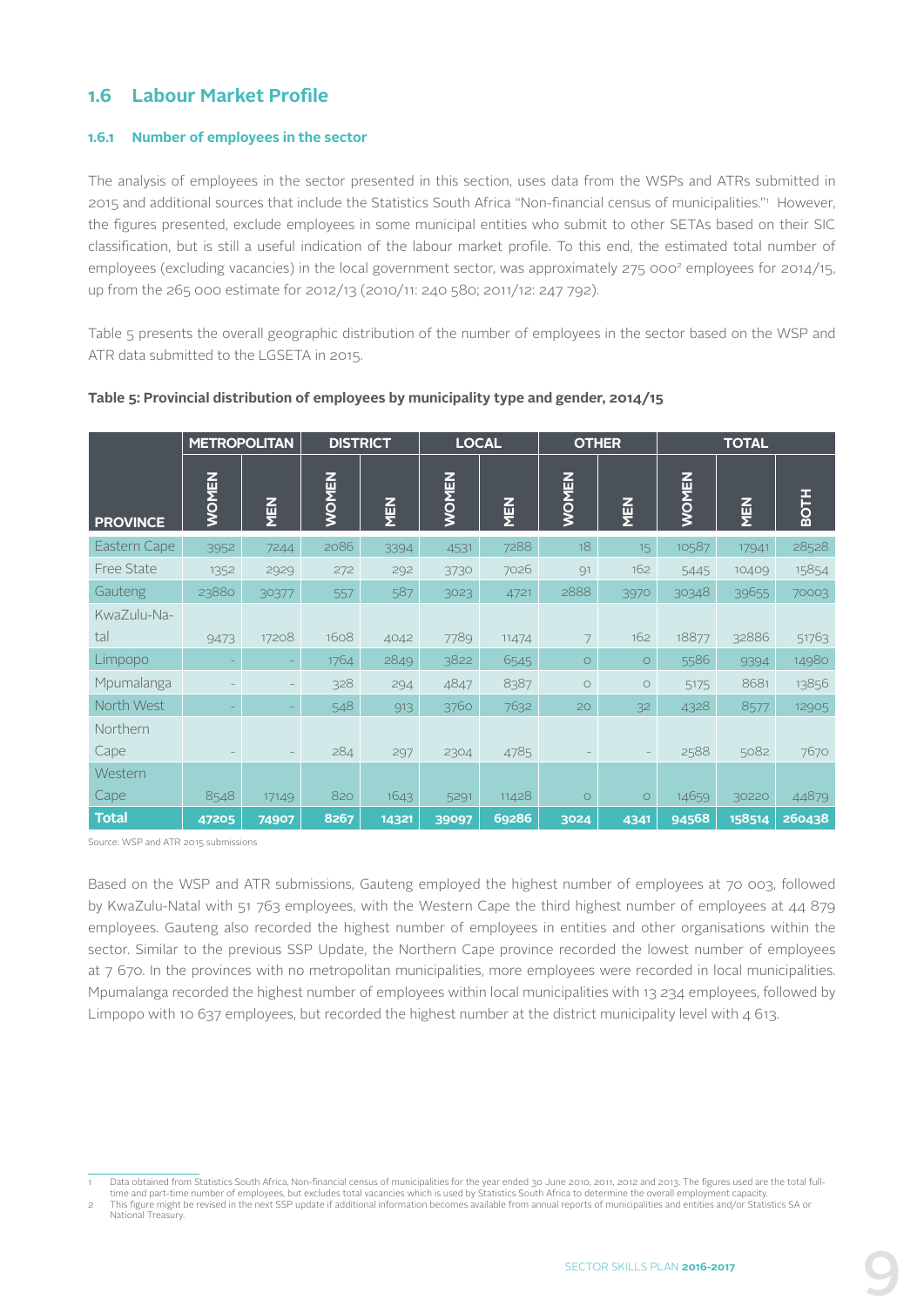## 1.6 Labour Market Profile

### 1.6.1 Number of employees in the sector

The analysis of employees in the sector presented in this section, uses data from the WSPs and ATRs submitted in 2015 and additional sources that include the Statistics South Africa "Non-financial census of municipalities."[1] However, the figures presented, exclude employees in some municipal entities who submit to other SETAs based on their SIC classification, but is still a useful indication of the labour market profile. To this end, the estimated total number of employees (excluding vacancies) in the local government sector, was approximately 275 000[2] employees for 2014/15, up from the 265 000 estimate for 2012/13 (2010/11: 240 580; 2011/12: 247 792).

Table 5 presents the overall geographic distribution of the number of employees in the sector based on the WSP and ATR data submitted to the LGSETA in 2015.

**Table 5: Provincial distribution of employees by municipality type and gender, 2014/15**

| PROVINCE | METROPOLITAN | | DISTRICT | | LOCAL | | OTHER | | TOTAL | | |
|---|---|---|---|---|---|---|---|---|---|---|---|
| | WOMEN | MEN | WOMEN | MEN | WOMEN | MEN | WOMEN | MEN | WOMEN | MEN | BOTH |
| Eastern Cape | 3952 | 7244 | 2086 | 3394 | 4531 | 7288 | 18 | 15 | 10587 | 17941 | 28528 |
| Free State | 1352 | 2929 | 272 | 292 | 3730 | 7026 | 91 | 162 | 5445 | 10409 | 15854 |
| Gauteng | 23880 | 30377 | 557 | 587 | 3023 | 4721 | 2888 | 3970 | 30348 | 39655 | 70003 |
| KwaZulu-Natal | 9473 | 17208 | 1608 | 4042 | 7789 | 11474 | 7 | 162 | 18877 | 32886 | 51763 |
| Limpopo | - | - | 1764 | 2849 | 3822 | 6545 | 0 | 0 | 5586 | 9394 | 14980 |
| Mpumalanga | - | - | 328 | 294 | 4847 | 8387 | 0 | 0 | 5175 | 8681 | 13856 |
| North West | - | - | 548 | 913 | 3760 | 7632 | 20 | 32 | 4328 | 8577 | 12905 |
| Northern Cape | - | - | 284 | 297 | 2304 | 4785 | - | - | 2588 | 5082 | 7670 |
| Western Cape | 8548 | 17149 | 820 | 1643 | 5291 | 11428 | 0 | 0 | 14659 | 30220 | 44879 |
| **Total** | **47205** | **74907** | **8267** | **14321** | **39097** | **69286** | **3024** | **4341** | **94568** | **158514** | **260438** |

Source: WSP and ATR 2015 submissions

Based on the WSP and ATR submissions, Gauteng employed the highest number of employees at 70 003, followed by KwaZulu-Natal with 51 763 employees, with the Western Cape the third highest number of employees at 44 879 employees. Gauteng also recorded the highest number of employees in entities and other organisations within the sector. Similar to the previous SSP Update, the Northern Cape province recorded the lowest number of employees at 7 670. In the provinces with no metropolitan municipalities, more employees were recorded in local municipalities. Mpumalanga recorded the highest number of employees within local municipalities with 13 234 employees, followed by Limpopo with 10 637 employees, but recorded the highest number at the district municipality level with 4 613.

---

1 Data obtained from Statistics South Africa, Non-financial census of municipalities for the year ended 30 June 2010, 2011, 2012 and 2013. The figures used are the total full-time and part-time number of employees, but excludes total vacancies which is used by Statistics South Africa to determine the overall employment capacity.

2 This figure might be revised in the next SSP update if additional information becomes available from annual reports of municipalities and entities and/or Statistics SA or National Treasury.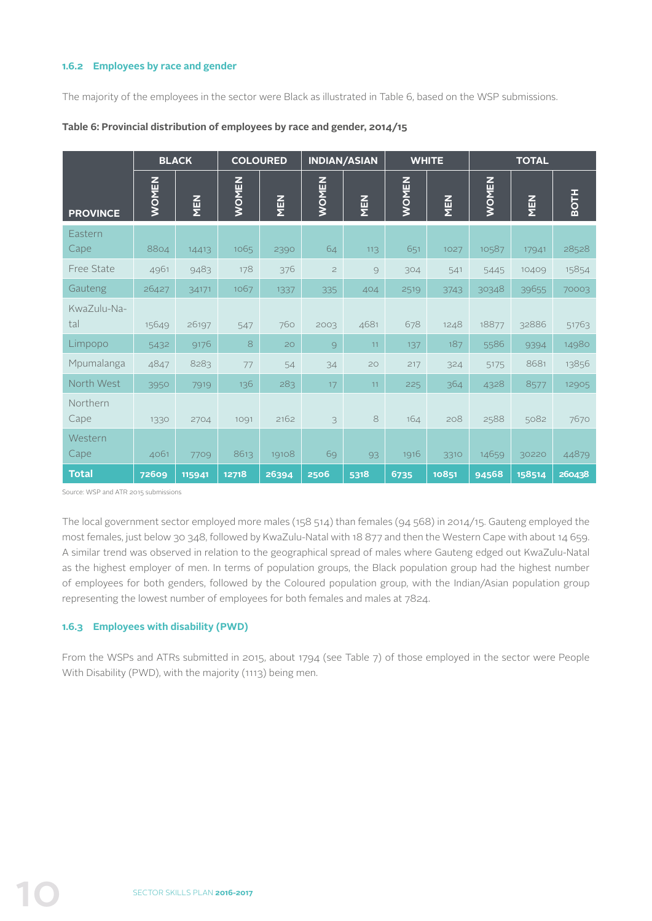### 1.6.2 Employees by race and gender

The majority of the employees in the sector were Black as illustrated in Table 6, based on the WSP submissions.

**Table 6: Provincial distribution of employees by race and gender, 2014/15**

| PROVINCE | BLACK | | COLOURED | | INDIAN/ASIAN | | WHITE | | TOTAL | | |
|---|---|---|---|---|---|---|---|---|---|---|---|
| | WOMEN | MEN | WOMEN | MEN | WOMEN | MEN | WOMEN | MEN | WOMEN | MEN | BOTH |
| Eastern Cape | 8804 | 14413 | 1065 | 2390 | 64 | 113 | 651 | 1027 | 10587 | 17941 | 28528 |
| Free State | 4961 | 9483 | 178 | 376 | 2 | 9 | 304 | 541 | 5445 | 10409 | 15854 |
| Gauteng | 26427 | 34171 | 1067 | 1337 | 335 | 404 | 2519 | 3743 | 30348 | 39655 | 70003 |
| KwaZulu-Natal | 15649 | 26197 | 547 | 760 | 2003 | 4681 | 678 | 1248 | 18877 | 32886 | 51763 |
| Limpopo | 5432 | 9176 | 8 | 20 | 9 | 11 | 137 | 187 | 5586 | 9394 | 14980 |
| Mpumalanga | 4847 | 8283 | 77 | 54 | 34 | 20 | 217 | 324 | 5175 | 8681 | 13856 |
| North West | 3950 | 7919 | 136 | 283 | 17 | 11 | 225 | 364 | 4328 | 8577 | 12905 |
| Northern Cape | 1330 | 2704 | 1091 | 2162 | 3 | 8 | 164 | 208 | 2588 | 5082 | 7670 |
| Western Cape | 4061 | 7709 | 8613 | 19108 | 69 | 93 | 1916 | 3310 | 14659 | 30220 | 44879 |
| **Total** | **72609** | **115941** | **12718** | **26394** | **2506** | **5318** | **6735** | **10851** | **94568** | **158514** | **260438** |

Source: WSP and ATR 2015 submissions

The local government sector employed more males (158 514) than females (94 568) in 2014/15. Gauteng employed the most females, just below 30 348, followed by KwaZulu-Natal with 18 877 and then the Western Cape with about 14 659. A similar trend was observed in relation to the geographical spread of males where Gauteng edged out KwaZulu-Natal as the highest employer of men. In terms of population groups, the Black population group had the highest number of employees for both genders, followed by the Coloured population group, with the Indian/Asian population group representing the lowest number of employees for both females and males at 7824.

### 1.6.3 Employees with disability (PWD)

From the WSPs and ATRs submitted in 2015, about 1794 (see Table 7) of those employed in the sector were People With Disability (PWD), with the majority (1113) being men.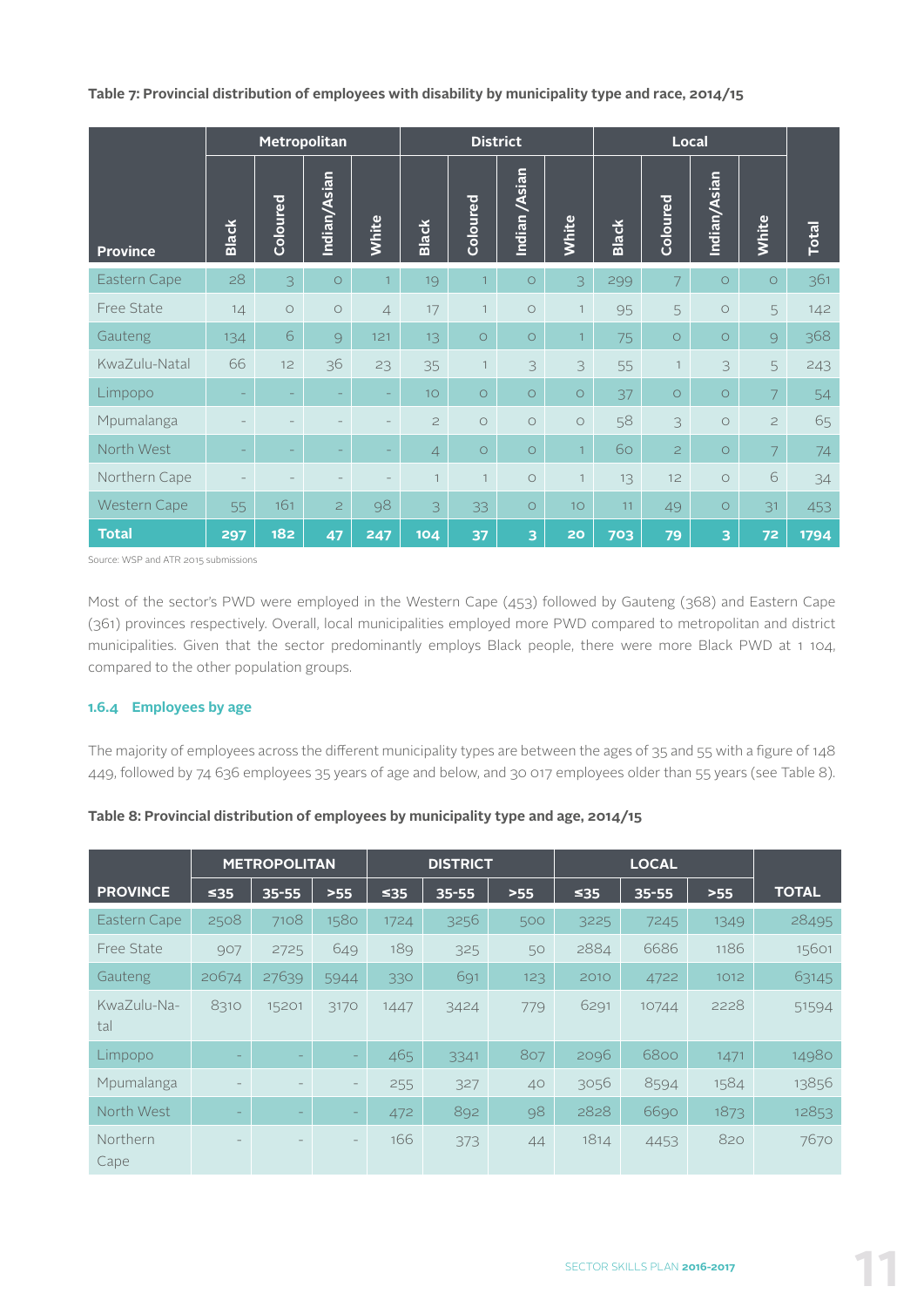**Table 7: Provincial distribution of employees with disability by municipality type and race, 2014/15**

| Province | Metropolitan | | | | District | | | | Local | | | | Total |
|---|---|---|---|---|---|---|---|---|---|---|---|---|---|
| | Black | Coloured | Indian/Asian | White | Black | Coloured | Indian /Asian | White | Black | Coloured | Indian/Asian | White | |
| Eastern Cape | 28 | 3 | 0 | 1 | 19 | 1 | 0 | 3 | 299 | 7 | 0 | 0 | 361 |
| Free State | 14 | 0 | 0 | 4 | 17 | 1 | 0 | 1 | 95 | 5 | 0 | 5 | 142 |
| Gauteng | 134 | 6 | 9 | 121 | 13 | 0 | 0 | 1 | 75 | 0 | 0 | 9 | 368 |
| KwaZulu-Natal | 66 | 12 | 36 | 23 | 35 | 1 | 3 | 3 | 55 | 1 | 3 | 5 | 243 |
| Limpopo | - | - | - | - | 10 | 0 | 0 | 0 | 37 | 0 | 0 | 7 | 54 |
| Mpumalanga | - | - | - | - | 2 | 0 | 0 | 0 | 58 | 3 | 0 | 2 | 65 |
| North West | - | - | - | - | 4 | 0 | 0 | 1 | 60 | 2 | 0 | 7 | 74 |
| Northern Cape | - | - | - | - | 1 | 1 | 0 | 1 | 13 | 12 | 0 | 6 | 34 |
| Western Cape | 55 | 161 | 2 | 98 | 3 | 33 | 0 | 10 | 11 | 49 | 0 | 31 | 453 |
| **Total** | **297** | **182** | **47** | **247** | **104** | **37** | **3** | **20** | **703** | **79** | **3** | **72** | **1794** |

Source: WSP and ATR 2015 submissions

Most of the sector's PWD were employed in the Western Cape (453) followed by Gauteng (368) and Eastern Cape (361) provinces respectively. Overall, local municipalities employed more PWD compared to metropolitan and district municipalities. Given that the sector predominantly employs Black people, there were more Black PWD at 1 104, compared to the other population groups.

### 1.6.4 Employees by age

The majority of employees across the different municipality types are between the ages of 35 and 55 with a figure of 148 449, followed by 74 636 employees 35 years of age and below, and 30 017 employees older than 55 years (see Table 8).

**Table 8: Provincial distribution of employees by municipality type and age, 2014/15**

| PROVINCE | METROPOLITAN | | | DISTRICT | | | LOCAL | | | TOTAL |
|---|---|---|---|---|---|---|---|---|---|---|
| | ≤35 | 35-55 | >55 | ≤35 | 35-55 | >55 | ≤35 | 35-55 | >55 | |
| Eastern Cape | 2508 | 7108 | 1580 | 1724 | 3256 | 500 | 3225 | 7245 | 1349 | 28495 |
| Free State | 907 | 2725 | 649 | 189 | 325 | 50 | 2884 | 6686 | 1186 | 15601 |
| Gauteng | 20674 | 27639 | 5944 | 330 | 691 | 123 | 2010 | 4722 | 1012 | 63145 |
| KwaZulu-Natal | 8310 | 15201 | 3170 | 1447 | 3424 | 779 | 6291 | 10744 | 2228 | 51594 |
| Limpopo | - | - | - | 465 | 3341 | 807 | 2096 | 6800 | 1471 | 14980 |
| Mpumalanga | - | - | - | 255 | 327 | 40 | 3056 | 8594 | 1584 | 13856 |
| North West | - | - | - | 472 | 892 | 98 | 2828 | 6690 | 1873 | 12853 |
| Northern Cape | - | - | - | 166 | 373 | 44 | 1814 | 4453 | 820 | 7670 |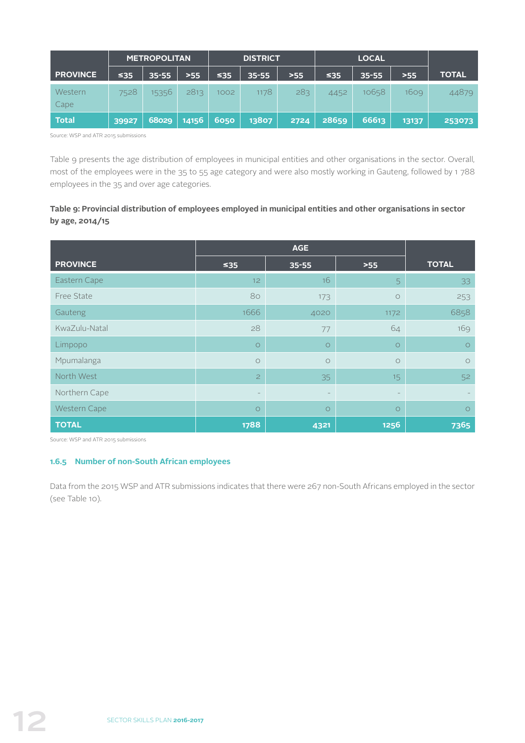| PROVINCE | METROPOLITAN | | | DISTRICT | | | LOCAL | | | TOTAL |
|---|---|---|---|---|---|---|---|---|---|---|
| | ≤35 | 35-55 | >55 | ≤35 | 35-55 | >55 | ≤35 | 35-55 | >55 | |
| Western Cape | 7528 | 15356 | 2813 | 1002 | 1178 | 283 | 4452 | 10658 | 1609 | 44879 |
| **Total** | **39927** | **68029** | **14156** | **6050** | **13807** | **2724** | **28659** | **66613** | **13137** | **253073** |

Source: WSP and ATR 2015 submissions

Table 9 presents the age distribution of employees in municipal entities and other organisations in the sector. Overall, most of the employees were in the 35 to 55 age category and were also mostly working in Gauteng, followed by 1 788 employees in the 35 and over age categories.

**Table 9: Provincial distribution of employees employed in municipal entities and other organisations in sector by age, 2014/15**

| PROVINCE | AGE | | | TOTAL |
|---|---|---|---|---|
| | ≤35 | 35-55 | >55 | |
| Eastern Cape | 12 | 16 | 5 | 33 |
| Free State | 80 | 173 | 0 | 253 |
| Gauteng | 1666 | 4020 | 1172 | 6858 |
| KwaZulu-Natal | 28 | 77 | 64 | 169 |
| Limpopo | 0 | 0 | 0 | 0 |
| Mpumalanga | 0 | 0 | 0 | 0 |
| North West | 2 | 35 | 15 | 52 |
| Northern Cape | - | - | - | - |
| Western Cape | 0 | 0 | 0 | 0 |
| **TOTAL** | **1788** | **4321** | **1256** | **7365** |

Source: WSP and ATR 2015 submissions

### 1.6.5 Number of non-South African employees

Data from the 2015 WSP and ATR submissions indicates that there were 267 non-South Africans employed in the sector (see Table 10).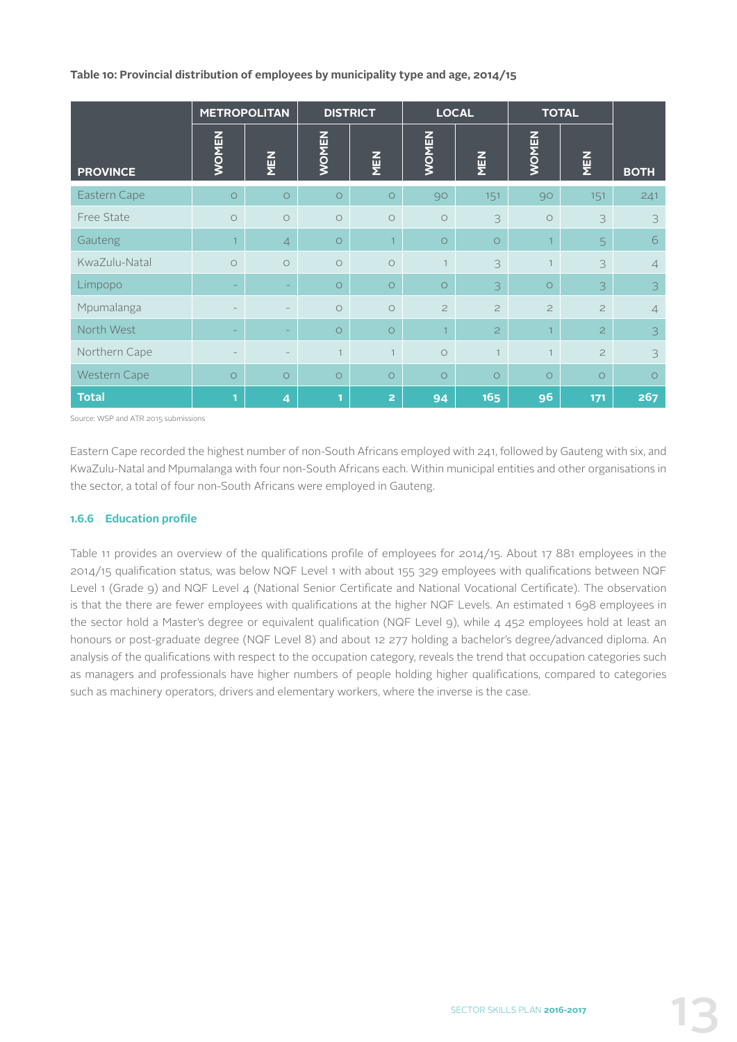**Table 10: Provincial distribution of employees by municipality type and age, 2014/15**

| PROVINCE | METROPOLITAN | | DISTRICT | | LOCAL | | TOTAL | | BOTH |
|---|---|---|---|---|---|---|---|---|---|
| | WOMEN | MEN | WOMEN | MEN | WOMEN | MEN | WOMEN | MEN | |
| Eastern Cape | 0 | 0 | 0 | 0 | 90 | 151 | 90 | 151 | 241 |
| Free State | 0 | 0 | 0 | 0 | 0 | 3 | 0 | 3 | 3 |
| Gauteng | 1 | 4 | 0 | 1 | 0 | 0 | 1 | 5 | 6 |
| KwaZulu-Natal | 0 | 0 | 0 | 0 | 1 | 3 | 1 | 3 | 4 |
| Limpopo | - | - | 0 | 0 | 0 | 3 | 0 | 3 | 3 |
| Mpumalanga | - | - | 0 | 0 | 2 | 2 | 2 | 2 | 4 |
| North West | - | - | 0 | 0 | 1 | 2 | 1 | 2 | 3 |
| Northern Cape | - | - | 1 | 1 | 0 | 1 | 1 | 2 | 3 |
| Western Cape | 0 | 0 | 0 | 0 | 0 | 0 | 0 | 0 | 0 |
| **Total** | **1** | **4** | **1** | **2** | **94** | **165** | **96** | **171** | **267** |

Source: WSP and ATR 2015 submissions

Eastern Cape recorded the highest number of non-South Africans employed with 241, followed by Gauteng with six, and KwaZulu-Natal and Mpumalanga with four non-South Africans each. Within municipal entities and other organisations in the sector, a total of four non-South Africans were employed in Gauteng.

### 1.6.6 Education profile

Table 11 provides an overview of the qualifications profile of employees for 2014/15. About 17 881 employees in the 2014/15 qualification status, was below NQF Level 1 with about 155 329 employees with qualifications between NQF Level 1 (Grade 9) and NQF Level 4 (National Senior Certificate and National Vocational Certificate). The observation is that the there are fewer employees with qualifications at the higher NQF Levels. An estimated 1 698 employees in the sector hold a Master's degree or equivalent qualification (NQF Level 9), while 4 452 employees hold at least an honours or post-graduate degree (NQF Level 8) and about 12 277 holding a bachelor's degree/advanced diploma. An analysis of the qualifications with respect to the occupation category, reveals the trend that occupation categories such as managers and professionals have higher numbers of people holding higher qualifications, compared to categories such as machinery operators, drivers and elementary workers, where the inverse is the case.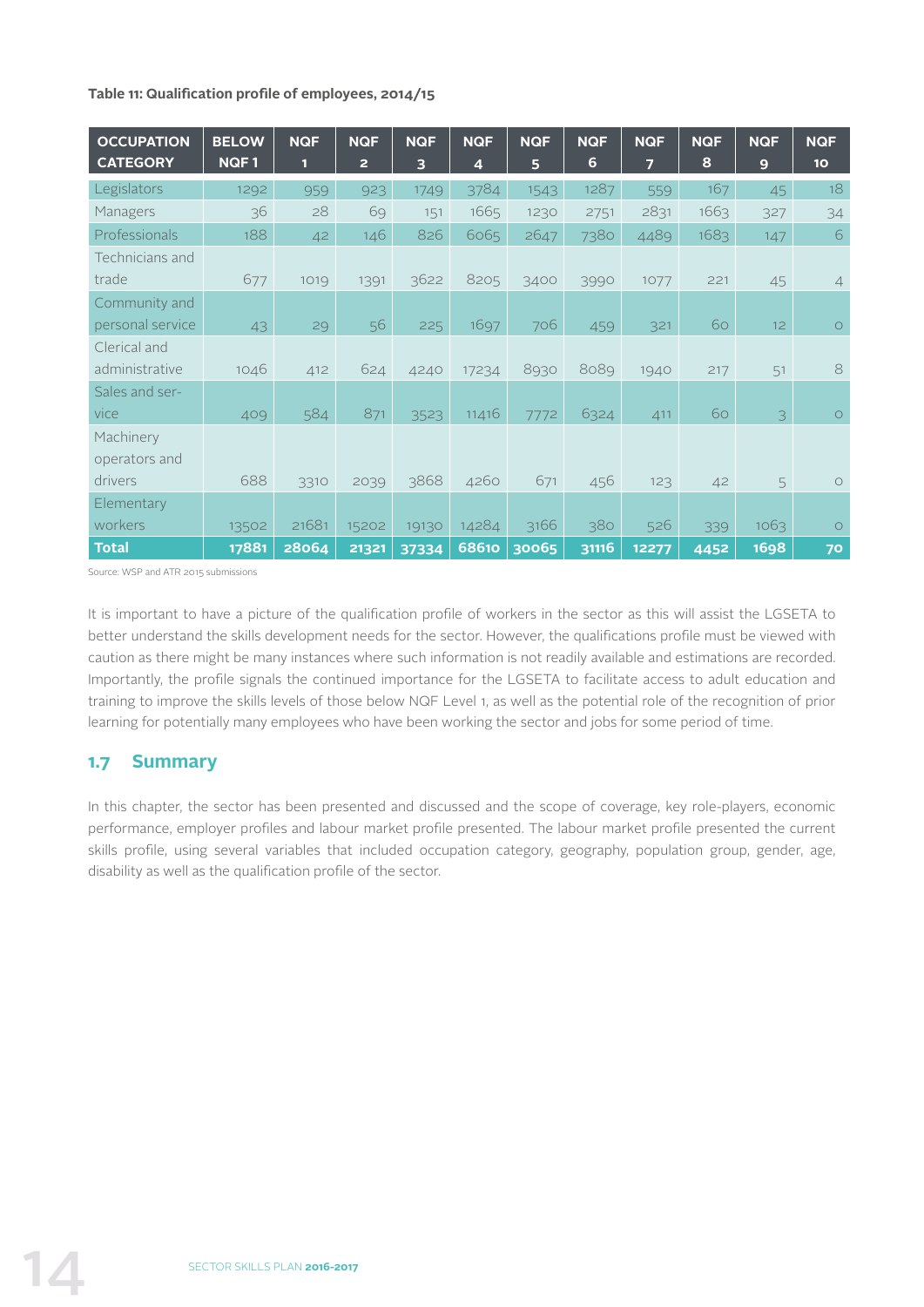**Table 11: Qualification profile of employees, 2014/15**

| OCCUPATION CATEGORY | BELOW NQF 1 | NQF 1 | NQF 2 | NQF 3 | NQF 4 | NQF 5 | NQF 6 | NQF 7 | NQF 8 | NQF 9 | NQF 10 |
|---|---|---|---|---|---|---|---|---|---|---|---|
| Legislators | 1292 | 959 | 923 | 1749 | 3784 | 1543 | 1287 | 559 | 167 | 45 | 18 |
| Managers | 36 | 28 | 69 | 151 | 1665 | 1230 | 2751 | 2831 | 1663 | 327 | 34 |
| Professionals | 188 | 42 | 146 | 826 | 6065 | 2647 | 7380 | 4489 | 1683 | 147 | 6 |
| Technicians and trade | 677 | 1019 | 1391 | 3622 | 8205 | 3400 | 3990 | 1077 | 221 | 45 | 4 |
| Community and personal service | 43 | 29 | 56 | 225 | 1697 | 706 | 459 | 321 | 60 | 12 | 0 |
| Clerical and administrative | 1046 | 412 | 624 | 4240 | 17234 | 8930 | 8089 | 1940 | 217 | 51 | 8 |
| Sales and service | 409 | 584 | 871 | 3523 | 11416 | 7772 | 6324 | 411 | 60 | 3 | 0 |
| Machinery operators and drivers | 688 | 3310 | 2039 | 3868 | 4260 | 671 | 456 | 123 | 42 | 5 | 0 |
| Elementary workers | 13502 | 21681 | 15202 | 19130 | 14284 | 3166 | 380 | 526 | 339 | 1063 | 0 |
| **Total** | **17881** | **28064** | **21321** | **37334** | **68610** | **30065** | **31116** | **12277** | **4452** | **1698** | **70** |

Source: WSP and ATR 2015 submissions

It is important to have a picture of the qualification profile of workers in the sector as this will assist the LGSETA to better understand the skills development needs for the sector. However, the qualifications profile must be viewed with caution as there might be many instances where such information is not readily available and estimations are recorded. Importantly, the profile signals the continued importance for the LGSETA to facilitate access to adult education and training to improve the skills levels of those below NQF Level 1, as well as the potential role of the recognition of prior learning for potentially many employees who have been working the sector and jobs for some period of time.

## 1.7 Summary

In this chapter, the sector has been presented and discussed and the scope of coverage, key role-players, economic performance, employer profiles and labour market profile presented. The labour market profile presented the current skills profile, using several variables that included occupation category, geography, population group, gender, age, disability as well as the qualification profile of the sector.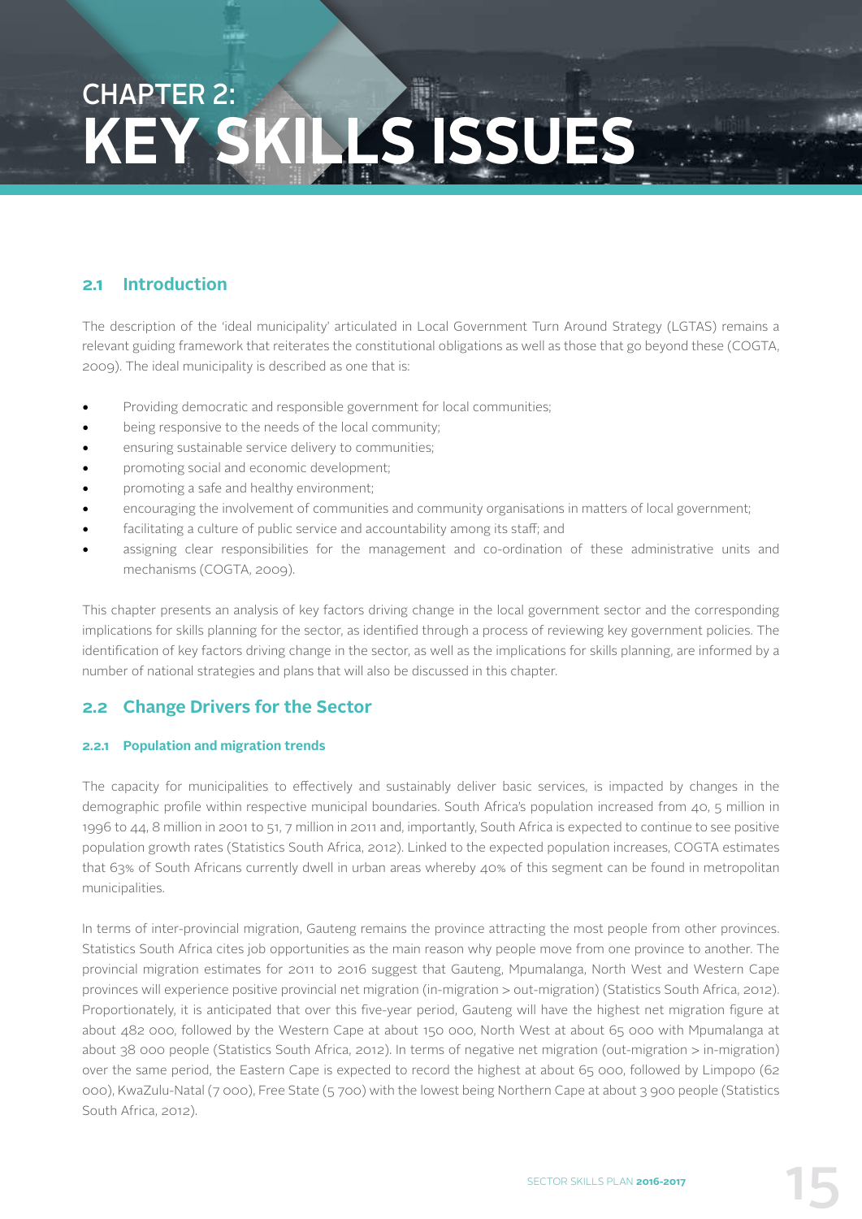# CHAPTER 2: KEY SKILLS ISSUES

## 2.1 Introduction

The description of the 'ideal municipality' articulated in Local Government Turn Around Strategy (LGTAS) remains a relevant guiding framework that reiterates the constitutional obligations as well as those that go beyond these (COGTA, 2009). The ideal municipality is described as one that is:

- Providing democratic and responsible government for local communities;
- being responsive to the needs of the local community;
- ensuring sustainable service delivery to communities;
- promoting social and economic development;
- promoting a safe and healthy environment;
- encouraging the involvement of communities and community organisations in matters of local government;
- facilitating a culture of public service and accountability among its staff; and
- assigning clear responsibilities for the management and co-ordination of these administrative units and mechanisms (COGTA, 2009).

This chapter presents an analysis of key factors driving change in the local government sector and the corresponding implications for skills planning for the sector, as identified through a process of reviewing key government policies. The identification of key factors driving change in the sector, as well as the implications for skills planning, are informed by a number of national strategies and plans that will also be discussed in this chapter.

## 2.2 Change Drivers for the Sector

### 2.2.1 Population and migration trends

The capacity for municipalities to effectively and sustainably deliver basic services, is impacted by changes in the demographic profile within respective municipal boundaries. South Africa's population increased from 40, 5 million in 1996 to 44, 8 million in 2001 to 51, 7 million in 2011 and, importantly, South Africa is expected to continue to see positive population growth rates (Statistics South Africa, 2012). Linked to the expected population increases, COGTA estimates that 63% of South Africans currently dwell in urban areas whereby 40% of this segment can be found in metropolitan municipalities.

In terms of inter-provincial migration, Gauteng remains the province attracting the most people from other provinces. Statistics South Africa cites job opportunities as the main reason why people move from one province to another. The provincial migration estimates for 2011 to 2016 suggest that Gauteng, Mpumalanga, North West and Western Cape provinces will experience positive provincial net migration (in-migration > out-migration) (Statistics South Africa, 2012). Proportionately, it is anticipated that over this five-year period, Gauteng will have the highest net migration figure at about 482 000, followed by the Western Cape at about 150 000, North West at about 65 000 with Mpumalanga at about 38 000 people (Statistics South Africa, 2012). In terms of negative net migration (out-migration > in-migration) over the same period, the Eastern Cape is expected to record the highest at about 65 000, followed by Limpopo (62 000), KwaZulu-Natal (7 000), Free State (5 700) with the lowest being Northern Cape at about 3 900 people (Statistics South Africa, 2012).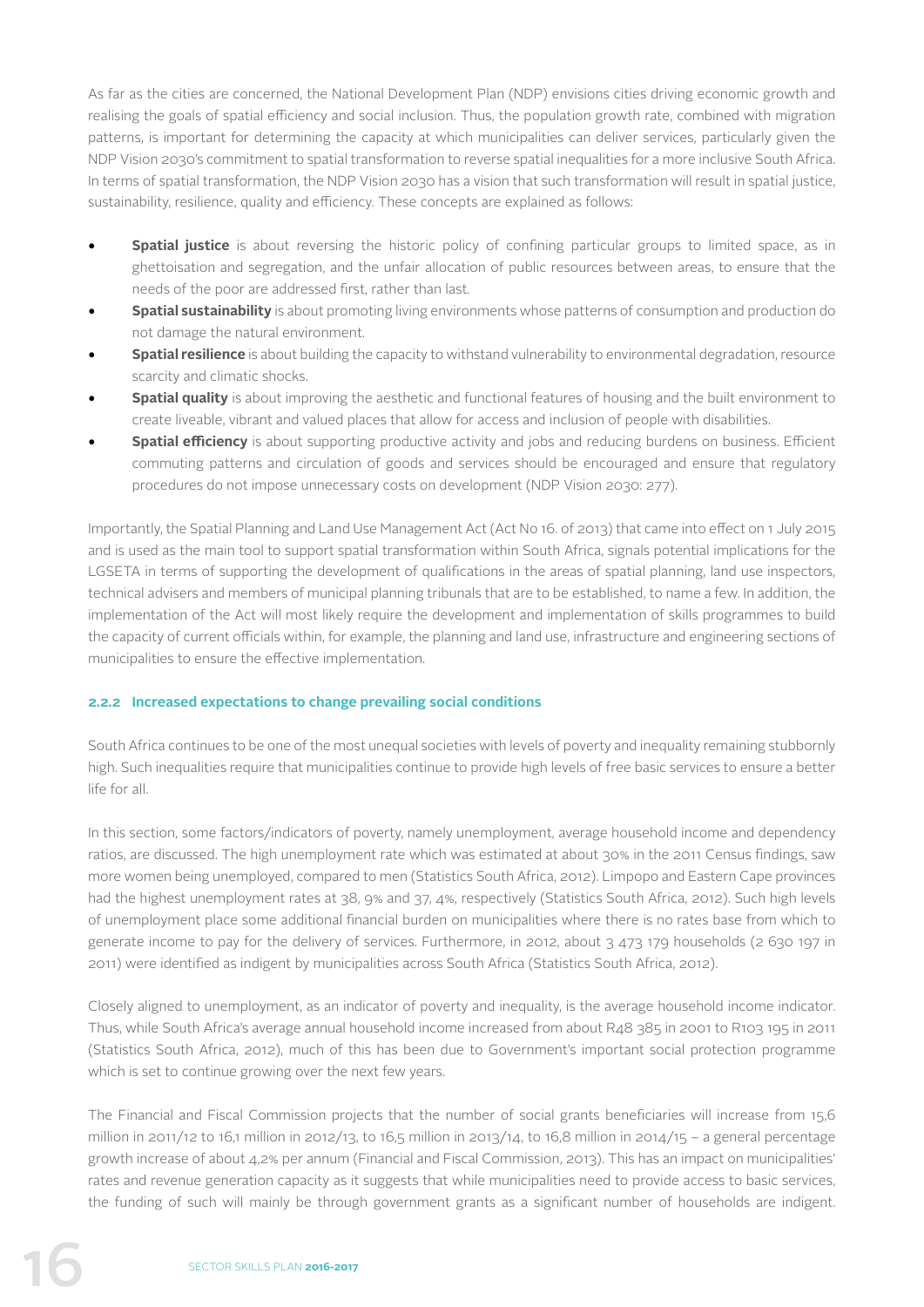As far as the cities are concerned, the National Development Plan (NDP) envisions cities driving economic growth and realising the goals of spatial efficiency and social inclusion. Thus, the population growth rate, combined with migration patterns, is important for determining the capacity at which municipalities can deliver services, particularly given the NDP Vision 2030's commitment to spatial transformation to reverse spatial inequalities for a more inclusive South Africa. In terms of spatial transformation, the NDP Vision 2030 has a vision that such transformation will result in spatial justice, sustainability, resilience, quality and efficiency. These concepts are explained as follows:

- **Spatial justice** is about reversing the historic policy of confining particular groups to limited space, as in ghettoisation and segregation, and the unfair allocation of public resources between areas, to ensure that the needs of the poor are addressed first, rather than last.
- **Spatial sustainability** is about promoting living environments whose patterns of consumption and production do not damage the natural environment.
- **Spatial resilience** is about building the capacity to withstand vulnerability to environmental degradation, resource scarcity and climatic shocks.
- **Spatial quality** is about improving the aesthetic and functional features of housing and the built environment to create liveable, vibrant and valued places that allow for access and inclusion of people with disabilities.
- **Spatial efficiency** is about supporting productive activity and jobs and reducing burdens on business. Efficient commuting patterns and circulation of goods and services should be encouraged and ensure that regulatory procedures do not impose unnecessary costs on development (NDP Vision 2030: 277).

Importantly, the Spatial Planning and Land Use Management Act (Act No 16. of 2013) that came into effect on 1 July 2015 and is used as the main tool to support spatial transformation within South Africa, signals potential implications for the LGSETA in terms of supporting the development of qualifications in the areas of spatial planning, land use inspectors, technical advisers and members of municipal planning tribunals that are to be established, to name a few. In addition, the implementation of the Act will most likely require the development and implementation of skills programmes to build the capacity of current officials within, for example, the planning and land use, infrastructure and engineering sections of municipalities to ensure the effective implementation.

### 2.2.2 Increased expectations to change prevailing social conditions

South Africa continues to be one of the most unequal societies with levels of poverty and inequality remaining stubbornly high. Such inequalities require that municipalities continue to provide high levels of free basic services to ensure a better life for all.

In this section, some factors/indicators of poverty, namely unemployment, average household income and dependency ratios, are discussed. The high unemployment rate which was estimated at about 30% in the 2011 Census findings, saw more women being unemployed, compared to men (Statistics South Africa, 2012). Limpopo and Eastern Cape provinces had the highest unemployment rates at 38, 9% and 37, 4%, respectively (Statistics South Africa, 2012). Such high levels of unemployment place some additional financial burden on municipalities where there is no rates base from which to generate income to pay for the delivery of services. Furthermore, in 2012, about 3 473 179 households (2 630 197 in 2011) were identified as indigent by municipalities across South Africa (Statistics South Africa, 2012).

Closely aligned to unemployment, as an indicator of poverty and inequality, is the average household income indicator. Thus, while South Africa's average annual household income increased from about R48 385 in 2001 to R103 195 in 2011 (Statistics South Africa, 2012), much of this has been due to Government's important social protection programme which is set to continue growing over the next few years.

The Financial and Fiscal Commission projects that the number of social grants beneficiaries will increase from 15,6 million in 2011/12 to 16,1 million in 2012/13, to 16,5 million in 2013/14, to 16,8 million in 2014/15 – a general percentage growth increase of about 4,2% per annum (Financial and Fiscal Commission, 2013). This has an impact on municipalities' rates and revenue generation capacity as it suggests that while municipalities need to provide access to basic services, the funding of such will mainly be through government grants as a significant number of households are indigent.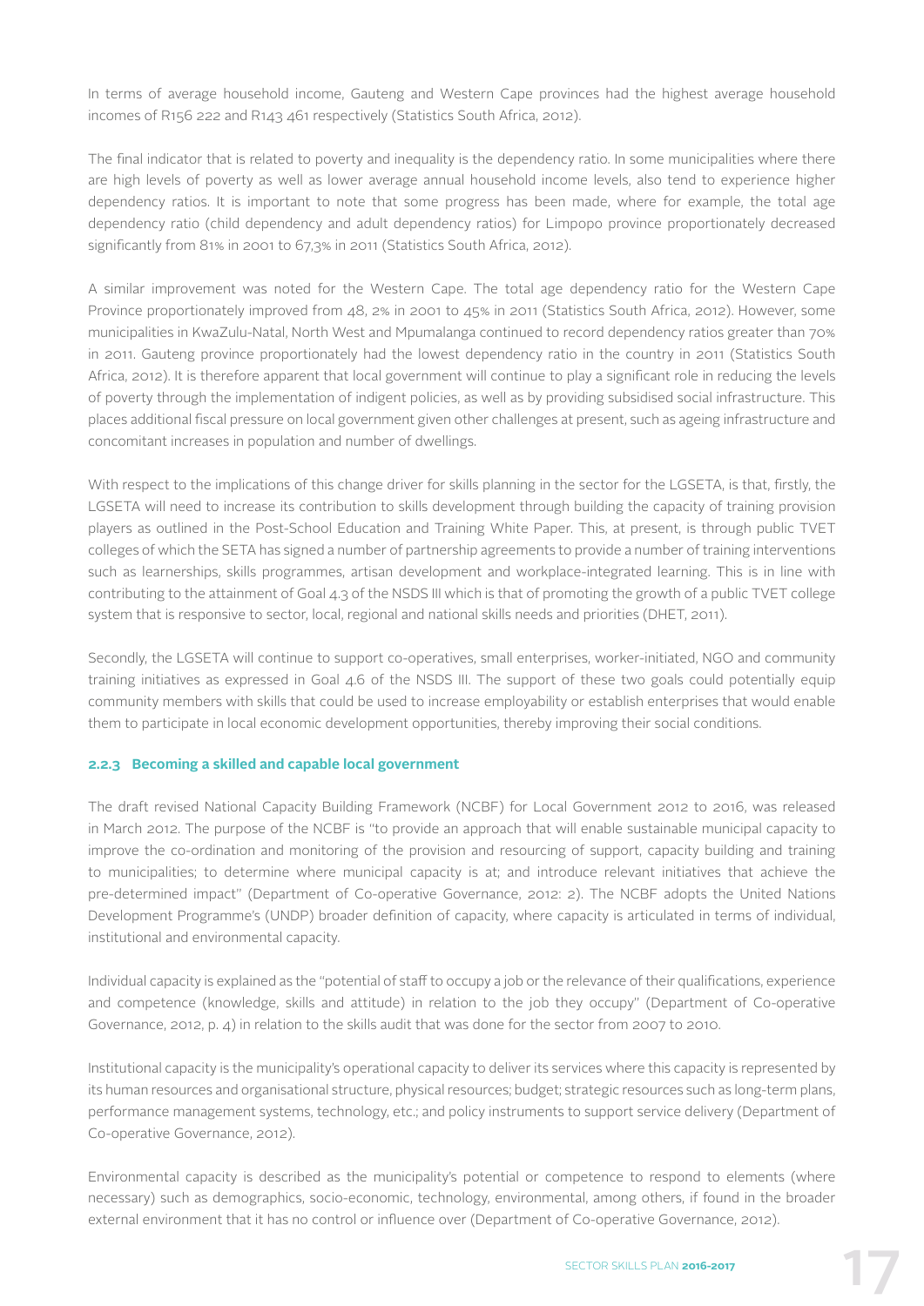In terms of average household income, Gauteng and Western Cape provinces had the highest average household incomes of R156 222 and R143 461 respectively (Statistics South Africa, 2012).

The final indicator that is related to poverty and inequality is the dependency ratio. In some municipalities where there are high levels of poverty as well as lower average annual household income levels, also tend to experience higher dependency ratios. It is important to note that some progress has been made, where for example, the total age dependency ratio (child dependency and adult dependency ratios) for Limpopo province proportionately decreased significantly from 81% in 2001 to 67,3% in 2011 (Statistics South Africa, 2012).

A similar improvement was noted for the Western Cape. The total age dependency ratio for the Western Cape Province proportionately improved from 48, 2% in 2001 to 45% in 2011 (Statistics South Africa, 2012). However, some municipalities in KwaZulu-Natal, North West and Mpumalanga continued to record dependency ratios greater than 70% in 2011. Gauteng province proportionately had the lowest dependency ratio in the country in 2011 (Statistics South Africa, 2012). It is therefore apparent that local government will continue to play a significant role in reducing the levels of poverty through the implementation of indigent policies, as well as by providing subsidised social infrastructure. This places additional fiscal pressure on local government given other challenges at present, such as ageing infrastructure and concomitant increases in population and number of dwellings.

With respect to the implications of this change driver for skills planning in the sector for the LGSETA, is that, firstly, the LGSETA will need to increase its contribution to skills development through building the capacity of training provision players as outlined in the Post-School Education and Training White Paper. This, at present, is through public TVET colleges of which the SETA has signed a number of partnership agreements to provide a number of training interventions such as learnerships, skills programmes, artisan development and workplace-integrated learning. This is in line with contributing to the attainment of Goal 4.3 of the NSDS III which is that of promoting the growth of a public TVET college system that is responsive to sector, local, regional and national skills needs and priorities (DHET, 2011).

Secondly, the LGSETA will continue to support co-operatives, small enterprises, worker-initiated, NGO and community training initiatives as expressed in Goal 4.6 of the NSDS III. The support of these two goals could potentially equip community members with skills that could be used to increase employability or establish enterprises that would enable them to participate in local economic development opportunities, thereby improving their social conditions.

### 2.2.3 Becoming a skilled and capable local government

The draft revised National Capacity Building Framework (NCBF) for Local Government 2012 to 2016, was released in March 2012. The purpose of the NCBF is "to provide an approach that will enable sustainable municipal capacity to improve the co-ordination and monitoring of the provision and resourcing of support, capacity building and training to municipalities; to determine where municipal capacity is at; and introduce relevant initiatives that achieve the pre-determined impact" (Department of Co-operative Governance, 2012: 2). The NCBF adopts the United Nations Development Programme's (UNDP) broader definition of capacity, where capacity is articulated in terms of individual, institutional and environmental capacity.

Individual capacity is explained as the "potential of staff to occupy a job or the relevance of their qualifications, experience and competence (knowledge, skills and attitude) in relation to the job they occupy" (Department of Co-operative Governance, 2012, p. 4) in relation to the skills audit that was done for the sector from 2007 to 2010.

Institutional capacity is the municipality's operational capacity to deliver its services where this capacity is represented by its human resources and organisational structure, physical resources; budget; strategic resources such as long-term plans, performance management systems, technology, etc.; and policy instruments to support service delivery (Department of Co-operative Governance, 2012).

Environmental capacity is described as the municipality's potential or competence to respond to elements (where necessary) such as demographics, socio-economic, technology, environmental, among others, if found in the broader external environment that it has no control or influence over (Department of Co-operative Governance, 2012).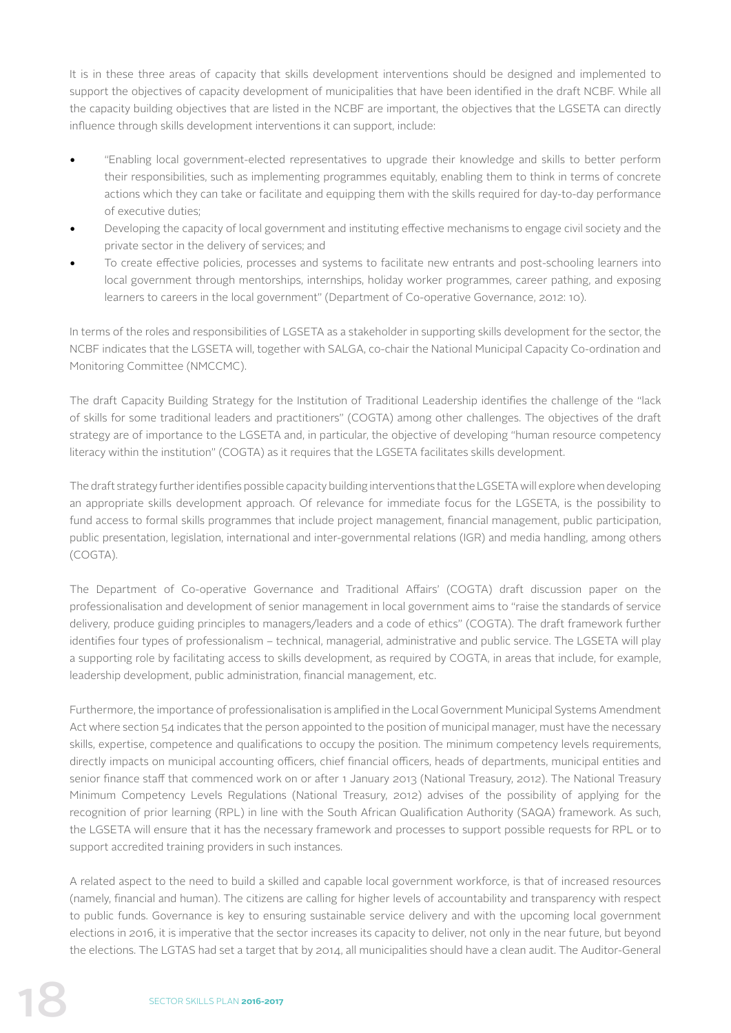It is in these three areas of capacity that skills development interventions should be designed and implemented to support the objectives of capacity development of municipalities that have been identified in the draft NCBF. While all the capacity building objectives that are listed in the NCBF are important, the objectives that the LGSETA can directly influence through skills development interventions it can support, include:

- "Enabling local government-elected representatives to upgrade their knowledge and skills to better perform their responsibilities, such as implementing programmes equitably, enabling them to think in terms of concrete actions which they can take or facilitate and equipping them with the skills required for day-to-day performance of executive duties;
- Developing the capacity of local government and instituting effective mechanisms to engage civil society and the private sector in the delivery of services; and
- To create effective policies, processes and systems to facilitate new entrants and post-schooling learners into local government through mentorships, internships, holiday worker programmes, career pathing, and exposing learners to careers in the local government" (Department of Co-operative Governance, 2012: 10).

In terms of the roles and responsibilities of LGSETA as a stakeholder in supporting skills development for the sector, the NCBF indicates that the LGSETA will, together with SALGA, co-chair the National Municipal Capacity Co-ordination and Monitoring Committee (NMCCMC).

The draft Capacity Building Strategy for the Institution of Traditional Leadership identifies the challenge of the "lack of skills for some traditional leaders and practitioners" (COGTA) among other challenges. The objectives of the draft strategy are of importance to the LGSETA and, in particular, the objective of developing "human resource competency literacy within the institution" (COGTA) as it requires that the LGSETA facilitates skills development.

The draft strategy further identifies possible capacity building interventions that the LGSETA will explore when developing an appropriate skills development approach. Of relevance for immediate focus for the LGSETA, is the possibility to fund access to formal skills programmes that include project management, financial management, public participation, public presentation, legislation, international and inter-governmental relations (IGR) and media handling, among others (COGTA).

The Department of Co-operative Governance and Traditional Affairs' (COGTA) draft discussion paper on the professionalisation and development of senior management in local government aims to "raise the standards of service delivery, produce guiding principles to managers/leaders and a code of ethics" (COGTA). The draft framework further identifies four types of professionalism – technical, managerial, administrative and public service. The LGSETA will play a supporting role by facilitating access to skills development, as required by COGTA, in areas that include, for example, leadership development, public administration, financial management, etc.

Furthermore, the importance of professionalisation is amplified in the Local Government Municipal Systems Amendment Act where section 54 indicates that the person appointed to the position of municipal manager, must have the necessary skills, expertise, competence and qualifications to occupy the position. The minimum competency levels requirements, directly impacts on municipal accounting officers, chief financial officers, heads of departments, municipal entities and senior finance staff that commenced work on or after 1 January 2013 (National Treasury, 2012). The National Treasury Minimum Competency Levels Regulations (National Treasury, 2012) advises of the possibility of applying for the recognition of prior learning (RPL) in line with the South African Qualification Authority (SAQA) framework. As such, the LGSETA will ensure that it has the necessary framework and processes to support possible requests for RPL or to support accredited training providers in such instances.

A related aspect to the need to build a skilled and capable local government workforce, is that of increased resources (namely, financial and human). The citizens are calling for higher levels of accountability and transparency with respect to public funds. Governance is key to ensuring sustainable service delivery and with the upcoming local government elections in 2016, it is imperative that the sector increases its capacity to deliver, not only in the near future, but beyond the elections. The LGTAS had set a target that by 2014, all municipalities should have a clean audit. The Auditor-General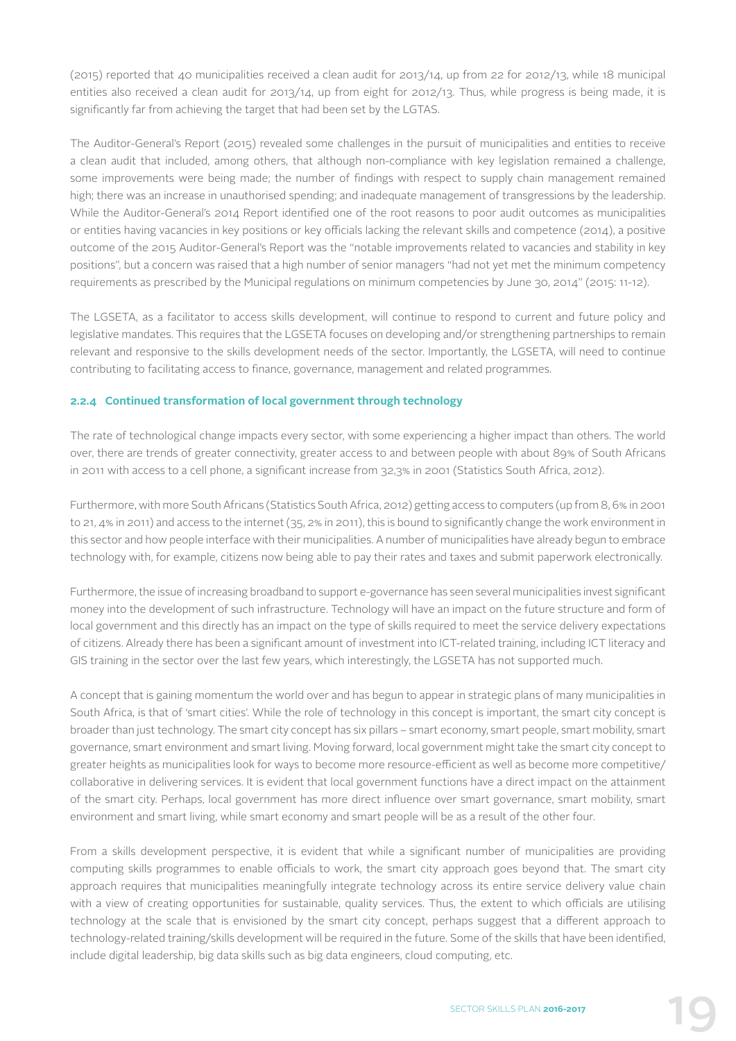(2015) reported that 40 municipalities received a clean audit for 2013/14, up from 22 for 2012/13, while 18 municipal entities also received a clean audit for 2013/14, up from eight for 2012/13. Thus, while progress is being made, it is significantly far from achieving the target that had been set by the LGTAS.

The Auditor-General's Report (2015) revealed some challenges in the pursuit of municipalities and entities to receive a clean audit that included, among others, that although non-compliance with key legislation remained a challenge, some improvements were being made; the number of findings with respect to supply chain management remained high; there was an increase in unauthorised spending; and inadequate management of transgressions by the leadership. While the Auditor-General's 2014 Report identified one of the root reasons to poor audit outcomes as municipalities or entities having vacancies in key positions or key officials lacking the relevant skills and competence (2014), a positive outcome of the 2015 Auditor-General's Report was the "notable improvements related to vacancies and stability in key positions", but a concern was raised that a high number of senior managers "had not yet met the minimum competency requirements as prescribed by the Municipal regulations on minimum competencies by June 30, 2014" (2015: 11-12).

The LGSETA, as a facilitator to access skills development, will continue to respond to current and future policy and legislative mandates. This requires that the LGSETA focuses on developing and/or strengthening partnerships to remain relevant and responsive to the skills development needs of the sector. Importantly, the LGSETA, will need to continue contributing to facilitating access to finance, governance, management and related programmes.

### 2.2.4 Continued transformation of local government through technology

The rate of technological change impacts every sector, with some experiencing a higher impact than others. The world over, there are trends of greater connectivity, greater access to and between people with about 89% of South Africans in 2011 with access to a cell phone, a significant increase from 32,3% in 2001 (Statistics South Africa, 2012).

Furthermore, with more South Africans (Statistics South Africa, 2012) getting access to computers (up from 8, 6% in 2001 to 21, 4% in 2011) and access to the internet (35, 2% in 2011), this is bound to significantly change the work environment in this sector and how people interface with their municipalities. A number of municipalities have already begun to embrace technology with, for example, citizens now being able to pay their rates and taxes and submit paperwork electronically.

Furthermore, the issue of increasing broadband to support e-governance has seen several municipalities invest significant money into the development of such infrastructure. Technology will have an impact on the future structure and form of local government and this directly has an impact on the type of skills required to meet the service delivery expectations of citizens. Already there has been a significant amount of investment into ICT-related training, including ICT literacy and GIS training in the sector over the last few years, which interestingly, the LGSETA has not supported much.

A concept that is gaining momentum the world over and has begun to appear in strategic plans of many municipalities in South Africa, is that of 'smart cities'. While the role of technology in this concept is important, the smart city concept is broader than just technology. The smart city concept has six pillars – smart economy, smart people, smart mobility, smart governance, smart environment and smart living. Moving forward, local government might take the smart city concept to greater heights as municipalities look for ways to become more resource-efficient as well as become more competitive/collaborative in delivering services. It is evident that local government functions have a direct impact on the attainment of the smart city. Perhaps, local government has more direct influence over smart governance, smart mobility, smart environment and smart living, while smart economy and smart people will be as a result of the other four.

From a skills development perspective, it is evident that while a significant number of municipalities are providing computing skills programmes to enable officials to work, the smart city approach goes beyond that. The smart city approach requires that municipalities meaningfully integrate technology across its entire service delivery value chain with a view of creating opportunities for sustainable, quality services. Thus, the extent to which officials are utilising technology at the scale that is envisioned by the smart city concept, perhaps suggest that a different approach to technology-related training/skills development will be required in the future. Some of the skills that have been identified, include digital leadership, big data skills such as big data engineers, cloud computing, etc.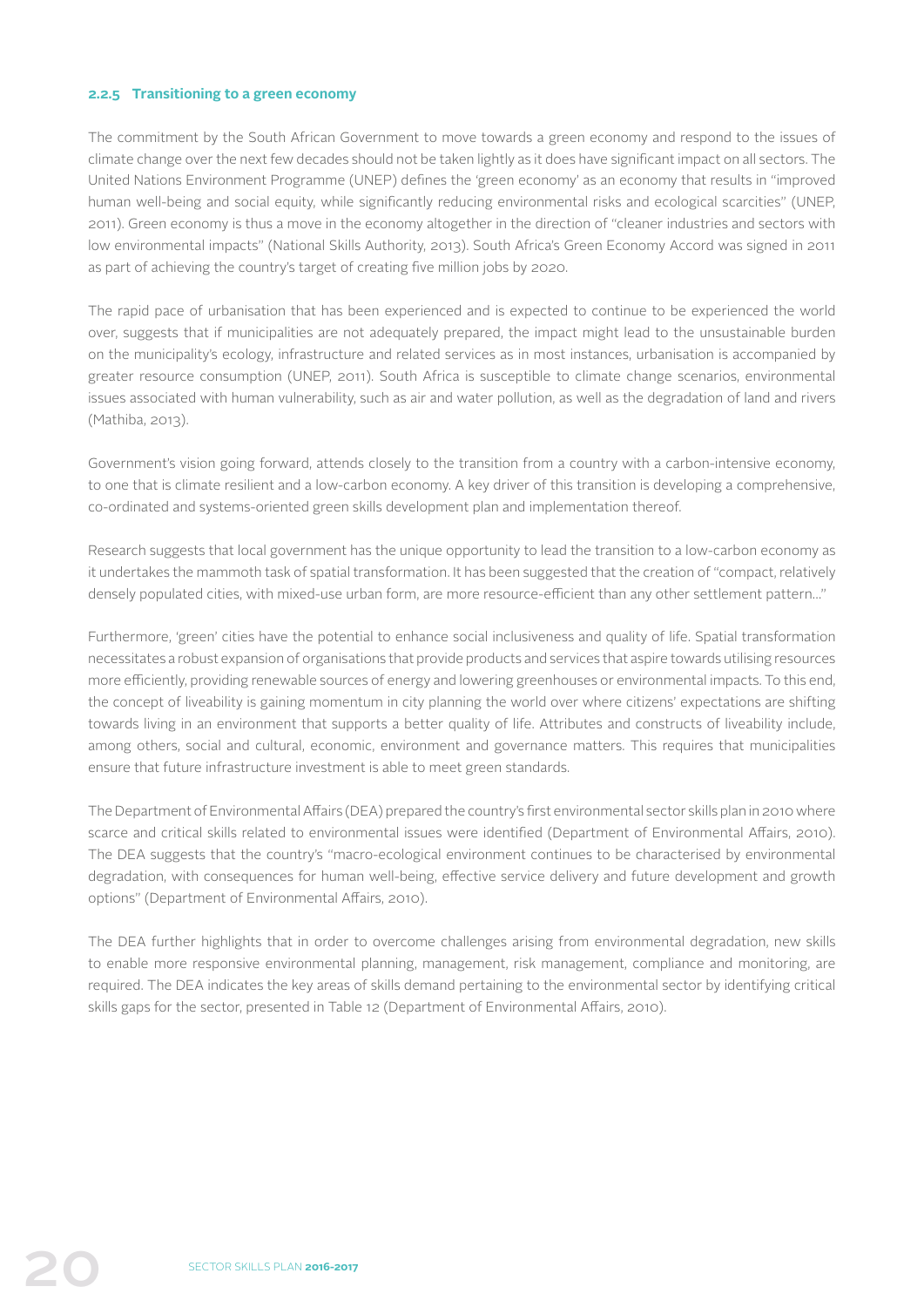### 2.2.5 Transitioning to a green economy

The commitment by the South African Government to move towards a green economy and respond to the issues of climate change over the next few decades should not be taken lightly as it does have significant impact on all sectors. The United Nations Environment Programme (UNEP) defines the 'green economy' as an economy that results in "improved human well-being and social equity, while significantly reducing environmental risks and ecological scarcities" (UNEP, 2011). Green economy is thus a move in the economy altogether in the direction of "cleaner industries and sectors with low environmental impacts" (National Skills Authority, 2013). South Africa's Green Economy Accord was signed in 2011 as part of achieving the country's target of creating five million jobs by 2020.

The rapid pace of urbanisation that has been experienced and is expected to continue to be experienced the world over, suggests that if municipalities are not adequately prepared, the impact might lead to the unsustainable burden on the municipality's ecology, infrastructure and related services as in most instances, urbanisation is accompanied by greater resource consumption (UNEP, 2011). South Africa is susceptible to climate change scenarios, environmental issues associated with human vulnerability, such as air and water pollution, as well as the degradation of land and rivers (Mathiba, 2013).

Government's vision going forward, attends closely to the transition from a country with a carbon-intensive economy, to one that is climate resilient and a low-carbon economy. A key driver of this transition is developing a comprehensive, co-ordinated and systems-oriented green skills development plan and implementation thereof.

Research suggests that local government has the unique opportunity to lead the transition to a low-carbon economy as it undertakes the mammoth task of spatial transformation. It has been suggested that the creation of "compact, relatively densely populated cities, with mixed-use urban form, are more resource-efficient than any other settlement pattern…"

Furthermore, 'green' cities have the potential to enhance social inclusiveness and quality of life. Spatial transformation necessitates a robust expansion of organisations that provide products and services that aspire towards utilising resources more efficiently, providing renewable sources of energy and lowering greenhouses or environmental impacts. To this end, the concept of liveability is gaining momentum in city planning the world over where citizens' expectations are shifting towards living in an environment that supports a better quality of life. Attributes and constructs of liveability include, among others, social and cultural, economic, environment and governance matters. This requires that municipalities ensure that future infrastructure investment is able to meet green standards.

The Department of Environmental Affairs (DEA) prepared the country's first environmental sector skills plan in 2010 where scarce and critical skills related to environmental issues were identified (Department of Environmental Affairs, 2010). The DEA suggests that the country's "macro-ecological environment continues to be characterised by environmental degradation, with consequences for human well-being, effective service delivery and future development and growth options" (Department of Environmental Affairs, 2010).

The DEA further highlights that in order to overcome challenges arising from environmental degradation, new skills to enable more responsive environmental planning, management, risk management, compliance and monitoring, are required. The DEA indicates the key areas of skills demand pertaining to the environmental sector by identifying critical skills gaps for the sector, presented in Table 12 (Department of Environmental Affairs, 2010).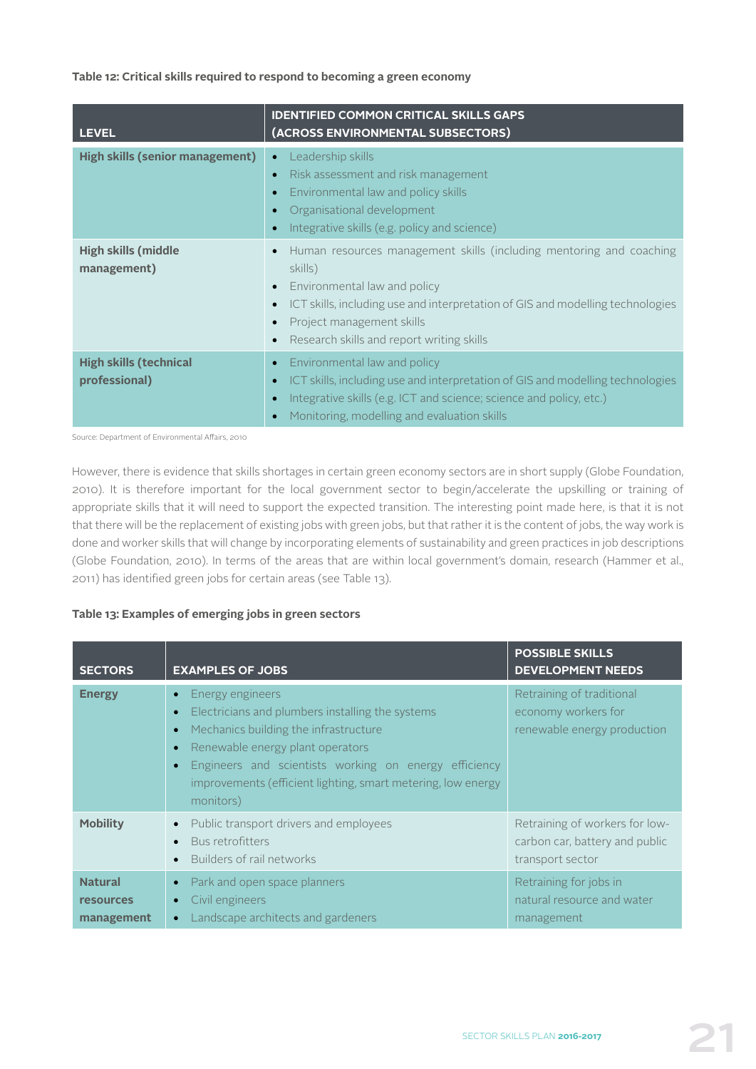**Table 12: Critical skills required to respond to becoming a green economy**

| LEVEL | IDENTIFIED COMMON CRITICAL SKILLS GAPS (ACROSS ENVIRONMENTAL SUBSECTORS) |
|---|---|
| **High skills (senior management)** | • Leadership skills<br>• Risk assessment and risk management<br>• Environmental law and policy skills<br>• Organisational development<br>• Integrative skills (e.g. policy and science) |
| **High skills (middle management)** | • Human resources management skills (including mentoring and coaching skills)<br>• Environmental law and policy<br>• ICT skills, including use and interpretation of GIS and modelling technologies<br>• Project management skills<br>• Research skills and report writing skills |
| **High skills (technical professional)** | • Environmental law and policy<br>• ICT skills, including use and interpretation of GIS and modelling technologies<br>• Integrative skills (e.g. ICT and science; science and policy, etc.)<br>• Monitoring, modelling and evaluation skills |

Source: Department of Environmental Affairs, 2010

However, there is evidence that skills shortages in certain green economy sectors are in short supply (Globe Foundation, 2010). It is therefore important for the local government sector to begin/accelerate the upskilling or training of appropriate skills that it will need to support the expected transition. The interesting point made here, is that it is not that there will be the replacement of existing jobs with green jobs, but that rather it is the content of jobs, the way work is done and worker skills that will change by incorporating elements of sustainability and green practices in job descriptions (Globe Foundation, 2010). In terms of the areas that are within local government's domain, research (Hammer et al., 2011) has identified green jobs for certain areas (see Table 13).

**Table 13: Examples of emerging jobs in green sectors**

| SECTORS | EXAMPLES OF JOBS | POSSIBLE SKILLS DEVELOPMENT NEEDS |
|---|---|---|
| **Energy** | • Energy engineers<br>• Electricians and plumbers installing the systems<br>• Mechanics building the infrastructure<br>• Renewable energy plant operators<br>• Engineers and scientists working on energy efficiency improvements (efficient lighting, smart metering, low energy monitors) | Retraining of traditional economy workers for renewable energy production |
| **Mobility** | • Public transport drivers and employees<br>• Bus retrofitters<br>• Builders of rail networks | Retraining of workers for low-carbon car, battery and public transport sector |
| **Natural resources management** | • Park and open space planners<br>• Civil engineers<br>• Landscape architects and gardeners | Retraining for jobs in natural resource and water management |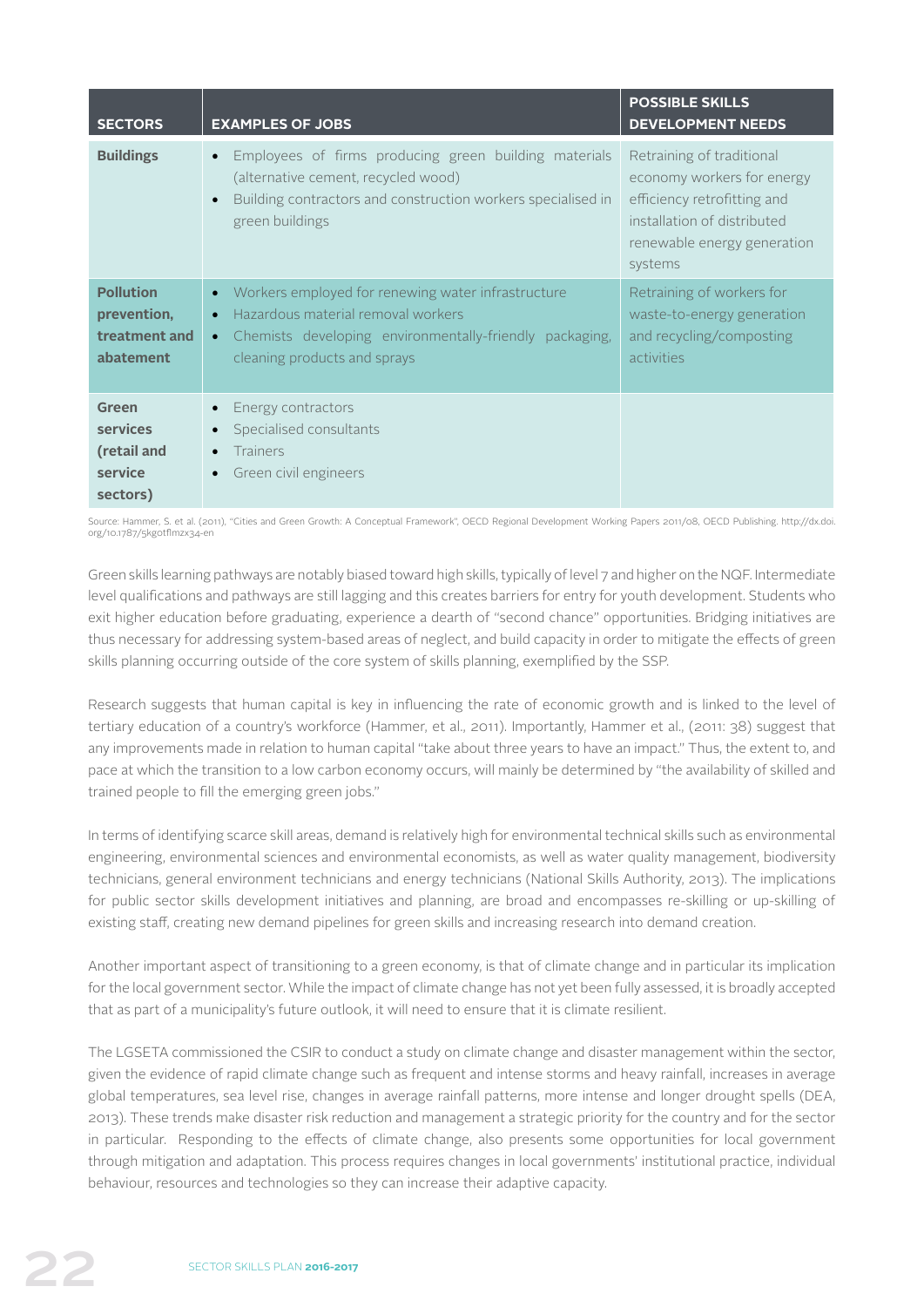| SECTORS | EXAMPLES OF JOBS | POSSIBLE SKILLS DEVELOPMENT NEEDS |
|---|---|---|
| **Buildings** | • Employees of firms producing green building materials (alternative cement, recycled wood)<br>• Building contractors and construction workers specialised in green buildings | Retraining of traditional economy workers for energy efficiency retrofitting and installation of distributed renewable energy generation systems |
| **Pollution prevention, treatment and abatement** | • Workers employed for renewing water infrastructure<br>• Hazardous material removal workers<br>• Chemists developing environmentally-friendly packaging, cleaning products and sprays | Retraining of workers for waste-to-energy generation and recycling/composting activities |
| **Green services (retail and service sectors)** | • Energy contractors<br>• Specialised consultants<br>• Trainers<br>• Green civil engineers | |

Source: Hammer, S. et al. (2011), "Cities and Green Growth: A Conceptual Framework", OECD Regional Development Working Papers 2011/08, OECD Publishing. http://dx.doi.org/10.1787/5kg0tflmzx34-en

Green skills learning pathways are notably biased toward high skills, typically of level 7 and higher on the NQF. Intermediate level qualifications and pathways are still lagging and this creates barriers for entry for youth development. Students who exit higher education before graduating, experience a dearth of "second chance" opportunities. Bridging initiatives are thus necessary for addressing system-based areas of neglect, and build capacity in order to mitigate the effects of green skills planning occurring outside of the core system of skills planning, exemplified by the SSP.

Research suggests that human capital is key in influencing the rate of economic growth and is linked to the level of tertiary education of a country's workforce (Hammer, et al., 2011). Importantly, Hammer et al., (2011: 38) suggest that any improvements made in relation to human capital "take about three years to have an impact." Thus, the extent to, and pace at which the transition to a low carbon economy occurs, will mainly be determined by "the availability of skilled and trained people to fill the emerging green jobs."

In terms of identifying scarce skill areas, demand is relatively high for environmental technical skills such as environmental engineering, environmental sciences and environmental economists, as well as water quality management, biodiversity technicians, general environment technicians and energy technicians (National Skills Authority, 2013). The implications for public sector skills development initiatives and planning, are broad and encompasses re-skilling or up-skilling of existing staff, creating new demand pipelines for green skills and increasing research into demand creation.

Another important aspect of transitioning to a green economy, is that of climate change and in particular its implication for the local government sector. While the impact of climate change has not yet been fully assessed, it is broadly accepted that as part of a municipality's future outlook, it will need to ensure that it is climate resilient.

The LGSETA commissioned the CSIR to conduct a study on climate change and disaster management within the sector, given the evidence of rapid climate change such as frequent and intense storms and heavy rainfall, increases in average global temperatures, sea level rise, changes in average rainfall patterns, more intense and longer drought spells (DEA, 2013). These trends make disaster risk reduction and management a strategic priority for the country and for the sector in particular. Responding to the effects of climate change, also presents some opportunities for local government through mitigation and adaptation. This process requires changes in local governments' institutional practice, individual behaviour, resources and technologies so they can increase their adaptive capacity.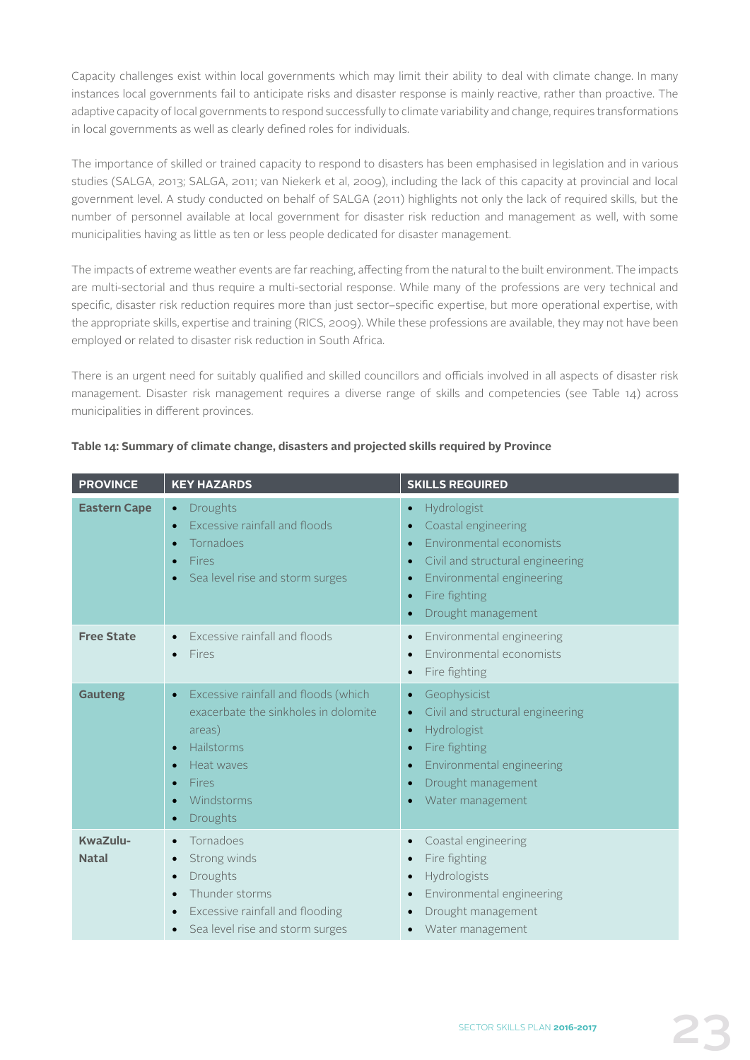Capacity challenges exist within local governments which may limit their ability to deal with climate change. In many instances local governments fail to anticipate risks and disaster response is mainly reactive, rather than proactive. The adaptive capacity of local governments to respond successfully to climate variability and change, requires transformations in local governments as well as clearly defined roles for individuals.

The importance of skilled or trained capacity to respond to disasters has been emphasised in legislation and in various studies (SALGA, 2013; SALGA, 2011; van Niekerk et al, 2009), including the lack of this capacity at provincial and local government level. A study conducted on behalf of SALGA (2011) highlights not only the lack of required skills, but the number of personnel available at local government for disaster risk reduction and management as well, with some municipalities having as little as ten or less people dedicated for disaster management.

The impacts of extreme weather events are far reaching, affecting from the natural to the built environment. The impacts are multi-sectorial and thus require a multi-sectorial response. While many of the professions are very technical and specific, disaster risk reduction requires more than just sector–specific expertise, but more operational expertise, with the appropriate skills, expertise and training (RICS, 2009). While these professions are available, they may not have been employed or related to disaster risk reduction in South Africa.

There is an urgent need for suitably qualified and skilled councillors and officials involved in all aspects of disaster risk management. Disaster risk management requires a diverse range of skills and competencies (see Table 14) across municipalities in different provinces.

**Table 14: Summary of climate change, disasters and projected skills required by Province**

| PROVINCE | KEY HAZARDS | SKILLS REQUIRED |
|---|---|---|
| **Eastern Cape** | • Droughts<br>• Excessive rainfall and floods<br>• Tornadoes<br>• Fires<br>• Sea level rise and storm surges | • Hydrologist<br>• Coastal engineering<br>• Environmental economists<br>• Civil and structural engineering<br>• Environmental engineering<br>• Fire fighting<br>• Drought management |
| **Free State** | • Excessive rainfall and floods<br>• Fires | • Environmental engineering<br>• Environmental economists<br>• Fire fighting |
| **Gauteng** | • Excessive rainfall and floods (which exacerbate the sinkholes in dolomite areas)<br>• Hailstorms<br>• Heat waves<br>• Fires<br>• Windstorms<br>• Droughts | • Geophysicist<br>• Civil and structural engineering<br>• Hydrologist<br>• Fire fighting<br>• Environmental engineering<br>• Drought management<br>• Water management |
| **KwaZulu-Natal** | • Tornadoes<br>• Strong winds<br>• Droughts<br>• Thunder storms<br>• Excessive rainfall and flooding<br>• Sea level rise and storm surges | • Coastal engineering<br>• Fire fighting<br>• Hydrologists<br>• Environmental engineering<br>• Drought management<br>• Water management |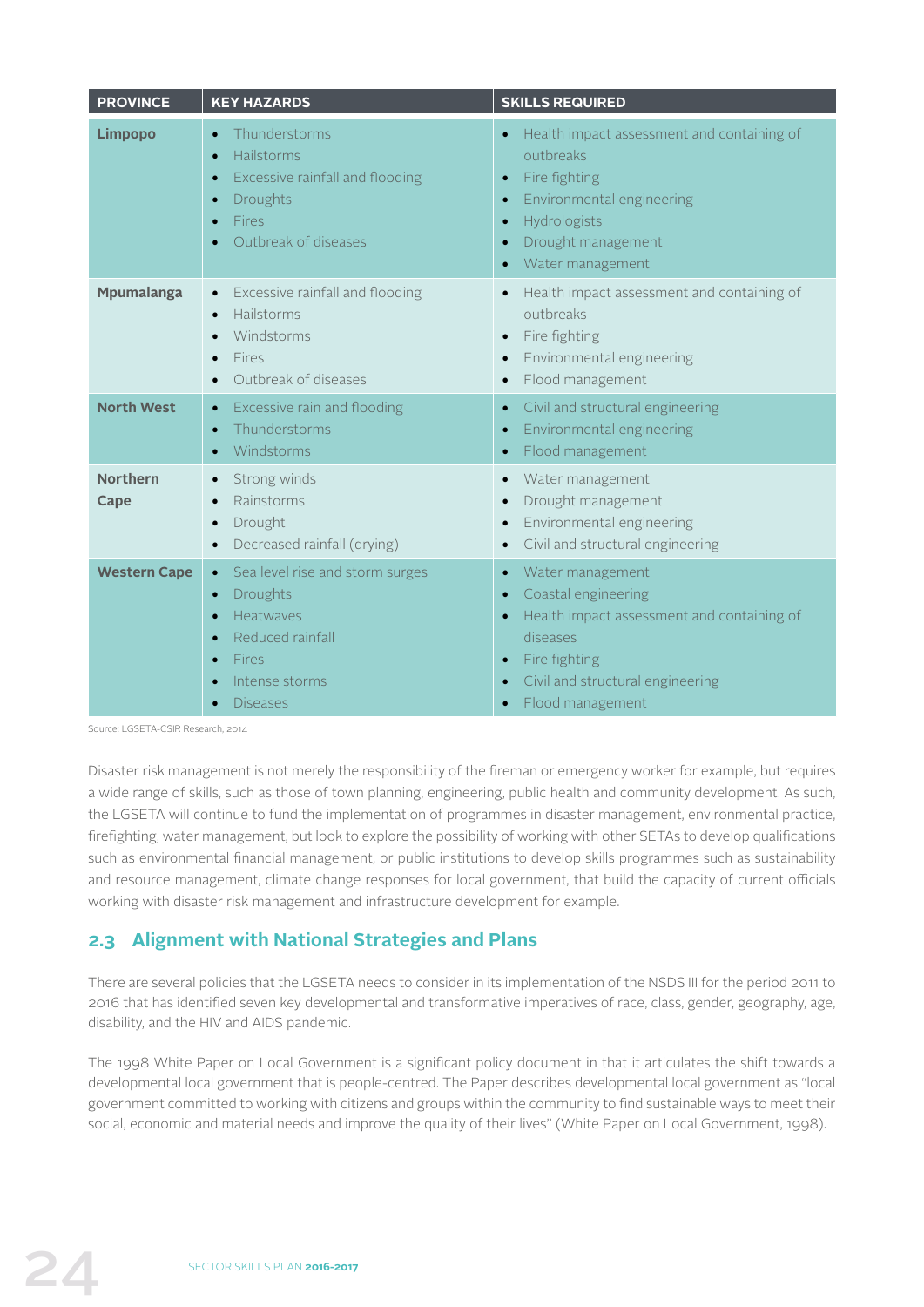| PROVINCE | KEY HAZARDS | SKILLS REQUIRED |
|---|---|---|
| **Limpopo** | • Thunderstorms<br>• Hailstorms<br>• Excessive rainfall and flooding<br>• Droughts<br>• Fires<br>• Outbreak of diseases | • Health impact assessment and containing of outbreaks<br>• Fire fighting<br>• Environmental engineering<br>• Hydrologists<br>• Drought management<br>• Water management |
| **Mpumalanga** | • Excessive rainfall and flooding<br>• Hailstorms<br>• Windstorms<br>• Fires<br>• Outbreak of diseases | • Health impact assessment and containing of outbreaks<br>• Fire fighting<br>• Environmental engineering<br>• Flood management |
| **North West** | • Excessive rain and flooding<br>• Thunderstorms<br>• Windstorms | • Civil and structural engineering<br>• Environmental engineering<br>• Flood management |
| **Northern Cape** | • Strong winds<br>• Rainstorms<br>• Drought<br>• Decreased rainfall (drying) | • Water management<br>• Drought management<br>• Environmental engineering<br>• Civil and structural engineering |
| **Western Cape** | • Sea level rise and storm surges<br>• Droughts<br>• Heatwaves<br>• Reduced rainfall<br>• Fires<br>• Intense storms<br>• Diseases | • Water management<br>• Coastal engineering<br>• Health impact assessment and containing of diseases<br>• Fire fighting<br>• Civil and structural engineering<br>• Flood management |

Source: LGSETA-CSIR Research, 2014

Disaster risk management is not merely the responsibility of the fireman or emergency worker for example, but requires a wide range of skills, such as those of town planning, engineering, public health and community development. As such, the LGSETA will continue to fund the implementation of programmes in disaster management, environmental practice, firefighting, water management, but look to explore the possibility of working with other SETAs to develop qualifications such as environmental financial management, or public institutions to develop skills programmes such as sustainability and resource management, climate change responses for local government, that build the capacity of current officials working with disaster risk management and infrastructure development for example.

## 2.3 Alignment with National Strategies and Plans

There are several policies that the LGSETA needs to consider in its implementation of the NSDS III for the period 2011 to 2016 that has identified seven key developmental and transformative imperatives of race, class, gender, geography, age, disability, and the HIV and AIDS pandemic.

The 1998 White Paper on Local Government is a significant policy document in that it articulates the shift towards a developmental local government that is people-centred. The Paper describes developmental local government as "local government committed to working with citizens and groups within the community to find sustainable ways to meet their social, economic and material needs and improve the quality of their lives" (White Paper on Local Government, 1998).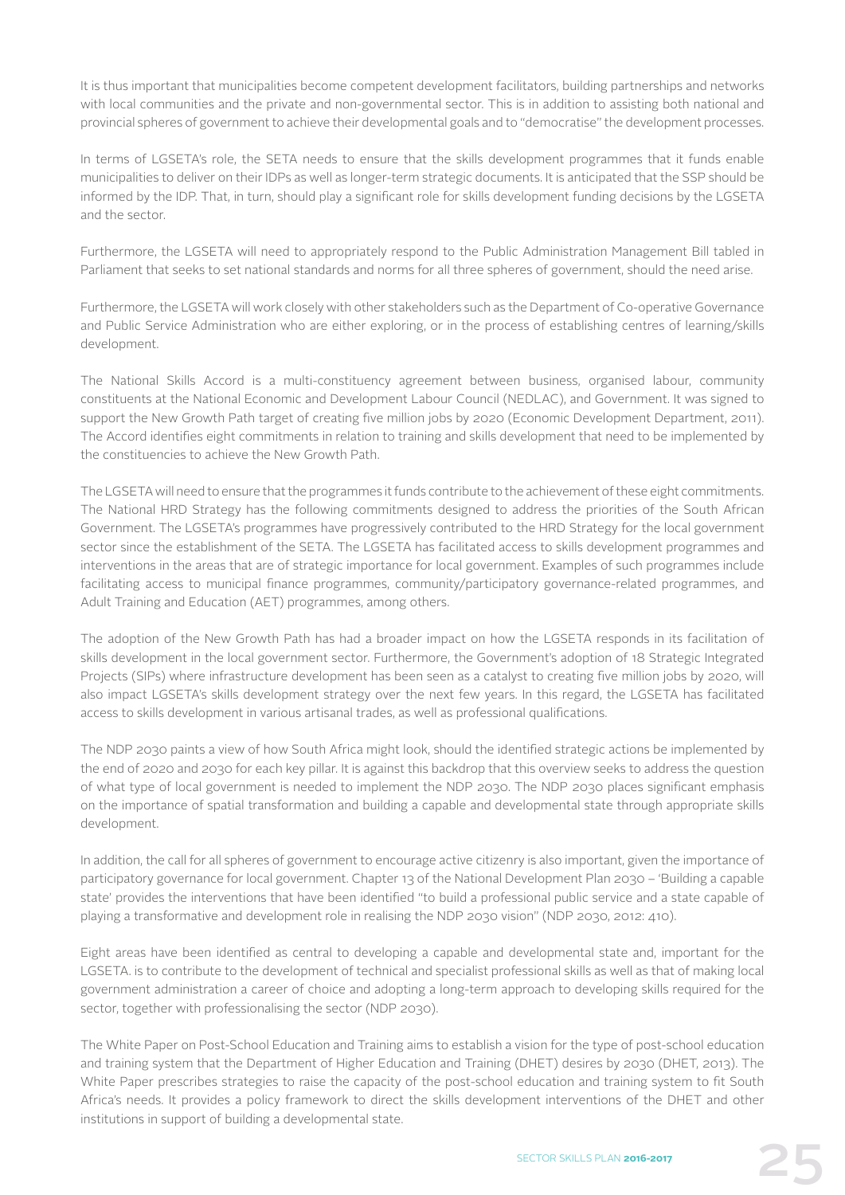It is thus important that municipalities become competent development facilitators, building partnerships and networks with local communities and the private and non-governmental sector. This is in addition to assisting both national and provincial spheres of government to achieve their developmental goals and to "democratise" the development processes.

In terms of LGSETA's role, the SETA needs to ensure that the skills development programmes that it funds enable municipalities to deliver on their IDPs as well as longer-term strategic documents. It is anticipated that the SSP should be informed by the IDP. That, in turn, should play a significant role for skills development funding decisions by the LGSETA and the sector.

Furthermore, the LGSETA will need to appropriately respond to the Public Administration Management Bill tabled in Parliament that seeks to set national standards and norms for all three spheres of government, should the need arise.

Furthermore, the LGSETA will work closely with other stakeholders such as the Department of Co-operative Governance and Public Service Administration who are either exploring, or in the process of establishing centres of learning/skills development.

The National Skills Accord is a multi-constituency agreement between business, organised labour, community constituents at the National Economic and Development Labour Council (NEDLAC), and Government. It was signed to support the New Growth Path target of creating five million jobs by 2020 (Economic Development Department, 2011). The Accord identifies eight commitments in relation to training and skills development that need to be implemented by the constituencies to achieve the New Growth Path.

The LGSETA will need to ensure that the programmes it funds contribute to the achievement of these eight commitments. The National HRD Strategy has the following commitments designed to address the priorities of the South African Government. The LGSETA's programmes have progressively contributed to the HRD Strategy for the local government sector since the establishment of the SETA. The LGSETA has facilitated access to skills development programmes and interventions in the areas that are of strategic importance for local government. Examples of such programmes include facilitating access to municipal finance programmes, community/participatory governance-related programmes, and Adult Training and Education (AET) programmes, among others.

The adoption of the New Growth Path has had a broader impact on how the LGSETA responds in its facilitation of skills development in the local government sector. Furthermore, the Government's adoption of 18 Strategic Integrated Projects (SIPs) where infrastructure development has been seen as a catalyst to creating five million jobs by 2020, will also impact LGSETA's skills development strategy over the next few years. In this regard, the LGSETA has facilitated access to skills development in various artisanal trades, as well as professional qualifications.

The NDP 2030 paints a view of how South Africa might look, should the identified strategic actions be implemented by the end of 2020 and 2030 for each key pillar. It is against this backdrop that this overview seeks to address the question of what type of local government is needed to implement the NDP 2030. The NDP 2030 places significant emphasis on the importance of spatial transformation and building a capable and developmental state through appropriate skills development.

In addition, the call for all spheres of government to encourage active citizenry is also important, given the importance of participatory governance for local government. Chapter 13 of the National Development Plan 2030 – 'Building a capable state' provides the interventions that have been identified "to build a professional public service and a state capable of playing a transformative and development role in realising the NDP 2030 vision" (NDP 2030, 2012: 410).

Eight areas have been identified as central to developing a capable and developmental state and, important for the LGSETA. is to contribute to the development of technical and specialist professional skills as well as that of making local government administration a career of choice and adopting a long-term approach to developing skills required for the sector, together with professionalising the sector (NDP 2030).

The White Paper on Post-School Education and Training aims to establish a vision for the type of post-school education and training system that the Department of Higher Education and Training (DHET) desires by 2030 (DHET, 2013). The White Paper prescribes strategies to raise the capacity of the post-school education and training system to fit South Africa's needs. It provides a policy framework to direct the skills development interventions of the DHET and other institutions in support of building a developmental state.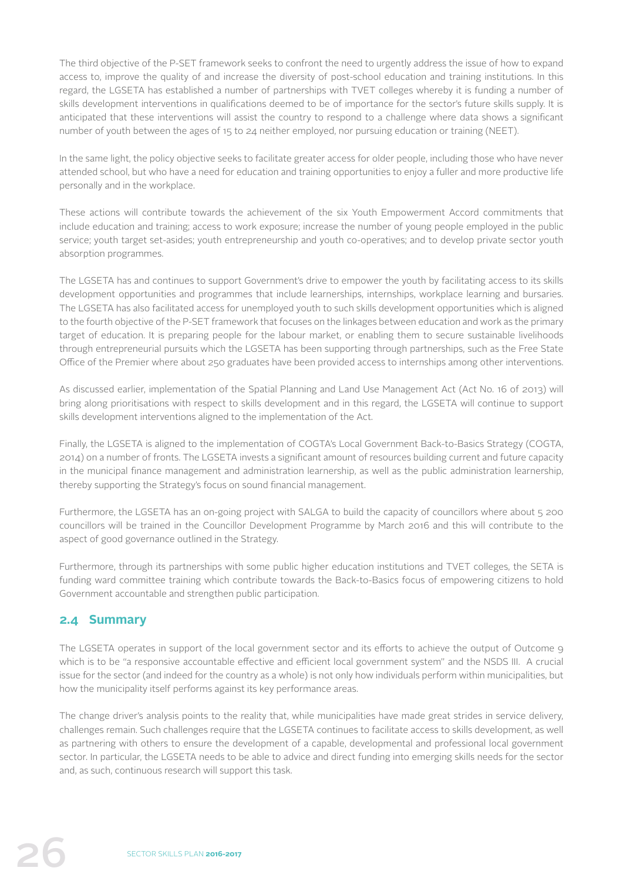The third objective of the P-SET framework seeks to confront the need to urgently address the issue of how to expand access to, improve the quality of and increase the diversity of post-school education and training institutions. In this regard, the LGSETA has established a number of partnerships with TVET colleges whereby it is funding a number of skills development interventions in qualifications deemed to be of importance for the sector's future skills supply. It is anticipated that these interventions will assist the country to respond to a challenge where data shows a significant number of youth between the ages of 15 to 24 neither employed, nor pursuing education or training (NEET).

In the same light, the policy objective seeks to facilitate greater access for older people, including those who have never attended school, but who have a need for education and training opportunities to enjoy a fuller and more productive life personally and in the workplace.

These actions will contribute towards the achievement of the six Youth Empowerment Accord commitments that include education and training; access to work exposure; increase the number of young people employed in the public service; youth target set-asides; youth entrepreneurship and youth co-operatives; and to develop private sector youth absorption programmes.

The LGSETA has and continues to support Government's drive to empower the youth by facilitating access to its skills development opportunities and programmes that include learnerships, internships, workplace learning and bursaries. The LGSETA has also facilitated access for unemployed youth to such skills development opportunities which is aligned to the fourth objective of the P-SET framework that focuses on the linkages between education and work as the primary target of education. It is preparing people for the labour market, or enabling them to secure sustainable livelihoods through entrepreneurial pursuits which the LGSETA has been supporting through partnerships, such as the Free State Office of the Premier where about 250 graduates have been provided access to internships among other interventions.

As discussed earlier, implementation of the Spatial Planning and Land Use Management Act (Act No. 16 of 2013) will bring along prioritisations with respect to skills development and in this regard, the LGSETA will continue to support skills development interventions aligned to the implementation of the Act.

Finally, the LGSETA is aligned to the implementation of COGTA's Local Government Back-to-Basics Strategy (COGTA, 2014) on a number of fronts. The LGSETA invests a significant amount of resources building current and future capacity in the municipal finance management and administration learnership, as well as the public administration learnership, thereby supporting the Strategy's focus on sound financial management.

Furthermore, the LGSETA has an on-going project with SALGA to build the capacity of councillors where about 5 200 councillors will be trained in the Councillor Development Programme by March 2016 and this will contribute to the aspect of good governance outlined in the Strategy.

Furthermore, through its partnerships with some public higher education institutions and TVET colleges, the SETA is funding ward committee training which contribute towards the Back-to-Basics focus of empowering citizens to hold Government accountable and strengthen public participation.

## 2.4 Summary

The LGSETA operates in support of the local government sector and its efforts to achieve the output of Outcome 9 which is to be "a responsive accountable effective and efficient local government system" and the NSDS III. A crucial issue for the sector (and indeed for the country as a whole) is not only how individuals perform within municipalities, but how the municipality itself performs against its key performance areas.

The change driver's analysis points to the reality that, while municipalities have made great strides in service delivery, challenges remain. Such challenges require that the LGSETA continues to facilitate access to skills development, as well as partnering with others to ensure the development of a capable, developmental and professional local government sector. In particular, the LGSETA needs to be able to advice and direct funding into emerging skills needs for the sector and, as such, continuous research will support this task.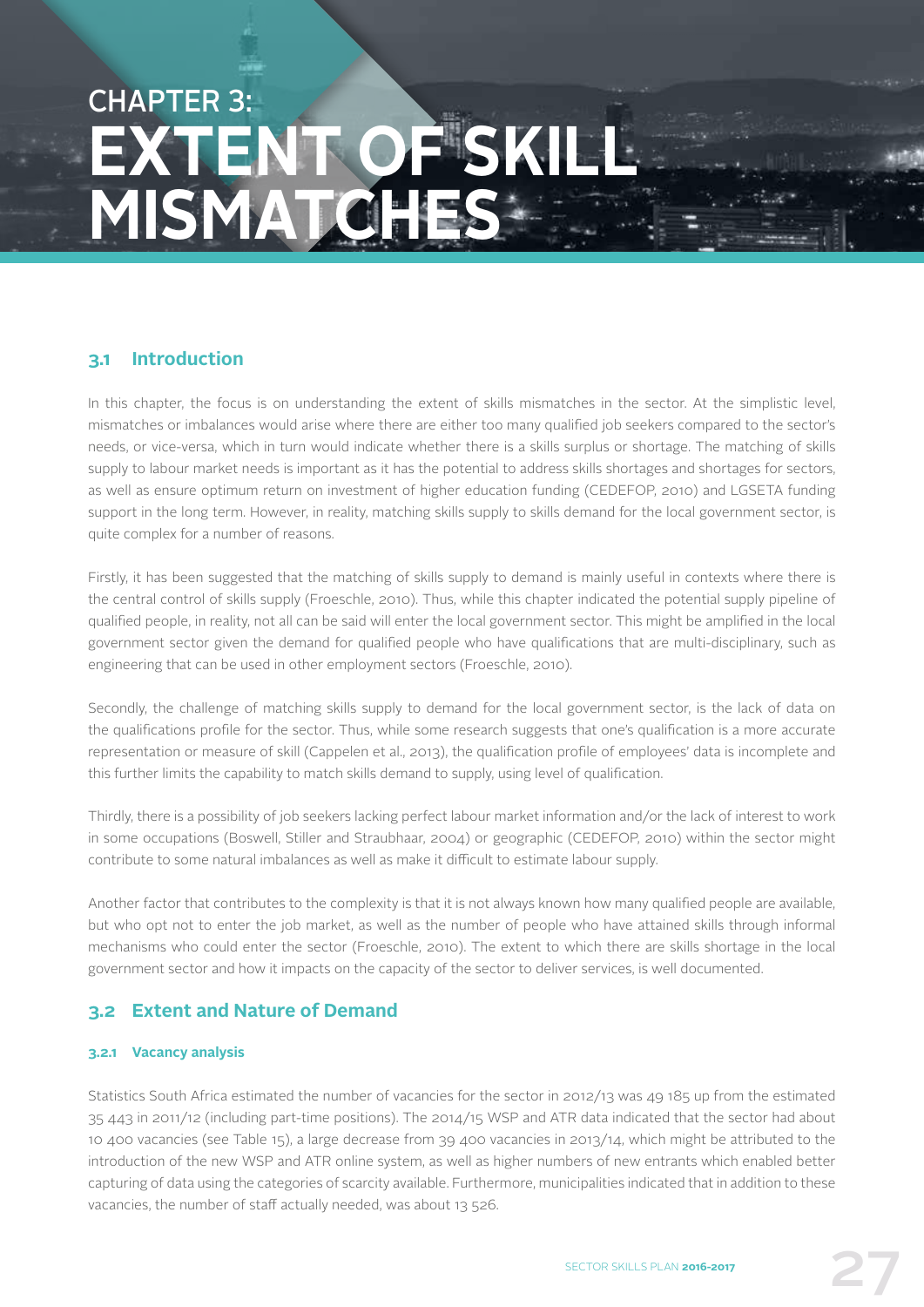# CHAPTER 3: EXTENT OF SKILL MISMATCHES

## 3.1 Introduction

In this chapter, the focus is on understanding the extent of skills mismatches in the sector. At the simplistic level, mismatches or imbalances would arise where there are either too many qualified job seekers compared to the sector's needs, or vice-versa, which in turn would indicate whether there is a skills surplus or shortage. The matching of skills supply to labour market needs is important as it has the potential to address skills shortages and shortages for sectors, as well as ensure optimum return on investment of higher education funding (CEDEFOP, 2010) and LGSETA funding support in the long term. However, in reality, matching skills supply to skills demand for the local government sector, is quite complex for a number of reasons.

Firstly, it has been suggested that the matching of skills supply to demand is mainly useful in contexts where there is the central control of skills supply (Froeschle, 2010). Thus, while this chapter indicated the potential supply pipeline of qualified people, in reality, not all can be said will enter the local government sector. This might be amplified in the local government sector given the demand for qualified people who have qualifications that are multi-disciplinary, such as engineering that can be used in other employment sectors (Froeschle, 2010).

Secondly, the challenge of matching skills supply to demand for the local government sector, is the lack of data on the qualifications profile for the sector. Thus, while some research suggests that one's qualification is a more accurate representation or measure of skill (Cappelen et al., 2013), the qualification profile of employees' data is incomplete and this further limits the capability to match skills demand to supply, using level of qualification.

Thirdly, there is a possibility of job seekers lacking perfect labour market information and/or the lack of interest to work in some occupations (Boswell, Stiller and Straubhaar, 2004) or geographic (CEDEFOP, 2010) within the sector might contribute to some natural imbalances as well as make it difficult to estimate labour supply.

Another factor that contributes to the complexity is that it is not always known how many qualified people are available, but who opt not to enter the job market, as well as the number of people who have attained skills through informal mechanisms who could enter the sector (Froeschle, 2010). The extent to which there are skills shortage in the local government sector and how it impacts on the capacity of the sector to deliver services, is well documented.

## 3.2 Extent and Nature of Demand

### 3.2.1 Vacancy analysis

Statistics South Africa estimated the number of vacancies for the sector in 2012/13 was 49 185 up from the estimated 35 443 in 2011/12 (including part-time positions). The 2014/15 WSP and ATR data indicated that the sector had about 10 400 vacancies (see Table 15), a large decrease from 39 400 vacancies in 2013/14, which might be attributed to the introduction of the new WSP and ATR online system, as well as higher numbers of new entrants which enabled better capturing of data using the categories of scarcity available. Furthermore, municipalities indicated that in addition to these vacancies, the number of staff actually needed, was about 13 526.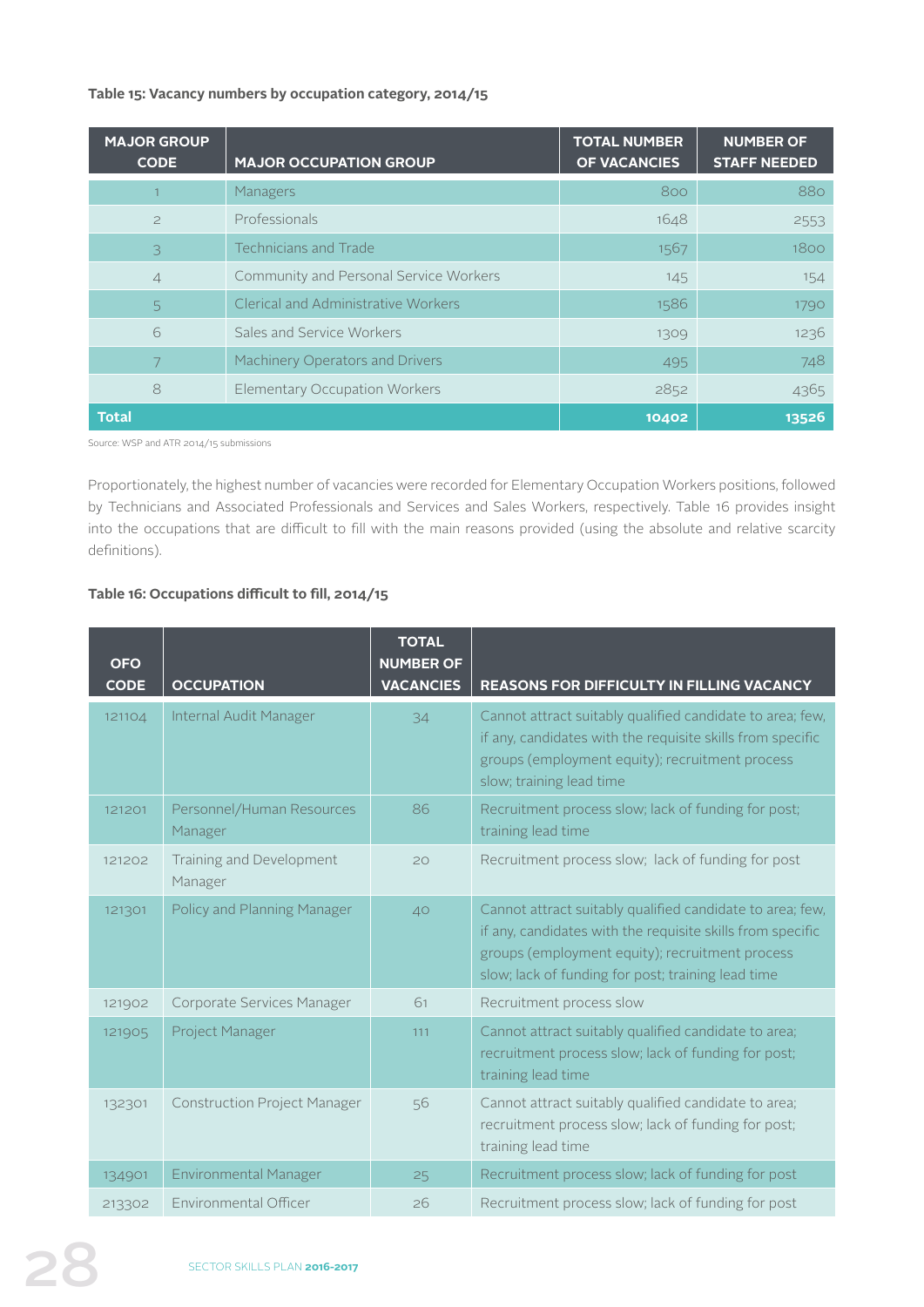**Table 15: Vacancy numbers by occupation category, 2014/15**

| MAJOR GROUP CODE | MAJOR OCCUPATION GROUP | TOTAL NUMBER OF VACANCIES | NUMBER OF STAFF NEEDED |
|---|---|---|---|
| 1 | Managers | 800 | 880 |
| 2 | Professionals | 1648 | 2553 |
| 3 | Technicians and Trade | 1567 | 1800 |
| 4 | Community and Personal Service Workers | 145 | 154 |
| 5 | Clerical and Administrative Workers | 1586 | 1790 |
| 6 | Sales and Service Workers | 1309 | 1236 |
| 7 | Machinery Operators and Drivers | 495 | 748 |
| 8 | Elementary Occupation Workers | 2852 | 4365 |
| **Total** | | **10402** | **13526** |

Source: WSP and ATR 2014/15 submissions

Proportionately, the highest number of vacancies were recorded for Elementary Occupation Workers positions, followed by Technicians and Associated Professionals and Services and Sales Workers, respectively. Table 16 provides insight into the occupations that are difficult to fill with the main reasons provided (using the absolute and relative scarcity definitions).

**Table 16: Occupations difficult to fill, 2014/15**

| OFO CODE | OCCUPATION | TOTAL NUMBER OF VACANCIES | REASONS FOR DIFFICULTY IN FILLING VACANCY |
|---|---|---|---|
| 121104 | Internal Audit Manager | 34 | Cannot attract suitably qualified candidate to area; few, if any, candidates with the requisite skills from specific groups (employment equity); recruitment process slow; training lead time |
| 121201 | Personnel/Human Resources Manager | 86 | Recruitment process slow; lack of funding for post; training lead time |
| 121202 | Training and Development Manager | 20 | Recruitment process slow; lack of funding for post |
| 121301 | Policy and Planning Manager | 40 | Cannot attract suitably qualified candidate to area; few, if any, candidates with the requisite skills from specific groups (employment equity); recruitment process slow; lack of funding for post; training lead time |
| 121902 | Corporate Services Manager | 61 | Recruitment process slow |
| 121905 | Project Manager | 111 | Cannot attract suitably qualified candidate to area; recruitment process slow; lack of funding for post; training lead time |
| 132301 | Construction Project Manager | 56 | Cannot attract suitably qualified candidate to area; recruitment process slow; lack of funding for post; training lead time |
| 134901 | Environmental Manager | 25 | Recruitment process slow; lack of funding for post |
| 213302 | Environmental Officer | 26 | Recruitment process slow; lack of funding for post |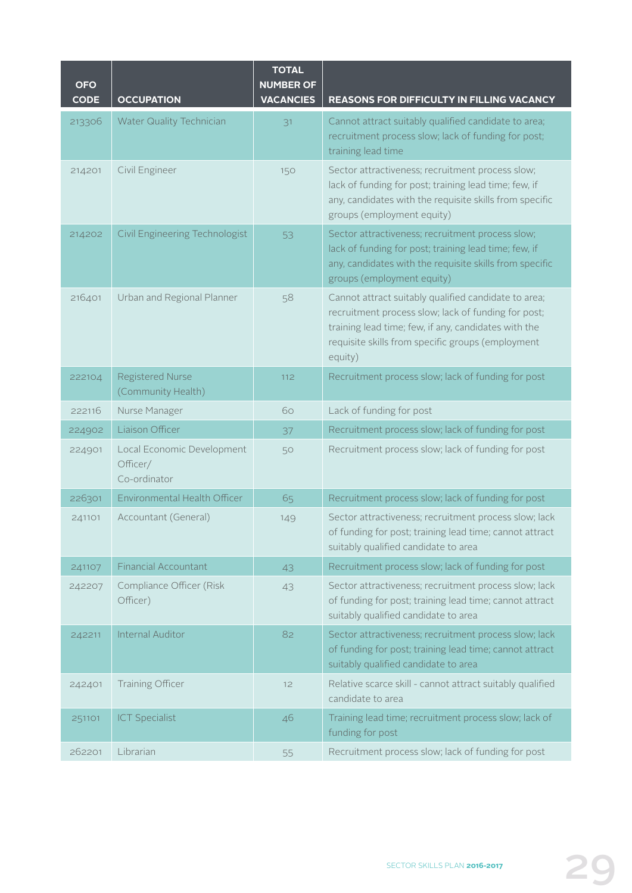| OFO CODE | OCCUPATION | TOTAL NUMBER OF VACANCIES | REASONS FOR DIFFICULTY IN FILLING VACANCY |
|---|---|---|---|
| 213306 | Water Quality Technician | 31 | Cannot attract suitably qualified candidate to area; recruitment process slow; lack of funding for post; training lead time |
| 214201 | Civil Engineer | 150 | Sector attractiveness; recruitment process slow; lack of funding for post; training lead time; few, if any, candidates with the requisite skills from specific groups (employment equity) |
| 214202 | Civil Engineering Technologist | 53 | Sector attractiveness; recruitment process slow; lack of funding for post; training lead time; few, if any, candidates with the requisite skills from specific groups (employment equity) |
| 216401 | Urban and Regional Planner | 58 | Cannot attract suitably qualified candidate to area; recruitment process slow; lack of funding for post; training lead time; few, if any, candidates with the requisite skills from specific groups (employment equity) |
| 222104 | Registered Nurse (Community Health) | 112 | Recruitment process slow; lack of funding for post |
| 222116 | Nurse Manager | 60 | Lack of funding for post |
| 224902 | Liaison Officer | 37 | Recruitment process slow; lack of funding for post |
| 224901 | Local Economic Development Officer/ Co-ordinator | 50 | Recruitment process slow; lack of funding for post |
| 226301 | Environmental Health Officer | 65 | Recruitment process slow; lack of funding for post |
| 241101 | Accountant (General) | 149 | Sector attractiveness; recruitment process slow; lack of funding for post; training lead time; cannot attract suitably qualified candidate to area |
| 241107 | Financial Accountant | 43 | Recruitment process slow; lack of funding for post |
| 242207 | Compliance Officer (Risk Officer) | 43 | Sector attractiveness; recruitment process slow; lack of funding for post; training lead time; cannot attract suitably qualified candidate to area |
| 242211 | Internal Auditor | 82 | Sector attractiveness; recruitment process slow; lack of funding for post; training lead time; cannot attract suitably qualified candidate to area |
| 242401 | Training Officer | 12 | Relative scarce skill - cannot attract suitably qualified candidate to area |
| 251101 | ICT Specialist | 46 | Training lead time; recruitment process slow; lack of funding for post |
| 262201 | Librarian | 55 | Recruitment process slow; lack of funding for post |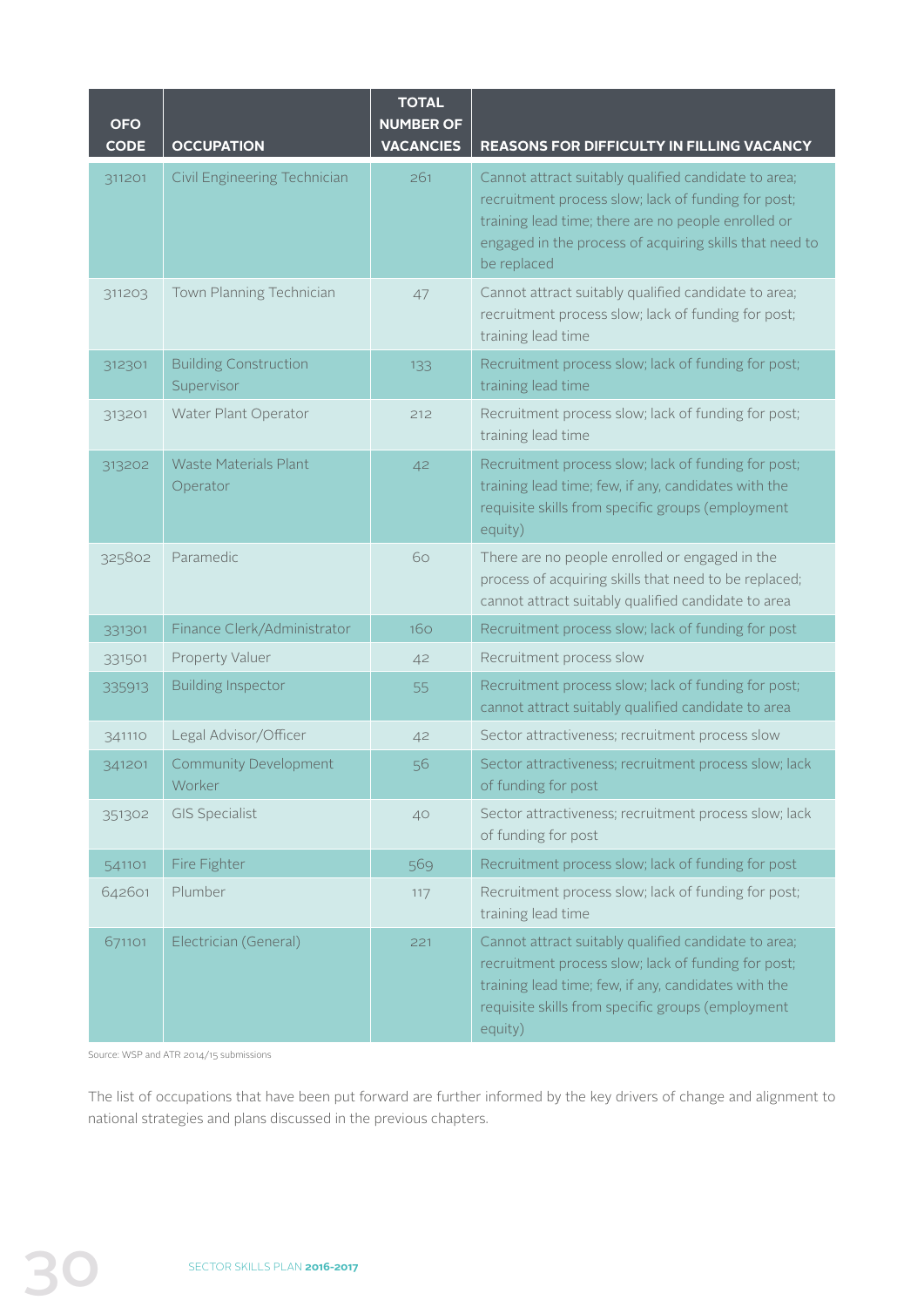| OFO CODE | OCCUPATION | TOTAL NUMBER OF VACANCIES | REASONS FOR DIFFICULTY IN FILLING VACANCY |
|---|---|---|---|
| 311201 | Civil Engineering Technician | 261 | Cannot attract suitably qualified candidate to area; recruitment process slow; lack of funding for post; training lead time; there are no people enrolled or engaged in the process of acquiring skills that need to be replaced |
| 311203 | Town Planning Technician | 47 | Cannot attract suitably qualified candidate to area; recruitment process slow; lack of funding for post; training lead time |
| 312301 | Building Construction Supervisor | 133 | Recruitment process slow; lack of funding for post; training lead time |
| 313201 | Water Plant Operator | 212 | Recruitment process slow; lack of funding for post; training lead time |
| 313202 | Waste Materials Plant Operator | 42 | Recruitment process slow; lack of funding for post; training lead time; few, if any, candidates with the requisite skills from specific groups (employment equity) |
| 325802 | Paramedic | 60 | There are no people enrolled or engaged in the process of acquiring skills that need to be replaced; cannot attract suitably qualified candidate to area |
| 331301 | Finance Clerk/Administrator | 160 | Recruitment process slow; lack of funding for post |
| 331501 | Property Valuer | 42 | Recruitment process slow |
| 335913 | Building Inspector | 55 | Recruitment process slow; lack of funding for post; cannot attract suitably qualified candidate to area |
| 341110 | Legal Advisor/Officer | 42 | Sector attractiveness; recruitment process slow |
| 341201 | Community Development Worker | 56 | Sector attractiveness; recruitment process slow; lack of funding for post |
| 351302 | GIS Specialist | 40 | Sector attractiveness; recruitment process slow; lack of funding for post |
| 541101 | Fire Fighter | 569 | Recruitment process slow; lack of funding for post |
| 642601 | Plumber | 117 | Recruitment process slow; lack of funding for post; training lead time |
| 671101 | Electrician (General) | 221 | Cannot attract suitably qualified candidate to area; recruitment process slow; lack of funding for post; training lead time; few, if any, candidates with the requisite skills from specific groups (employment equity) |

Source: WSP and ATR 2014/15 submissions

The list of occupations that have been put forward are further informed by the key drivers of change and alignment to national strategies and plans discussed in the previous chapters.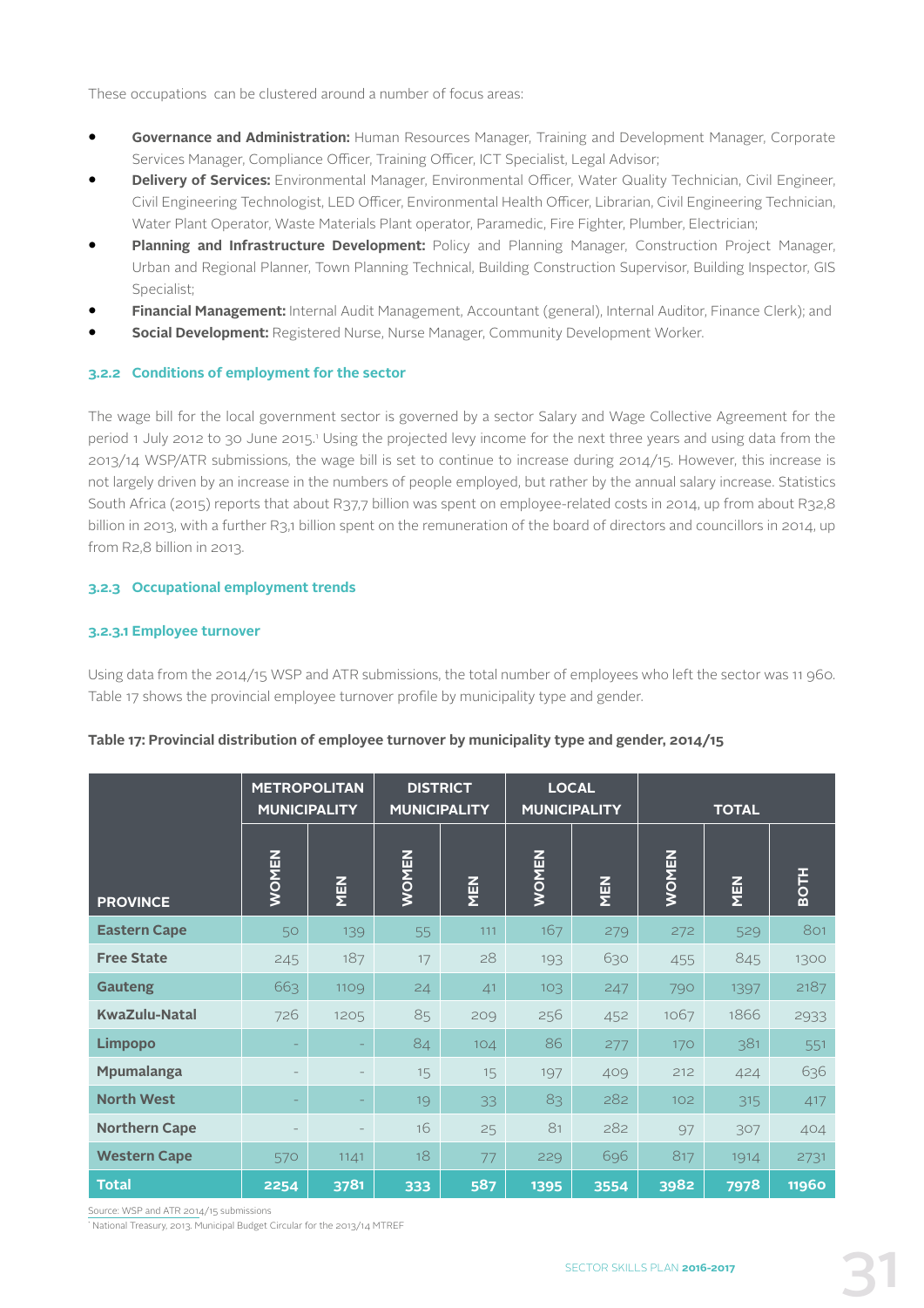These occupations can be clustered around a number of focus areas:

- **Governance and Administration:** Human Resources Manager, Training and Development Manager, Corporate Services Manager, Compliance Officer, Training Officer, ICT Specialist, Legal Advisor;
- **Delivery of Services:** Environmental Manager, Environmental Officer, Water Quality Technician, Civil Engineer, Civil Engineering Technologist, LED Officer, Environmental Health Officer, Librarian, Civil Engineering Technician, Water Plant Operator, Waste Materials Plant operator, Paramedic, Fire Fighter, Plumber, Electrician;
- **Planning and Infrastructure Development:** Policy and Planning Manager, Construction Project Manager, Urban and Regional Planner, Town Planning Technical, Building Construction Supervisor, Building Inspector, GIS Specialist;
- **Financial Management:** Internal Audit Management, Accountant (general), Internal Auditor, Finance Clerk); and
- **Social Development:** Registered Nurse, Nurse Manager, Community Development Worker.

### 3.2.2 Conditions of employment for the sector

The wage bill for the local government sector is governed by a sector Salary and Wage Collective Agreement for the period 1 July 2012 to 30 June 2015.[1] Using the projected levy income for the next three years and using data from the 2013/14 WSP/ATR submissions, the wage bill is set to continue to increase during 2014/15. However, this increase is not largely driven by an increase in the numbers of people employed, but rather by the annual salary increase. Statistics South Africa (2015) reports that about R37,7 billion was spent on employee-related costs in 2014, up from about R32,8 billion in 2013, with a further R3,1 billion spent on the remuneration of the board of directors and councillors in 2014, up from R2,8 billion in 2013.

### 3.2.3 Occupational employment trends

#### 3.2.3.1 Employee turnover

Using data from the 2014/15 WSP and ATR submissions, the total number of employees who left the sector was 11 960. Table 17 shows the provincial employee turnover profile by municipality type and gender.

**Table 17: Provincial distribution of employee turnover by municipality type and gender, 2014/15**

| PROVINCE | METROPOLITAN MUNICIPALITY | | DISTRICT MUNICIPALITY | | LOCAL MUNICIPALITY | | TOTAL | | |
|---|---|---|---|---|---|---|---|---|---|
| | WOMEN | MEN | WOMEN | MEN | WOMEN | MEN | WOMEN | MEN | BOTH |
| **Eastern Cape** | 50 | 139 | 55 | 111 | 167 | 279 | 272 | 529 | 801 |
| **Free State** | 245 | 187 | 17 | 28 | 193 | 630 | 455 | 845 | 1300 |
| **Gauteng** | 663 | 1109 | 24 | 41 | 103 | 247 | 790 | 1397 | 2187 |
| **KwaZulu-Natal** | 726 | 1205 | 85 | 209 | 256 | 452 | 1067 | 1866 | 2933 |
| **Limpopo** | - | - | 84 | 104 | 86 | 277 | 170 | 381 | 551 |
| **Mpumalanga** | - | - | 15 | 15 | 197 | 409 | 212 | 424 | 636 |
| **North West** | - | - | 19 | 33 | 83 | 282 | 102 | 315 | 417 |
| **Northern Cape** | - | - | 16 | 25 | 81 | 282 | 97 | 307 | 404 |
| **Western Cape** | 570 | 1141 | 18 | 77 | 229 | 696 | 817 | 1914 | 2731 |
| **Total** | **2254** | **3781** | **333** | **587** | **1395** | **3554** | **3982** | **7978** | **11960** |

Source: WSP and ATR 2014/15 submissions

[1] National Treasury, 2013. Municipal Budget Circular for the 2013/14 MTREF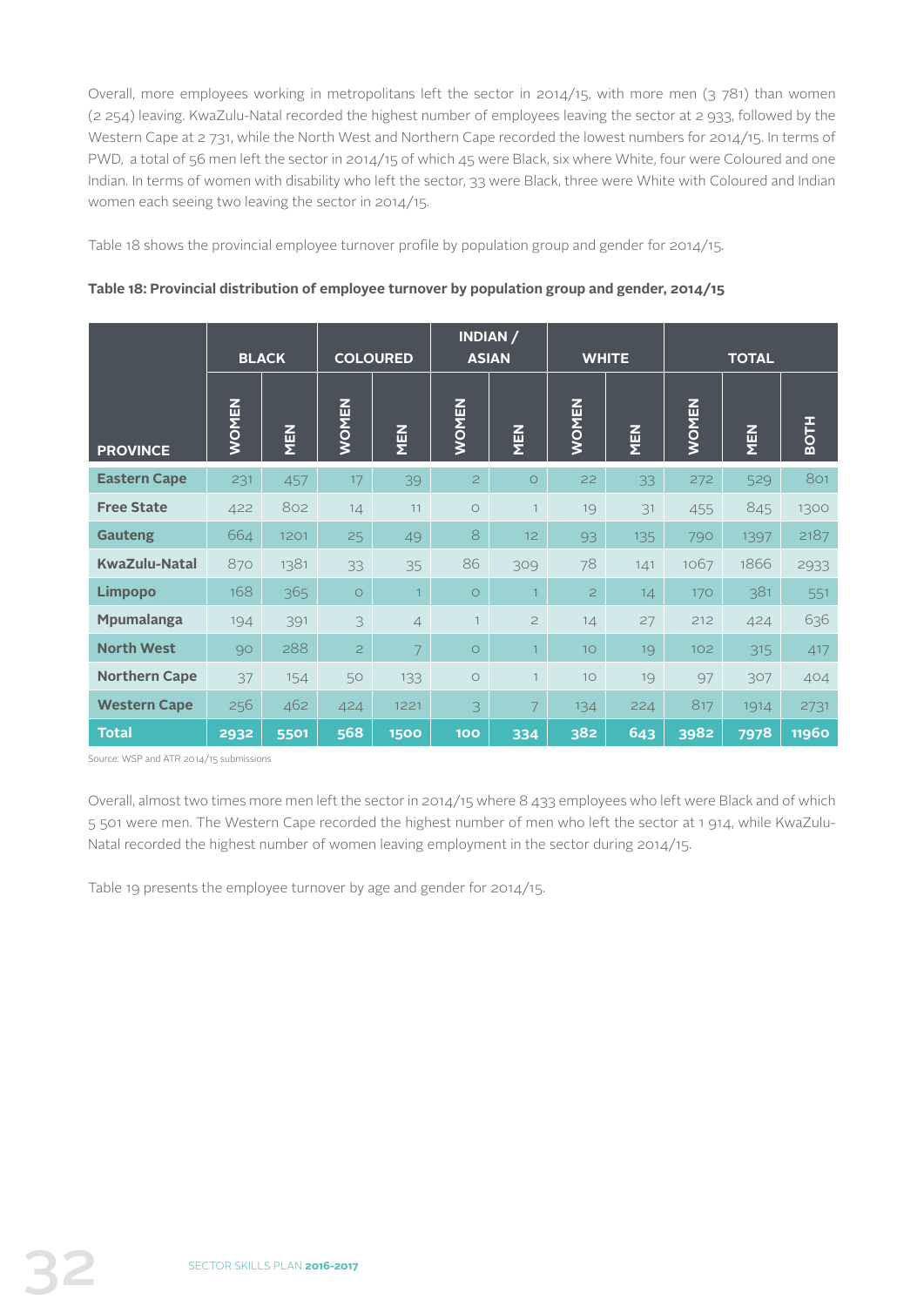Overall, more employees working in metropolitans left the sector in 2014/15, with more men (3 781) than women (2 254) leaving. KwaZulu-Natal recorded the highest number of employees leaving the sector at 2 933, followed by the Western Cape at 2 731, while the North West and Northern Cape recorded the lowest numbers for 2014/15. In terms of PWD, a total of 56 men left the sector in 2014/15 of which 45 were Black, six where White, four were Coloured and one Indian. In terms of women with disability who left the sector, 33 were Black, three were White with Coloured and Indian women each seeing two leaving the sector in 2014/15.

Table 18 shows the provincial employee turnover profile by population group and gender for 2014/15.

**Table 18: Provincial distribution of employee turnover by population group and gender, 2014/15**

| | BLACK | | COLOURED | | INDIAN / ASIAN | | WHITE | | TOTAL | | |
|---|---|---|---|---|---|---|---|---|---|---|---|
| PROVINCE | WOMEN | MEN | WOMEN | MEN | WOMEN | MEN | WOMEN | MEN | WOMEN | MEN | BOTH |
| Eastern Cape | 231 | 457 | 17 | 39 | 2 | 0 | 22 | 33 | 272 | 529 | 801 |
| Free State | 422 | 802 | 14 | 11 | 0 | 1 | 19 | 31 | 455 | 845 | 1300 |
| Gauteng | 664 | 1201 | 25 | 49 | 8 | 12 | 93 | 135 | 790 | 1397 | 2187 |
| KwaZulu-Natal | 870 | 1381 | 33 | 35 | 86 | 309 | 78 | 141 | 1067 | 1866 | 2933 |
| Limpopo | 168 | 365 | 0 | 1 | 0 | 1 | 2 | 14 | 170 | 381 | 551 |
| Mpumalanga | 194 | 391 | 3 | 4 | 1 | 2 | 14 | 27 | 212 | 424 | 636 |
| North West | 90 | 288 | 2 | 7 | 0 | 1 | 10 | 19 | 102 | 315 | 417 |
| Northern Cape | 37 | 154 | 50 | 133 | 0 | 1 | 10 | 19 | 97 | 307 | 404 |
| Western Cape | 256 | 462 | 424 | 1221 | 3 | 7 | 134 | 224 | 817 | 1914 | 2731 |
| **Total** | **2932** | **5501** | **568** | **1500** | **100** | **334** | **382** | **643** | **3982** | **7978** | **11960** |

Source: WSP and ATR 2014/15 submissions

Overall, almost two times more men left the sector in 2014/15 where 8 433 employees who left were Black and of which 5 501 were men. The Western Cape recorded the highest number of men who left the sector at 1 914, while KwaZulu-Natal recorded the highest number of women leaving employment in the sector during 2014/15.

Table 19 presents the employee turnover by age and gender for 2014/15.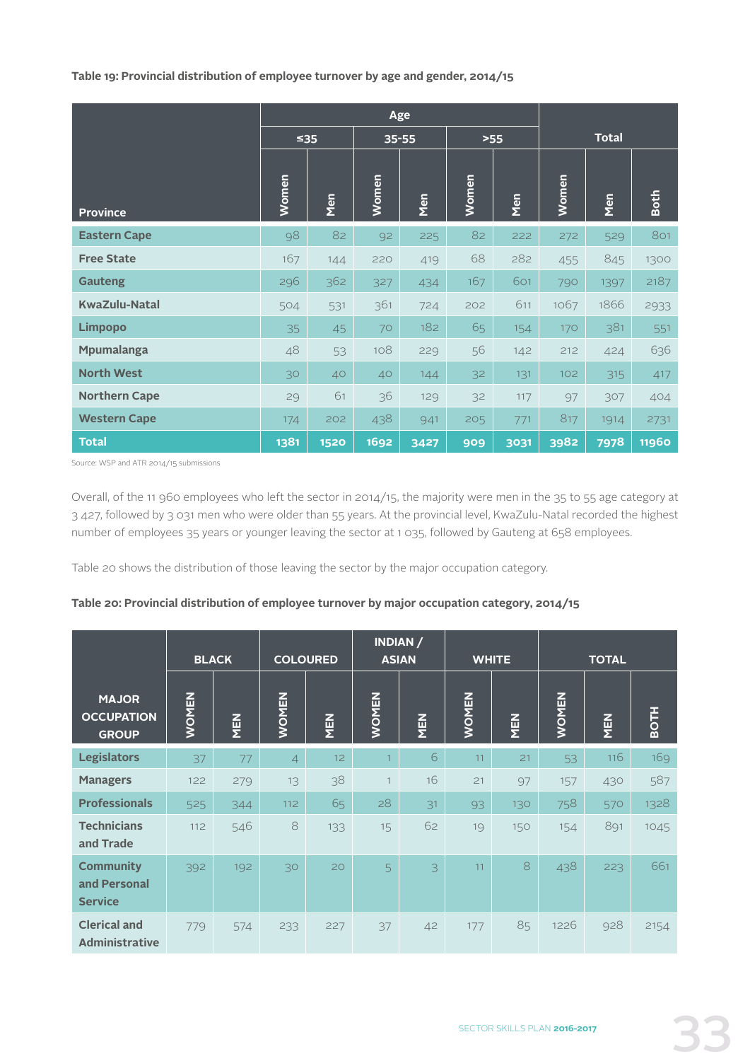**Table 19: Provincial distribution of employee turnover by age and gender, 2014/15**

| Province | Age | | | | | | Total | | |
|---|---|---|---|---|---|---|---|---|---|
| | ≤35 | | 35-55 | | >55 | | | | |
| | Women | Men | Women | Men | Women | Men | Women | Men | Both |
| **Eastern Cape** | 98 | 82 | 92 | 225 | 82 | 222 | 272 | 529 | 801 |
| **Free State** | 167 | 144 | 220 | 419 | 68 | 282 | 455 | 845 | 1300 |
| **Gauteng** | 296 | 362 | 327 | 434 | 167 | 601 | 790 | 1397 | 2187 |
| **KwaZulu-Natal** | 504 | 531 | 361 | 724 | 202 | 611 | 1067 | 1866 | 2933 |
| **Limpopo** | 35 | 45 | 70 | 182 | 65 | 154 | 170 | 381 | 551 |
| **Mpumalanga** | 48 | 53 | 108 | 229 | 56 | 142 | 212 | 424 | 636 |
| **North West** | 30 | 40 | 40 | 144 | 32 | 131 | 102 | 315 | 417 |
| **Northern Cape** | 29 | 61 | 36 | 129 | 32 | 117 | 97 | 307 | 404 |
| **Western Cape** | 174 | 202 | 438 | 941 | 205 | 771 | 817 | 1914 | 2731 |
| **Total** | **1381** | **1520** | **1692** | **3427** | **909** | **3031** | **3982** | **7978** | **11960** |

Source: WSP and ATR 2014/15 submissions

Overall, of the 11 960 employees who left the sector in 2014/15, the majority were men in the 35 to 55 age category at 3 427, followed by 3 031 men who were older than 55 years. At the provincial level, KwaZulu-Natal recorded the highest number of employees 35 years or younger leaving the sector at 1 035, followed by Gauteng at 658 employees.

Table 20 shows the distribution of those leaving the sector by the major occupation category.

**Table 20: Provincial distribution of employee turnover by major occupation category, 2014/15**

| MAJOR OCCUPATION GROUP | BLACK | | COLOURED | | INDIAN / ASIAN | | WHITE | | TOTAL | | |
|---|---|---|---|---|---|---|---|---|---|---|---|
| | WOMEN | MEN | WOMEN | MEN | WOMEN | MEN | WOMEN | MEN | WOMEN | MEN | BOTH |
| **Legislators** | 37 | 77 | 4 | 12 | 1 | 6 | 11 | 21 | 53 | 116 | 169 |
| **Managers** | 122 | 279 | 13 | 38 | 1 | 16 | 21 | 97 | 157 | 430 | 587 |
| **Professionals** | 525 | 344 | 112 | 65 | 28 | 31 | 93 | 130 | 758 | 570 | 1328 |
| **Technicians and Trade** | 112 | 546 | 8 | 133 | 15 | 62 | 19 | 150 | 154 | 891 | 1045 |
| **Community and Personal Service** | 392 | 192 | 30 | 20 | 5 | 3 | 11 | 8 | 438 | 223 | 661 |
| **Clerical and Administrative** | 779 | 574 | 233 | 227 | 37 | 42 | 177 | 85 | 1226 | 928 | 2154 |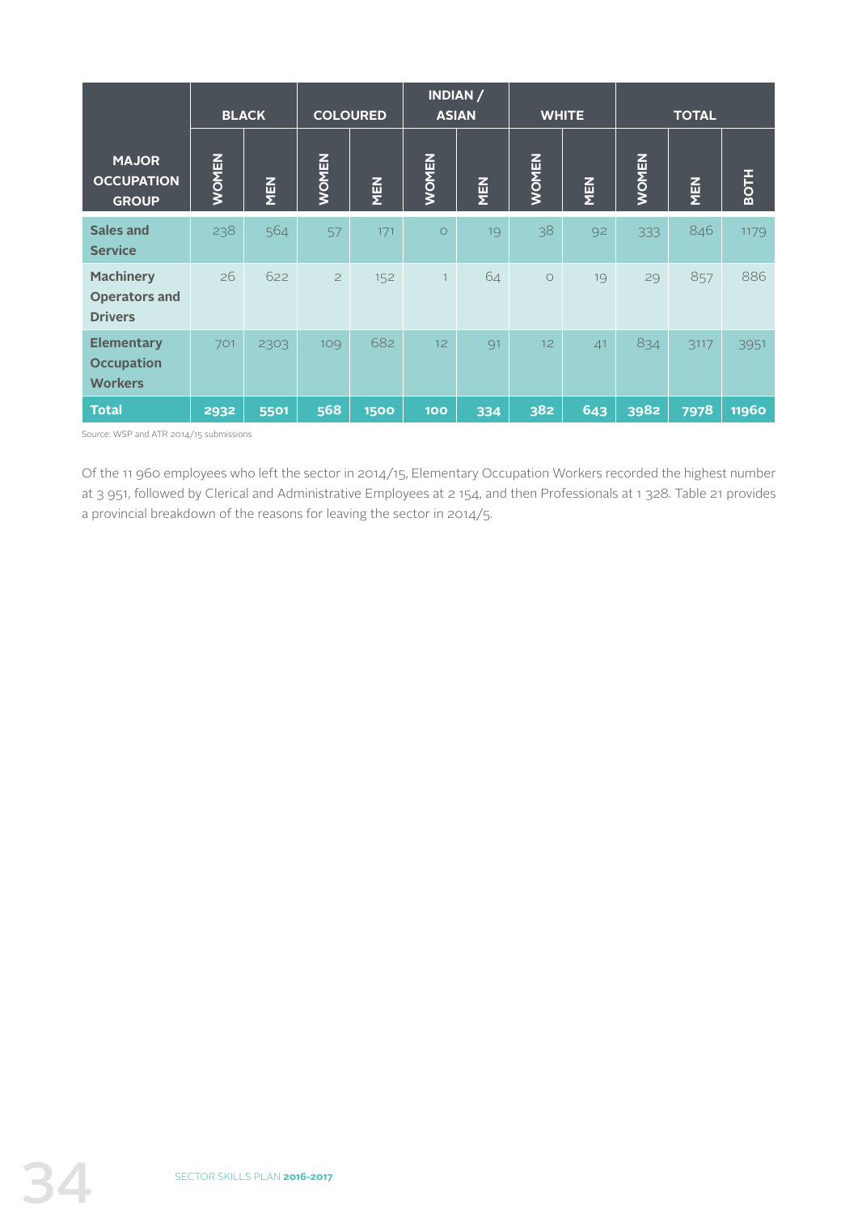| MAJOR OCCUPATION GROUP | BLACK | | COLOURED | | INDIAN / ASIAN | | WHITE | | TOTAL | | |
|---|---|---|---|---|---|---|---|---|---|---|---|
| | WOMEN | MEN | WOMEN | MEN | WOMEN | MEN | WOMEN | MEN | WOMEN | MEN | BOTH |
| **Sales and Service** | 238 | 564 | 57 | 171 | 0 | 19 | 38 | 92 | 333 | 846 | 1179 |
| **Machinery Operators and Drivers** | 26 | 622 | 2 | 152 | 1 | 64 | 0 | 19 | 29 | 857 | 886 |
| **Elementary Occupation Workers** | 701 | 2303 | 109 | 682 | 12 | 91 | 12 | 41 | 834 | 3117 | 3951 |
| **Total** | **2932** | **5501** | **568** | **1500** | **100** | **334** | **382** | **643** | **3982** | **7978** | **11960** |

Source: WSP and ATR 2014/15 submissions

Of the 11 960 employees who left the sector in 2014/15, Elementary Occupation Workers recorded the highest number at 3 951, followed by Clerical and Administrative Employees at 2 154, and then Professionals at 1 328. Table 21 provides a provincial breakdown of the reasons for leaving the sector in 2014/5.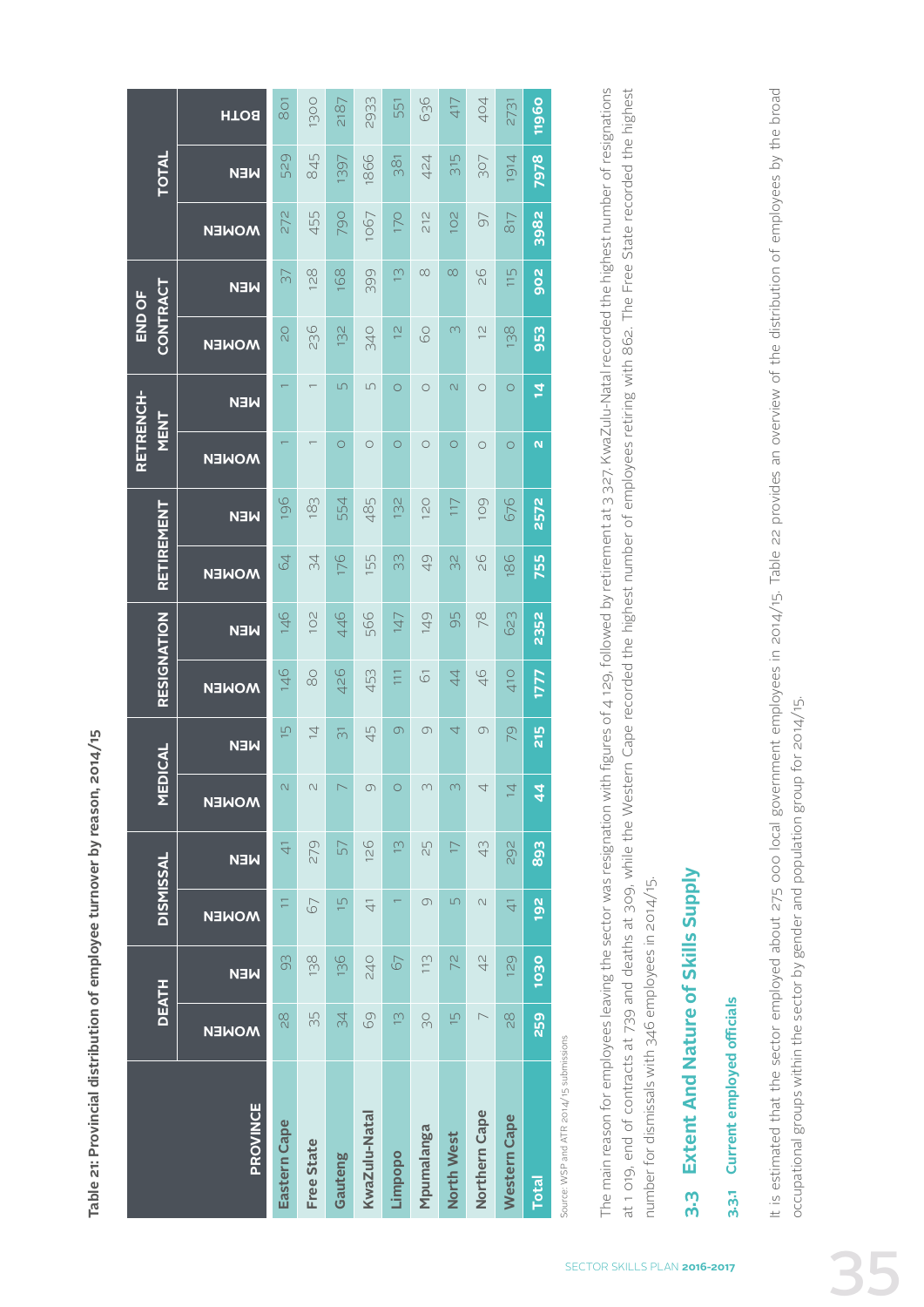**Table 21: Provincial distribution of employee turnover by reason, 2014/15**

| PROVINCE | DEATH | | DISMISSAL | | MEDICAL | | RESIGNATION | | RETIREMENT | | RETRENCH-MENT | | END OF CONTRACT | | TOTAL | | |
|---|---|---|---|---|---|---|---|---|---|---|---|---|---|---|---|---|---|
| | WOMEN | MEN | WOMEN | MEN | WOMEN | MEN | WOMEN | MEN | WOMEN | MEN | WOMEN | MEN | WOMEN | MEN | WOMEN | MEN | BOTH |
| Eastern Cape | 28 | 93 | 11 | 41 | 2 | 15 | 146 | 146 | 64 | 196 | 1 | 1 | 20 | 37 | 272 | 529 | 801 |
| Free State | 35 | 138 | 67 | 279 | 2 | 14 | 80 | 102 | 34 | 183 | 1 | 1 | 236 | 128 | 455 | 845 | 1300 |
| Gauteng | 34 | 136 | 15 | 57 | 7 | 31 | 426 | 446 | 176 | 554 | 0 | 5 | 132 | 168 | 790 | 1397 | 2187 |
| KwaZulu-Natal | 69 | 240 | 41 | 126 | 9 | 45 | 453 | 566 | 155 | 485 | 0 | 5 | 340 | 399 | 1067 | 1866 | 2933 |
| Limpopo | 13 | 67 | 1 | 13 | 0 | 9 | 111 | 147 | 33 | 132 | 0 | 0 | 12 | 13 | 170 | 381 | 551 |
| Mpumalanga | 30 | 113 | 9 | 25 | 3 | 9 | 61 | 149 | 49 | 120 | 0 | 0 | 60 | 8 | 212 | 424 | 636 |
| North West | 15 | 72 | 5 | 17 | 3 | 4 | 44 | 95 | 32 | 117 | 0 | 2 | 3 | 8 | 102 | 315 | 417 |
| Northern Cape | 7 | 42 | 2 | 43 | 4 | 9 | 46 | 78 | 26 | 109 | 0 | 0 | 12 | 26 | 97 | 307 | 404 |
| Western Cape | 28 | 129 | 41 | 292 | 14 | 79 | 410 | 623 | 186 | 676 | 0 | 0 | 138 | 115 | 817 | 1914 | 2731 |
| **Total** | **259** | **1030** | **192** | **893** | **44** | **215** | **1777** | **2352** | **755** | **2572** | **2** | **14** | **953** | **902** | **3982** | **7978** | **11960** |

Source: WSP and ATR 2014/15 submissions

The main reason for employees leaving the sector was resignation with figures of 4 129, followed by retirement at 3 327. KwaZulu-Natal recorded the highest number of resignations at 1 019, end of contracts at 739 and deaths at 309, while the Western Cape recorded the highest number of employees retiring with 862. The Free State recorded the highest number for dismissals with 346 employees in 2014/15.

## 3.3 Extent And Nature of Skills Supply

### 3.3.1 Current employed officials

It is estimated that the sector employed about 275 000 local government employees in 2014/15. Table 22 provides an overview of the distribution of employees by the broad occupational groups within the sector by gender and population group for 2014/15.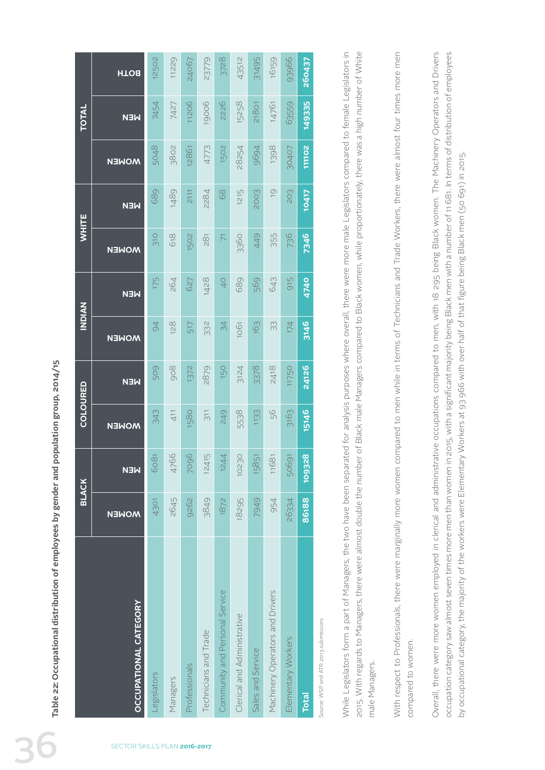**Table 22: Occupational distribution of employees by gender and population group, 2014/15**

| OCCUPATIONAL CATEGORY | BLACK | | COLOURED | | INDIAN | | WHITE | | TOTAL | | |
|---|---|---|---|---|---|---|---|---|---|---|---|
| | WOMEN | MEN | WOMEN | MEN | WOMEN | MEN | WOMEN | MEN | WOMEN | MEN | BOTH |
| Legislators | 4301 | 6081 | 343 | 509 | 94 | 175 | 310 | 689 | 5048 | 7454 | 12502 |
| Managers | 2645 | 4766 | 411 | 908 | 128 | 264 | 618 | 1489 | 3802 | 7427 | 11229 |
| Professionals | 9262 | 7096 | 1580 | 1372 | 517 | 627 | 1502 | 2111 | 12861 | 11206 | 24067 |
| Technicians and Trade | 3849 | 12415 | 311 | 2879 | 332 | 1428 | 281 | 2284 | 4773 | 19006 | 23779 |
| Community and Personal Service | 1872 | 1244 | 249 | 150 | 34 | 40 | 71 | 68 | 1502 | 2226 | 3728 |
| Clerical and Administrative | 18295 | 10230 | 5538 | 3124 | 1061 | 689 | 3360 | 1215 | 28254 | 15258 | 43512 |
| Sales and Service | 7949 | 15851 | 1133 | 3378 | 163 | 569 | 449 | 2003 | 9694 | 21801 | 31495 |
| Machinery Operators and Drivers | 954 | 11681 | 56 | 2418 | 33 | 643 | 355 | 19 | 1398 | 14761 | 16159 |
| Elementary Workers | 26334 | 50691 | 3163 | 11750 | 174 | 915 | 736 | 203 | 30407 | 63559 | 93966 |
| **Total** | **86188** | **109328** | **15146** | **24126** | **3146** | **4740** | **7346** | **10417** | **111102** | **149335** | **260437** |

Source: WSP and ATR 2015 submissions

While Legislators form a part of Managers, the two have been separated for analysis purposes where overall, there were more male Legislators compared to female Legislators in 2015. With regards to Managers, there were almost double the number of Black male Managers compared to Black women, while proportionately, there was a high number of White male Managers.

With respect to Professionals, there were marginally more women compared to men while in terms of Technicians and Trade Workers, there were almost four times more men compared to women.

Overall, there were more women employed in clerical and administrative occupations compared to men, with 18 295 being Black women. The Machinery Operators and Drivers occupation category saw almost seven times more men than women in 2015, with a significant majority being Black men with a number of 11 681. In terms of distribution of employees by occupational category, the majority of the workers were Elementary Workers at 93 966 with over half of that figure being Black men (50 691) in 2015.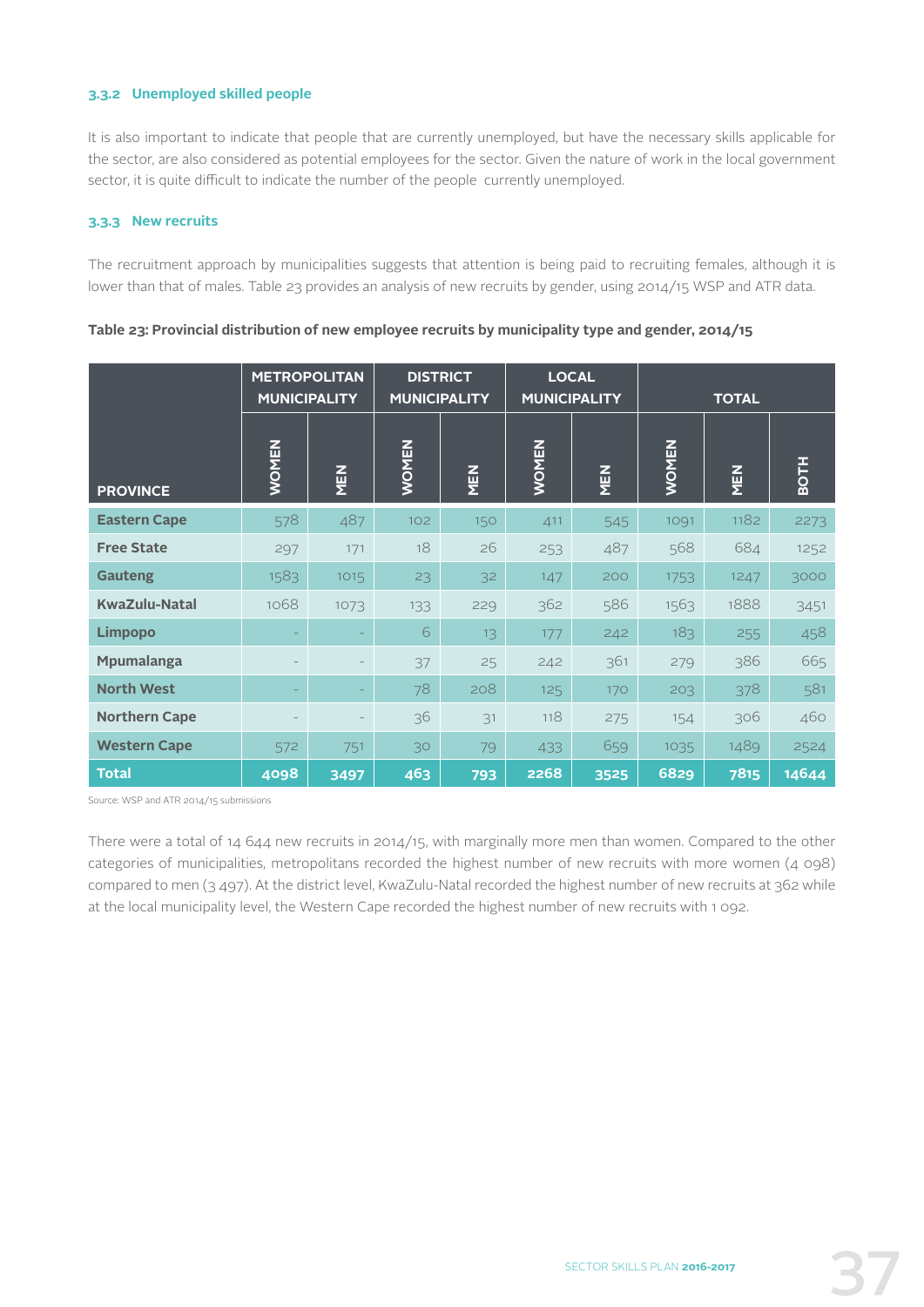### 3.3.2 Unemployed skilled people

It is also important to indicate that people that are currently unemployed, but have the necessary skills applicable for the sector, are also considered as potential employees for the sector. Given the nature of work in the local government sector, it is quite difficult to indicate the number of the people currently unemployed.

### 3.3.3 New recruits

The recruitment approach by municipalities suggests that attention is being paid to recruiting females, although it is lower than that of males. Table 23 provides an analysis of new recruits by gender, using 2014/15 WSP and ATR data.

**Table 23: Provincial distribution of new employee recruits by municipality type and gender, 2014/15**

| PROVINCE | METROPOLITAN MUNICIPALITY | | DISTRICT MUNICIPALITY | | LOCAL MUNICIPALITY | | TOTAL | | |
|---|---|---|---|---|---|---|---|---|---|
| | WOMEN | MEN | WOMEN | MEN | WOMEN | MEN | WOMEN | MEN | BOTH |
| **Eastern Cape** | 578 | 487 | 102 | 150 | 411 | 545 | 1091 | 1182 | 2273 |
| **Free State** | 297 | 171 | 18 | 26 | 253 | 487 | 568 | 684 | 1252 |
| **Gauteng** | 1583 | 1015 | 23 | 32 | 147 | 200 | 1753 | 1247 | 3000 |
| **KwaZulu-Natal** | 1068 | 1073 | 133 | 229 | 362 | 586 | 1563 | 1888 | 3451 |
| **Limpopo** | - | - | 6 | 13 | 177 | 242 | 183 | 255 | 458 |
| **Mpumalanga** | - | - | 37 | 25 | 242 | 361 | 279 | 386 | 665 |
| **North West** | - | - | 78 | 208 | 125 | 170 | 203 | 378 | 581 |
| **Northern Cape** | - | - | 36 | 31 | 118 | 275 | 154 | 306 | 460 |
| **Western Cape** | 572 | 751 | 30 | 79 | 433 | 659 | 1035 | 1489 | 2524 |
| **Total** | **4098** | **3497** | **463** | **793** | **2268** | **3525** | **6829** | **7815** | **14644** |

Source: WSP and ATR 2014/15 submissions

There were a total of 14 644 new recruits in 2014/15, with marginally more men than women. Compared to the other categories of municipalities, metropolitans recorded the highest number of new recruits with more women (4 098) compared to men (3 497). At the district level, KwaZulu-Natal recorded the highest number of new recruits at 362 while at the local municipality level, the Western Cape recorded the highest number of new recruits with 1 092.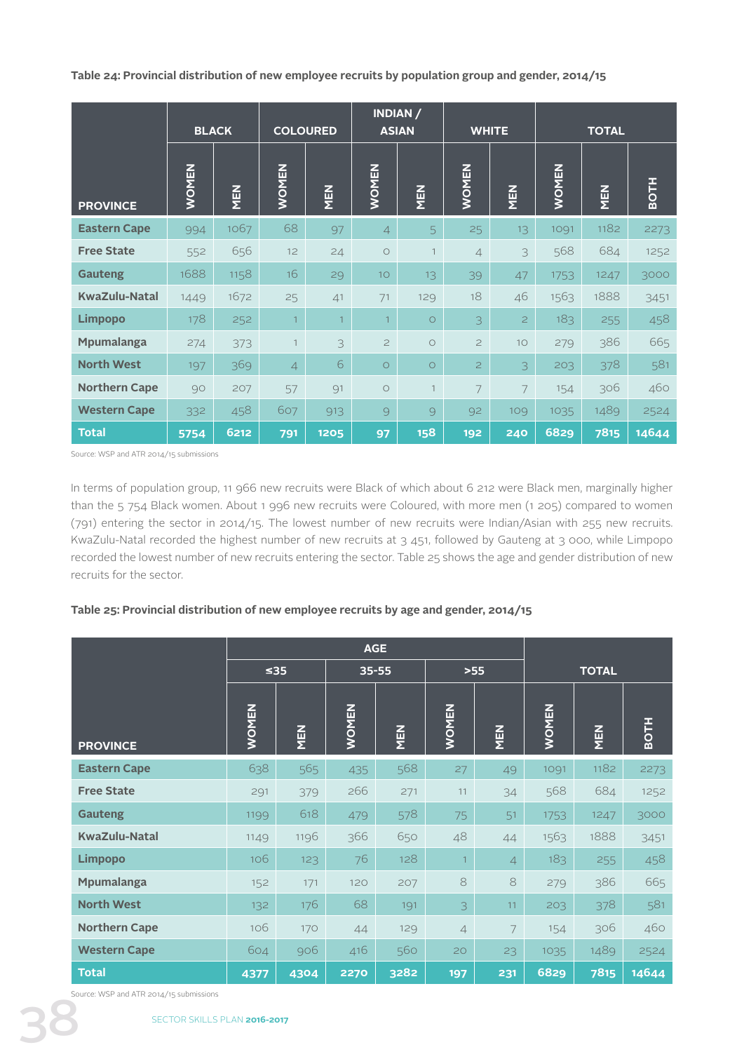**Table 24: Provincial distribution of new employee recruits by population group and gender, 2014/15**

| PROVINCE | BLACK | | COLOURED | | INDIAN / ASIAN | | WHITE | | TOTAL | | |
|---|---|---|---|---|---|---|---|---|---|---|---|
| | WOMEN | MEN | WOMEN | MEN | WOMEN | MEN | WOMEN | MEN | WOMEN | MEN | BOTH |
| Eastern Cape | 994 | 1067 | 68 | 97 | 4 | 5 | 25 | 13 | 1091 | 1182 | 2273 |
| Free State | 552 | 656 | 12 | 24 | 0 | 1 | 4 | 3 | 568 | 684 | 1252 |
| Gauteng | 1688 | 1158 | 16 | 29 | 10 | 13 | 39 | 47 | 1753 | 1247 | 3000 |
| KwaZulu-Natal | 1449 | 1672 | 25 | 41 | 71 | 129 | 18 | 46 | 1563 | 1888 | 3451 |
| Limpopo | 178 | 252 | 1 | 1 | 1 | 0 | 3 | 2 | 183 | 255 | 458 |
| Mpumalanga | 274 | 373 | 1 | 3 | 2 | 0 | 2 | 10 | 279 | 386 | 665 |
| North West | 197 | 369 | 4 | 6 | 0 | 0 | 2 | 3 | 203 | 378 | 581 |
| Northern Cape | 90 | 207 | 57 | 91 | 0 | 1 | 7 | 7 | 154 | 306 | 460 |
| Western Cape | 332 | 458 | 607 | 913 | 9 | 9 | 92 | 109 | 1035 | 1489 | 2524 |
| **Total** | **5754** | **6212** | **791** | **1205** | **97** | **158** | **192** | **240** | **6829** | **7815** | **14644** |

Source: WSP and ATR 2014/15 submissions

In terms of population group, 11 966 new recruits were Black of which about 6 212 were Black men, marginally higher than the 5 754 Black women. About 1 996 new recruits were Coloured, with more men (1 205) compared to women (791) entering the sector in 2014/15. The lowest number of new recruits were Indian/Asian with 255 new recruits. KwaZulu-Natal recorded the highest number of new recruits at 3 451, followed by Gauteng at 3 000, while Limpopo recorded the lowest number of new recruits entering the sector. Table 25 shows the age and gender distribution of new recruits for the sector.

**Table 25: Provincial distribution of new employee recruits by age and gender, 2014/15**

| PROVINCE | AGE | | | | | | TOTAL | | |
|---|---|---|---|---|---|---|---|---|---|
| | ≤35 | | 35-55 | | >55 | | | | |
| | WOMEN | MEN | WOMEN | MEN | WOMEN | MEN | WOMEN | MEN | BOTH |
| Eastern Cape | 638 | 565 | 435 | 568 | 27 | 49 | 1091 | 1182 | 2273 |
| Free State | 291 | 379 | 266 | 271 | 11 | 34 | 568 | 684 | 1252 |
| Gauteng | 1199 | 618 | 479 | 578 | 75 | 51 | 1753 | 1247 | 3000 |
| KwaZulu-Natal | 1149 | 1196 | 366 | 650 | 48 | 44 | 1563 | 1888 | 3451 |
| Limpopo | 106 | 123 | 76 | 128 | 1 | 4 | 183 | 255 | 458 |
| Mpumalanga | 152 | 171 | 120 | 207 | 8 | 8 | 279 | 386 | 665 |
| North West | 132 | 176 | 68 | 191 | 3 | 11 | 203 | 378 | 581 |
| Northern Cape | 106 | 170 | 44 | 129 | 4 | 7 | 154 | 306 | 460 |
| Western Cape | 604 | 906 | 416 | 560 | 20 | 23 | 1035 | 1489 | 2524 |
| **Total** | **4377** | **4304** | **2270** | **3282** | **197** | **231** | **6829** | **7815** | **14644** |

Source: WSP and ATR 2014/15 submissions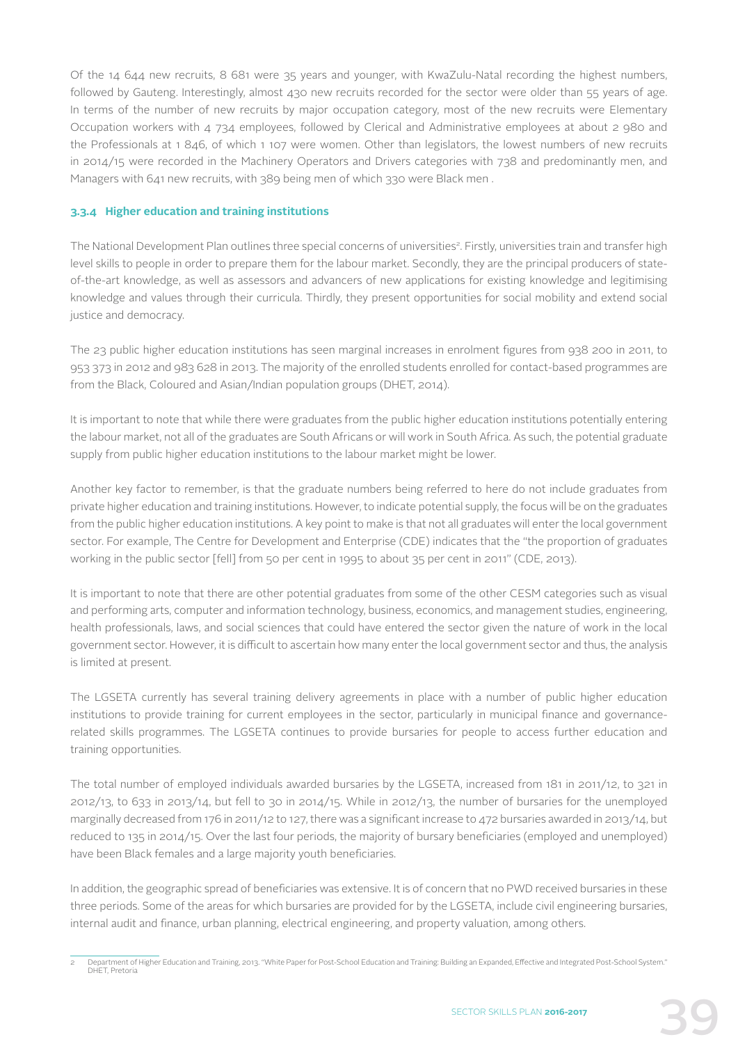Of the 14 644 new recruits, 8 681 were 35 years and younger, with KwaZulu-Natal recording the highest numbers, followed by Gauteng. Interestingly, almost 430 new recruits recorded for the sector were older than 55 years of age. In terms of the number of new recruits by major occupation category, most of the new recruits were Elementary Occupation workers with 4 734 employees, followed by Clerical and Administrative employees at about 2 980 and the Professionals at 1 846, of which 1 107 were women. Other than legislators, the lowest numbers of new recruits in 2014/15 were recorded in the Machinery Operators and Drivers categories with 738 and predominantly men, and Managers with 641 new recruits, with 389 being men of which 330 were Black men .

### 3.3.4 Higher education and training institutions

The National Development Plan outlines three special concerns of universities[2]. Firstly, universities train and transfer high level skills to people in order to prepare them for the labour market. Secondly, they are the principal producers of state-of-the-art knowledge, as well as assessors and advancers of new applications for existing knowledge and legitimising knowledge and values through their curricula. Thirdly, they present opportunities for social mobility and extend social justice and democracy.

The 23 public higher education institutions has seen marginal increases in enrolment figures from 938 200 in 2011, to 953 373 in 2012 and 983 628 in 2013. The majority of the enrolled students enrolled for contact-based programmes are from the Black, Coloured and Asian/Indian population groups (DHET, 2014).

It is important to note that while there were graduates from the public higher education institutions potentially entering the labour market, not all of the graduates are South Africans or will work in South Africa. As such, the potential graduate supply from public higher education institutions to the labour market might be lower.

Another key factor to remember, is that the graduate numbers being referred to here do not include graduates from private higher education and training institutions. However, to indicate potential supply, the focus will be on the graduates from the public higher education institutions. A key point to make is that not all graduates will enter the local government sector. For example, The Centre for Development and Enterprise (CDE) indicates that the "the proportion of graduates working in the public sector [fell] from 50 per cent in 1995 to about 35 per cent in 2011" (CDE, 2013).

It is important to note that there are other potential graduates from some of the other CESM categories such as visual and performing arts, computer and information technology, business, economics, and management studies, engineering, health professionals, laws, and social sciences that could have entered the sector given the nature of work in the local government sector. However, it is difficult to ascertain how many enter the local government sector and thus, the analysis is limited at present.

The LGSETA currently has several training delivery agreements in place with a number of public higher education institutions to provide training for current employees in the sector, particularly in municipal finance and governance-related skills programmes. The LGSETA continues to provide bursaries for people to access further education and training opportunities.

The total number of employed individuals awarded bursaries by the LGSETA, increased from 181 in 2011/12, to 321 in 2012/13, to 633 in 2013/14, but fell to 30 in 2014/15. While in 2012/13, the number of bursaries for the unemployed marginally decreased from 176 in 2011/12 to 127, there was a significant increase to 472 bursaries awarded in 2013/14, but reduced to 135 in 2014/15. Over the last four periods, the majority of bursary beneficiaries (employed and unemployed) have been Black females and a large majority youth beneficiaries.

In addition, the geographic spread of beneficiaries was extensive. It is of concern that no PWD received bursaries in these three periods. Some of the areas for which bursaries are provided for by the LGSETA, include civil engineering bursaries, internal audit and finance, urban planning, electrical engineering, and property valuation, among others.

---

[2] Department of Higher Education and Training, 2013. "White Paper for Post-School Education and Training: Building an Expanded, Effective and Integrated Post-School System." DHET, Pretoria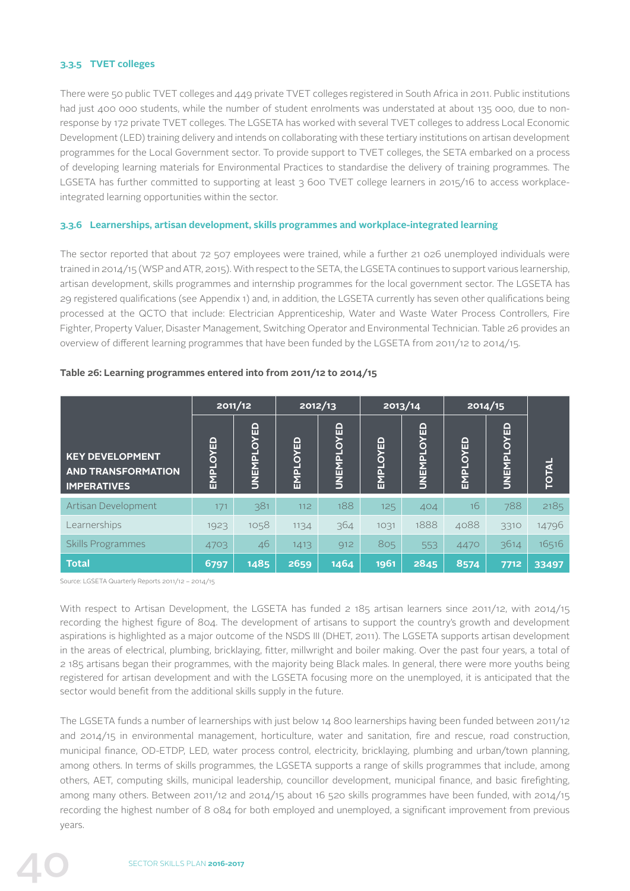### 3.3.5 TVET colleges

There were 50 public TVET colleges and 449 private TVET colleges registered in South Africa in 2011. Public institutions had just 400 000 students, while the number of student enrolments was understated at about 135 000, due to non-response by 172 private TVET colleges. The LGSETA has worked with several TVET colleges to address Local Economic Development (LED) training delivery and intends on collaborating with these tertiary institutions on artisan development programmes for the Local Government sector. To provide support to TVET colleges, the SETA embarked on a process of developing learning materials for Environmental Practices to standardise the delivery of training programmes. The LGSETA has further committed to supporting at least 3 600 TVET college learners in 2015/16 to access workplace-integrated learning opportunities within the sector.

### 3.3.6 Learnerships, artisan development, skills programmes and workplace-integrated learning

The sector reported that about 72 507 employees were trained, while a further 21 026 unemployed individuals were trained in 2014/15 (WSP and ATR, 2015). With respect to the SETA, the LGSETA continues to support various learnership, artisan development, skills programmes and internship programmes for the local government sector. The LGSETA has 29 registered qualifications (see Appendix 1) and, in addition, the LGSETA currently has seven other qualifications being processed at the QCTO that include: Electrician Apprenticeship, Water and Waste Water Process Controllers, Fire Fighter, Property Valuer, Disaster Management, Switching Operator and Environmental Technician. Table 26 provides an overview of different learning programmes that have been funded by the LGSETA from 2011/12 to 2014/15.

**Table 26: Learning programmes entered into from 2011/12 to 2014/15**

| KEY DEVELOPMENT AND TRANSFORMATION IMPERATIVES | 2011/12 | | 2012/13 | | 2013/14 | | 2014/15 | | TOTAL |
|---|---|---|---|---|---|---|---|---|---|
| | EMPLOYED | UNEMPLOYED | EMPLOYED | UNEMPLOYED | EMPLOYED | UNEMPLOYED | EMPLOYED | UNEMPLOYED | |
| Artisan Development | 171 | 381 | 112 | 188 | 125 | 404 | 16 | 788 | 2185 |
| Learnerships | 1923 | 1058 | 1134 | 364 | 1031 | 1888 | 4088 | 3310 | 14796 |
| Skills Programmes | 4703 | 46 | 1413 | 912 | 805 | 553 | 4470 | 3614 | 16516 |
| **Total** | **6797** | **1485** | **2659** | **1464** | **1961** | **2845** | **8574** | **7712** | **33497** |

Source: LGSETA Quarterly Reports 2011/12 – 2014/15

With respect to Artisan Development, the LGSETA has funded 2 185 artisan learners since 2011/12, with 2014/15 recording the highest figure of 804. The development of artisans to support the country's growth and development aspirations is highlighted as a major outcome of the NSDS III (DHET, 2011). The LGSETA supports artisan development in the areas of electrical, plumbing, bricklaying, fitter, millwright and boiler making. Over the past four years, a total of 2 185 artisans began their programmes, with the majority being Black males. In general, there were more youths being registered for artisan development and with the LGSETA focusing more on the unemployed, it is anticipated that the sector would benefit from the additional skills supply in the future.

The LGSETA funds a number of learnerships with just below 14 800 learnerships having been funded between 2011/12 and 2014/15 in environmental management, horticulture, water and sanitation, fire and rescue, road construction, municipal finance, OD-ETDP, LED, water process control, electricity, bricklaying, plumbing and urban/town planning, among others. In terms of skills programmes, the LGSETA supports a range of skills programmes that include, among others, AET, computing skills, municipal leadership, councillor development, municipal finance, and basic firefighting, among many others. Between 2011/12 and 2014/15 about 16 520 skills programmes have been funded, with 2014/15 recording the highest number of 8 084 for both employed and unemployed, a significant improvement from previous years.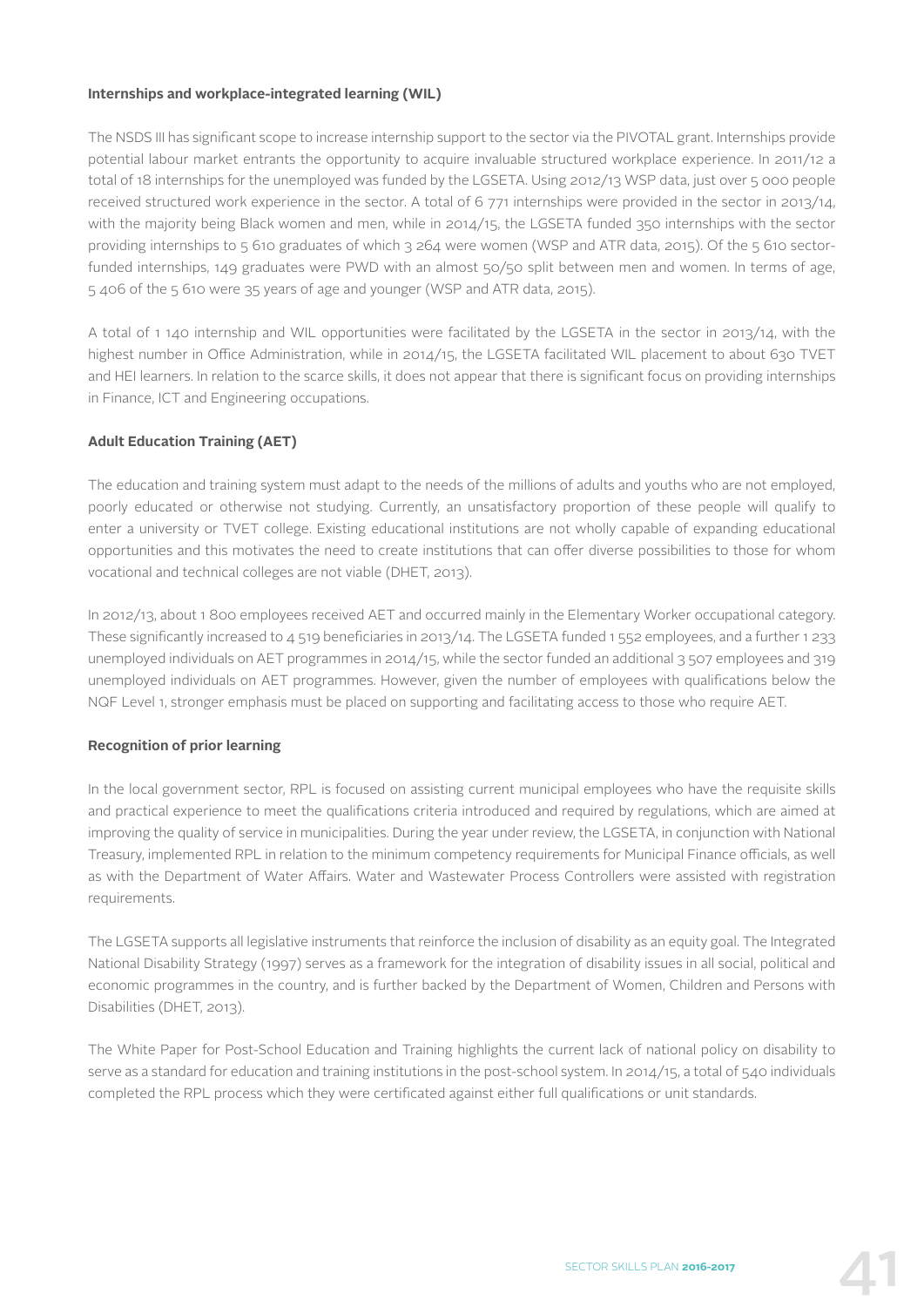**Internships and workplace-integrated learning (WIL)**

The NSDS III has significant scope to increase internship support to the sector via the PIVOTAL grant. Internships provide potential labour market entrants the opportunity to acquire invaluable structured workplace experience. In 2011/12 a total of 18 internships for the unemployed was funded by the LGSETA. Using 2012/13 WSP data, just over 5 000 people received structured work experience in the sector. A total of 6 771 internships were provided in the sector in 2013/14, with the majority being Black women and men, while in 2014/15, the LGSETA funded 350 internships with the sector providing internships to 5 610 graduates of which 3 264 were women (WSP and ATR data, 2015). Of the 5 610 sector-funded internships, 149 graduates were PWD with an almost 50/50 split between men and women. In terms of age, 5 406 of the 5 610 were 35 years of age and younger (WSP and ATR data, 2015).

A total of 1 140 internship and WIL opportunities were facilitated by the LGSETA in the sector in 2013/14, with the highest number in Office Administration, while in 2014/15, the LGSETA facilitated WIL placement to about 630 TVET and HEI learners. In relation to the scarce skills, it does not appear that there is significant focus on providing internships in Finance, ICT and Engineering occupations.

**Adult Education Training (AET)**

The education and training system must adapt to the needs of the millions of adults and youths who are not employed, poorly educated or otherwise not studying. Currently, an unsatisfactory proportion of these people will qualify to enter a university or TVET college. Existing educational institutions are not wholly capable of expanding educational opportunities and this motivates the need to create institutions that can offer diverse possibilities to those for whom vocational and technical colleges are not viable (DHET, 2013).

In 2012/13, about 1 800 employees received AET and occurred mainly in the Elementary Worker occupational category. These significantly increased to 4 519 beneficiaries in 2013/14. The LGSETA funded 1 552 employees, and a further 1 233 unemployed individuals on AET programmes in 2014/15, while the sector funded an additional 3 507 employees and 319 unemployed individuals on AET programmes. However, given the number of employees with qualifications below the NQF Level 1, stronger emphasis must be placed on supporting and facilitating access to those who require AET.

**Recognition of prior learning**

In the local government sector, RPL is focused on assisting current municipal employees who have the requisite skills and practical experience to meet the qualifications criteria introduced and required by regulations, which are aimed at improving the quality of service in municipalities. During the year under review, the LGSETA, in conjunction with National Treasury, implemented RPL in relation to the minimum competency requirements for Municipal Finance officials, as well as with the Department of Water Affairs. Water and Wastewater Process Controllers were assisted with registration requirements.

The LGSETA supports all legislative instruments that reinforce the inclusion of disability as an equity goal. The Integrated National Disability Strategy (1997) serves as a framework for the integration of disability issues in all social, political and economic programmes in the country, and is further backed by the Department of Women, Children and Persons with Disabilities (DHET, 2013).

The White Paper for Post-School Education and Training highlights the current lack of national policy on disability to serve as a standard for education and training institutions in the post-school system. In 2014/15, a total of 540 individuals completed the RPL process which they were certificated against either full qualifications or unit standards.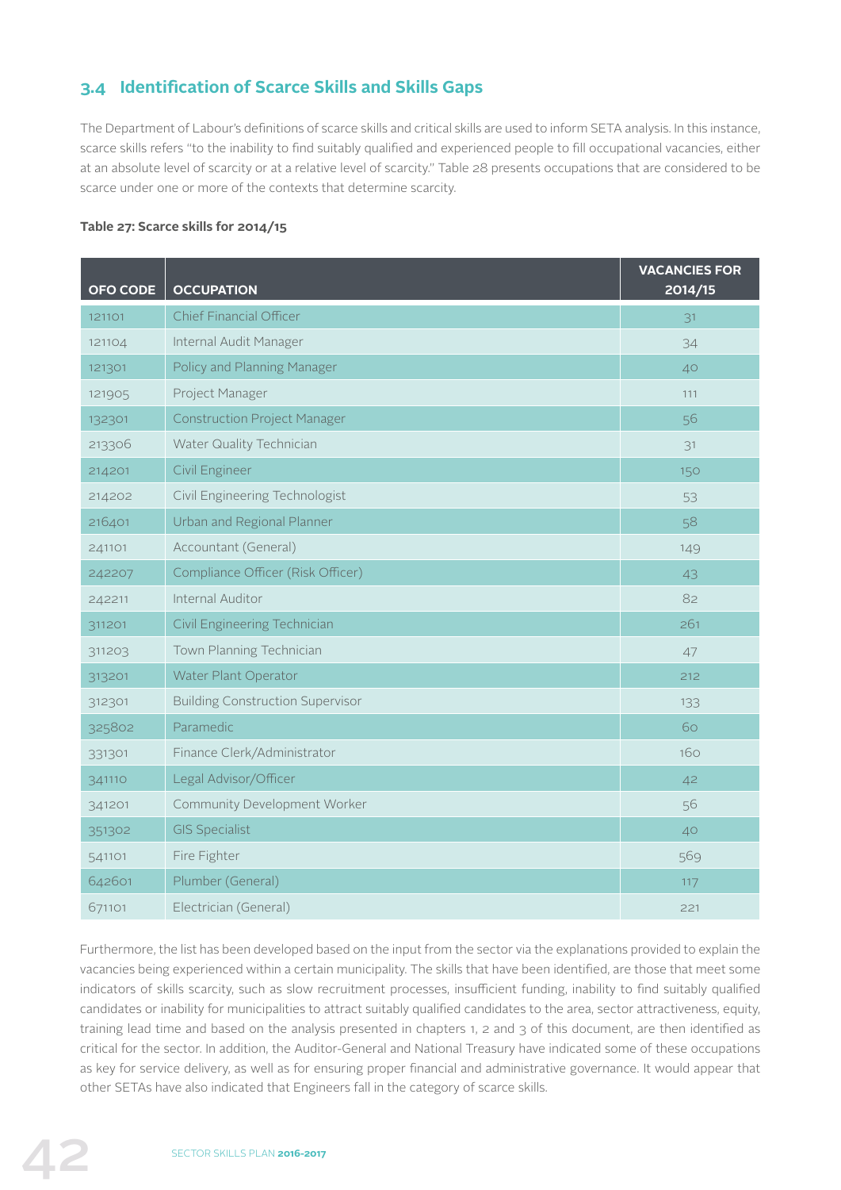## 3.4 Identification of Scarce Skills and Skills Gaps

The Department of Labour's definitions of scarce skills and critical skills are used to inform SETA analysis. In this instance, scarce skills refers "to the inability to find suitably qualified and experienced people to fill occupational vacancies, either at an absolute level of scarcity or at a relative level of scarcity." Table 28 presents occupations that are considered to be scarce under one or more of the contexts that determine scarcity.

**Table 27: Scarce skills for 2014/15**

| OFO CODE | OCCUPATION | VACANCIES FOR 2014/15 |
|---|---|---|
| 121101 | Chief Financial Officer | 31 |
| 121104 | Internal Audit Manager | 34 |
| 121301 | Policy and Planning Manager | 40 |
| 121905 | Project Manager | 111 |
| 132301 | Construction Project Manager | 56 |
| 213306 | Water Quality Technician | 31 |
| 214201 | Civil Engineer | 150 |
| 214202 | Civil Engineering Technologist | 53 |
| 216401 | Urban and Regional Planner | 58 |
| 241101 | Accountant (General) | 149 |
| 242207 | Compliance Officer (Risk Officer) | 43 |
| 242211 | Internal Auditor | 82 |
| 311201 | Civil Engineering Technician | 261 |
| 311203 | Town Planning Technician | 47 |
| 313201 | Water Plant Operator | 212 |
| 312301 | Building Construction Supervisor | 133 |
| 325802 | Paramedic | 60 |
| 331301 | Finance Clerk/Administrator | 160 |
| 341110 | Legal Advisor/Officer | 42 |
| 341201 | Community Development Worker | 56 |
| 351302 | GIS Specialist | 40 |
| 541101 | Fire Fighter | 569 |
| 642601 | Plumber (General) | 117 |
| 671101 | Electrician (General) | 221 |

Furthermore, the list has been developed based on the input from the sector via the explanations provided to explain the vacancies being experienced within a certain municipality. The skills that have been identified, are those that meet some indicators of skills scarcity, such as slow recruitment processes, insufficient funding, inability to find suitably qualified candidates or inability for municipalities to attract suitably qualified candidates to the area, sector attractiveness, equity, training lead time and based on the analysis presented in chapters 1, 2 and 3 of this document, are then identified as critical for the sector. In addition, the Auditor-General and National Treasury have indicated some of these occupations as key for service delivery, as well as for ensuring proper financial and administrative governance. It would appear that other SETAs have also indicated that Engineers fall in the category of scarce skills.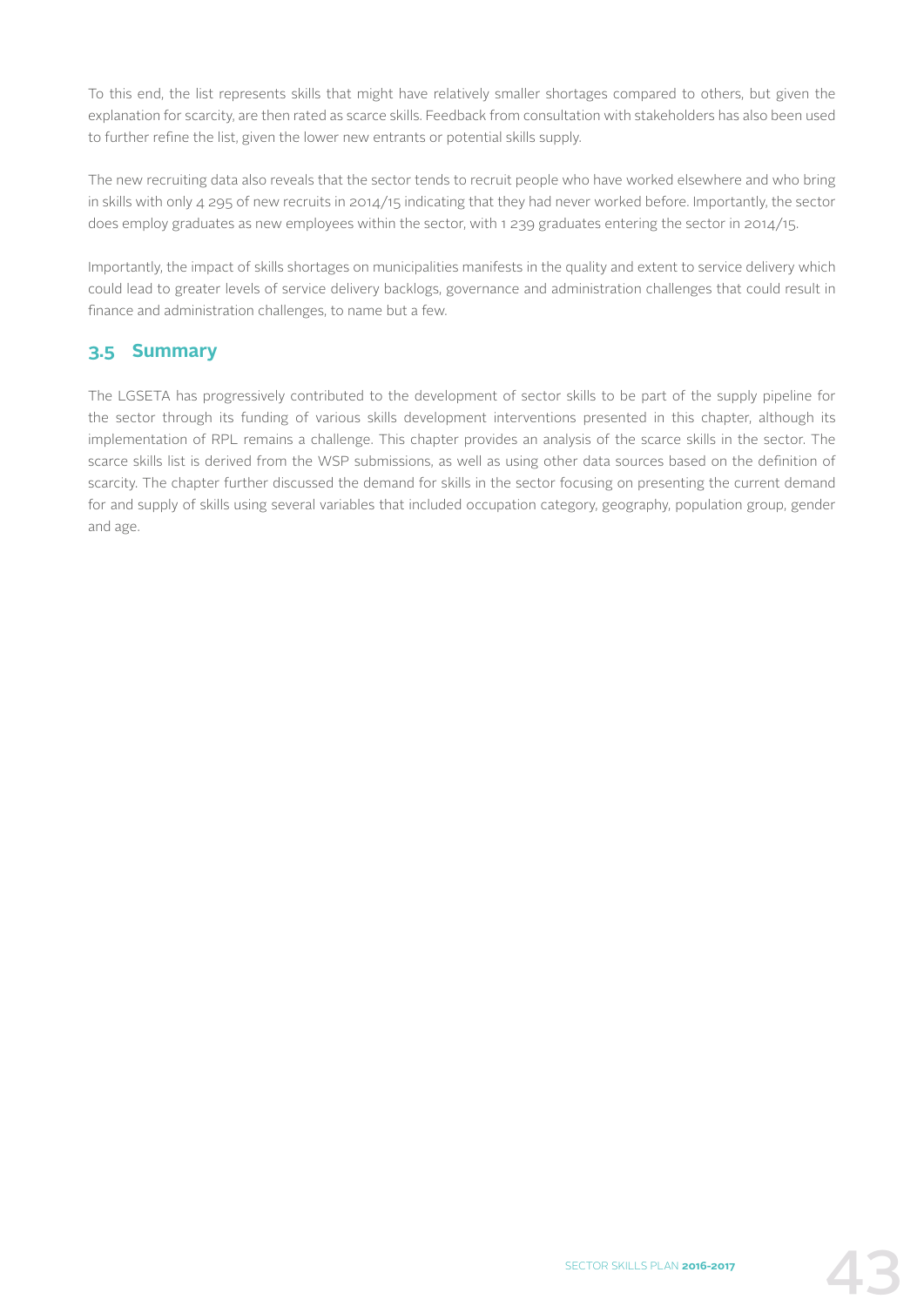To this end, the list represents skills that might have relatively smaller shortages compared to others, but given the explanation for scarcity, are then rated as scarce skills. Feedback from consultation with stakeholders has also been used to further refine the list, given the lower new entrants or potential skills supply.

The new recruiting data also reveals that the sector tends to recruit people who have worked elsewhere and who bring in skills with only 4 295 of new recruits in 2014/15 indicating that they had never worked before. Importantly, the sector does employ graduates as new employees within the sector, with 1 239 graduates entering the sector in 2014/15.

Importantly, the impact of skills shortages on municipalities manifests in the quality and extent to service delivery which could lead to greater levels of service delivery backlogs, governance and administration challenges that could result in finance and administration challenges, to name but a few.

## 3.5 Summary

The LGSETA has progressively contributed to the development of sector skills to be part of the supply pipeline for the sector through its funding of various skills development interventions presented in this chapter, although its implementation of RPL remains a challenge. This chapter provides an analysis of the scarce skills in the sector. The scarce skills list is derived from the WSP submissions, as well as using other data sources based on the definition of scarcity. The chapter further discussed the demand for skills in the sector focusing on presenting the current demand for and supply of skills using several variables that included occupation category, geography, population group, gender and age.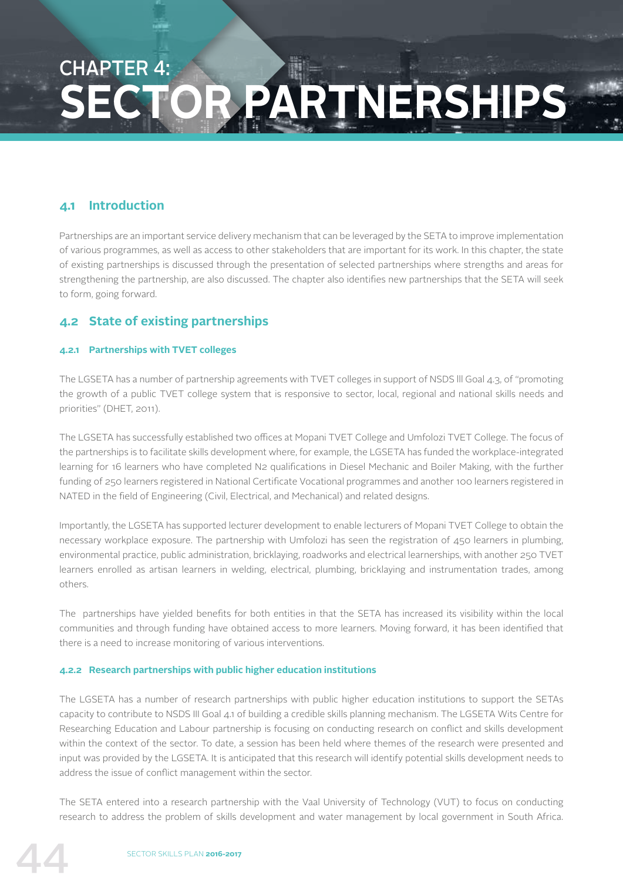# CHAPTER 4: SECTOR PARTNERSHIPS

## 4.1 Introduction

Partnerships are an important service delivery mechanism that can be leveraged by the SETA to improve implementation of various programmes, as well as access to other stakeholders that are important for its work. In this chapter, the state of existing partnerships is discussed through the presentation of selected partnerships where strengths and areas for strengthening the partnership, are also discussed. The chapter also identifies new partnerships that the SETA will seek to form, going forward.

## 4.2 State of existing partnerships

### 4.2.1 Partnerships with TVET colleges

The LGSETA has a number of partnership agreements with TVET colleges in support of NSDS lll Goal 4.3, of "promoting the growth of a public TVET college system that is responsive to sector, local, regional and national skills needs and priorities" (DHET, 2011).

The LGSETA has successfully established two offices at Mopani TVET College and Umfolozi TVET College. The focus of the partnerships is to facilitate skills development where, for example, the LGSETA has funded the workplace-integrated learning for 16 learners who have completed N2 qualifications in Diesel Mechanic and Boiler Making, with the further funding of 250 learners registered in National Certificate Vocational programmes and another 100 learners registered in NATED in the field of Engineering (Civil, Electrical, and Mechanical) and related designs.

Importantly, the LGSETA has supported lecturer development to enable lecturers of Mopani TVET College to obtain the necessary workplace exposure. The partnership with Umfolozi has seen the registration of 450 learners in plumbing, environmental practice, public administration, bricklaying, roadworks and electrical learnerships, with another 250 TVET learners enrolled as artisan learners in welding, electrical, plumbing, bricklaying and instrumentation trades, among others.

The partnerships have yielded benefits for both entities in that the SETA has increased its visibility within the local communities and through funding have obtained access to more learners. Moving forward, it has been identified that there is a need to increase monitoring of various interventions.

### 4.2.2 Research partnerships with public higher education institutions

The LGSETA has a number of research partnerships with public higher education institutions to support the SETAs capacity to contribute to NSDS III Goal 4.1 of building a credible skills planning mechanism. The LGSETA Wits Centre for Researching Education and Labour partnership is focusing on conducting research on conflict and skills development within the context of the sector. To date, a session has been held where themes of the research were presented and input was provided by the LGSETA. It is anticipated that this research will identify potential skills development needs to address the issue of conflict management within the sector.

The SETA entered into a research partnership with the Vaal University of Technology (VUT) to focus on conducting research to address the problem of skills development and water management by local government in South Africa.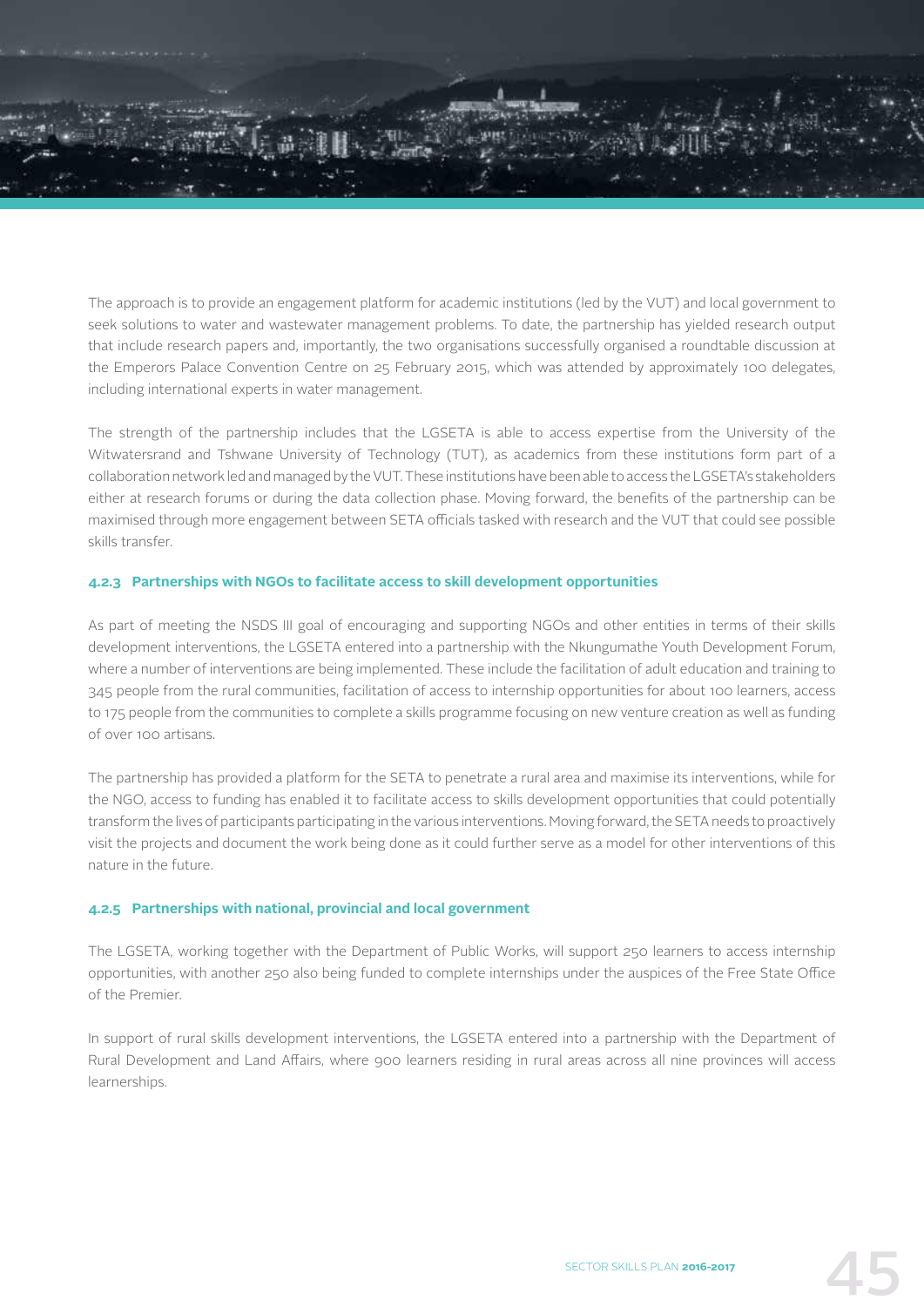The approach is to provide an engagement platform for academic institutions (led by the VUT) and local government to seek solutions to water and wastewater management problems. To date, the partnership has yielded research output that include research papers and, importantly, the two organisations successfully organised a roundtable discussion at the Emperors Palace Convention Centre on 25 February 2015, which was attended by approximately 100 delegates, including international experts in water management.

The strength of the partnership includes that the LGSETA is able to access expertise from the University of the Witwatersrand and Tshwane University of Technology (TUT), as academics from these institutions form part of a collaboration network led and managed by the VUT. These institutions have been able to access the LGSETA's stakeholders either at research forums or during the data collection phase. Moving forward, the benefits of the partnership can be maximised through more engagement between SETA officials tasked with research and the VUT that could see possible skills transfer.

#### 4.2.3 Partnerships with NGOs to facilitate access to skill development opportunities

As part of meeting the NSDS III goal of encouraging and supporting NGOs and other entities in terms of their skills development interventions, the LGSETA entered into a partnership with the Nkungumathe Youth Development Forum, where a number of interventions are being implemented. These include the facilitation of adult education and training to 345 people from the rural communities, facilitation of access to internship opportunities for about 100 learners, access to 175 people from the communities to complete a skills programme focusing on new venture creation as well as funding of over 100 artisans.

The partnership has provided a platform for the SETA to penetrate a rural area and maximise its interventions, while for the NGO, access to funding has enabled it to facilitate access to skills development opportunities that could potentially transform the lives of participants participating in the various interventions. Moving forward, the SETA needs to proactively visit the projects and document the work being done as it could further serve as a model for other interventions of this nature in the future.

#### 4.2.5 Partnerships with national, provincial and local government

The LGSETA, working together with the Department of Public Works, will support 250 learners to access internship opportunities, with another 250 also being funded to complete internships under the auspices of the Free State Office of the Premier.

In support of rural skills development interventions, the LGSETA entered into a partnership with the Department of Rural Development and Land Affairs, where 900 learners residing in rural areas across all nine provinces will access learnerships.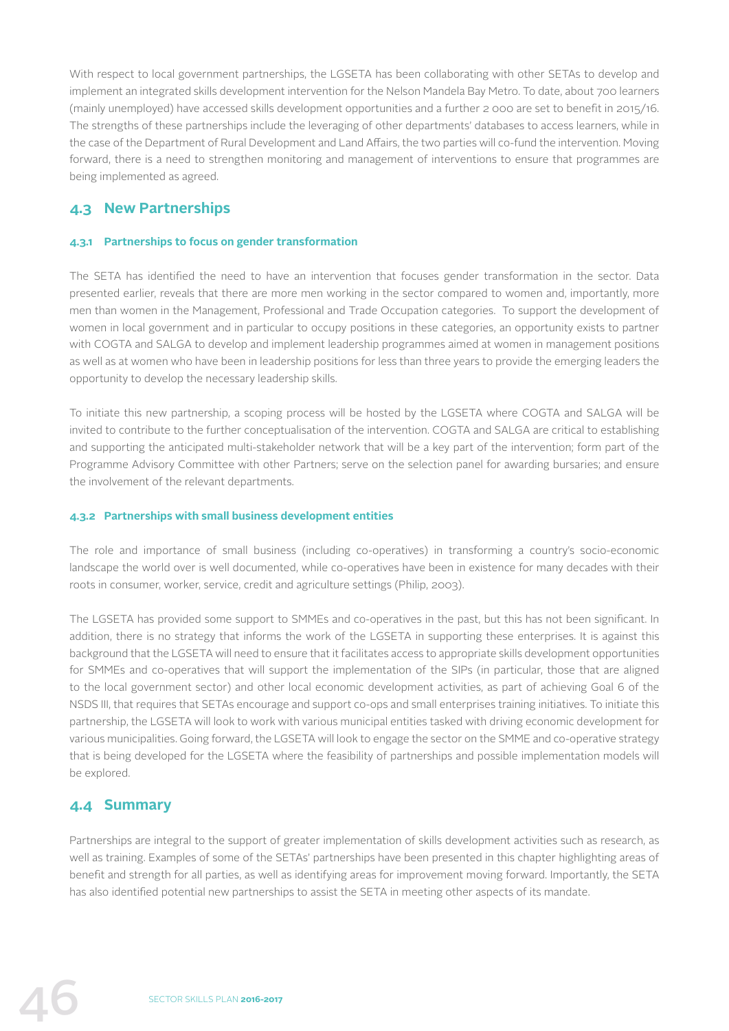With respect to local government partnerships, the LGSETA has been collaborating with other SETAs to develop and implement an integrated skills development intervention for the Nelson Mandela Bay Metro. To date, about 700 learners (mainly unemployed) have accessed skills development opportunities and a further 2 000 are set to benefit in 2015/16. The strengths of these partnerships include the leveraging of other departments' databases to access learners, while in the case of the Department of Rural Development and Land Affairs, the two parties will co-fund the intervention. Moving forward, there is a need to strengthen monitoring and management of interventions to ensure that programmes are being implemented as agreed.

## 4.3 New Partnerships

### 4.3.1 Partnerships to focus on gender transformation

The SETA has identified the need to have an intervention that focuses gender transformation in the sector. Data presented earlier, reveals that there are more men working in the sector compared to women and, importantly, more men than women in the Management, Professional and Trade Occupation categories. To support the development of women in local government and in particular to occupy positions in these categories, an opportunity exists to partner with COGTA and SALGA to develop and implement leadership programmes aimed at women in management positions as well as at women who have been in leadership positions for less than three years to provide the emerging leaders the opportunity to develop the necessary leadership skills.

To initiate this new partnership, a scoping process will be hosted by the LGSETA where COGTA and SALGA will be invited to contribute to the further conceptualisation of the intervention. COGTA and SALGA are critical to establishing and supporting the anticipated multi-stakeholder network that will be a key part of the intervention; form part of the Programme Advisory Committee with other Partners; serve on the selection panel for awarding bursaries; and ensure the involvement of the relevant departments.

### 4.3.2 Partnerships with small business development entities

The role and importance of small business (including co-operatives) in transforming a country's socio-economic landscape the world over is well documented, while co-operatives have been in existence for many decades with their roots in consumer, worker, service, credit and agriculture settings (Philip, 2003).

The LGSETA has provided some support to SMMEs and co-operatives in the past, but this has not been significant. In addition, there is no strategy that informs the work of the LGSETA in supporting these enterprises. It is against this background that the LGSETA will need to ensure that it facilitates access to appropriate skills development opportunities for SMMEs and co-operatives that will support the implementation of the SIPs (in particular, those that are aligned to the local government sector) and other local economic development activities, as part of achieving Goal 6 of the NSDS III, that requires that SETAs encourage and support co-ops and small enterprises training initiatives. To initiate this partnership, the LGSETA will look to work with various municipal entities tasked with driving economic development for various municipalities. Going forward, the LGSETA will look to engage the sector on the SMME and co-operative strategy that is being developed for the LGSETA where the feasibility of partnerships and possible implementation models will be explored.

## 4.4 Summary

Partnerships are integral to the support of greater implementation of skills development activities such as research, as well as training. Examples of some of the SETAs' partnerships have been presented in this chapter highlighting areas of benefit and strength for all parties, as well as identifying areas for improvement moving forward. Importantly, the SETA has also identified potential new partnerships to assist the SETA in meeting other aspects of its mandate.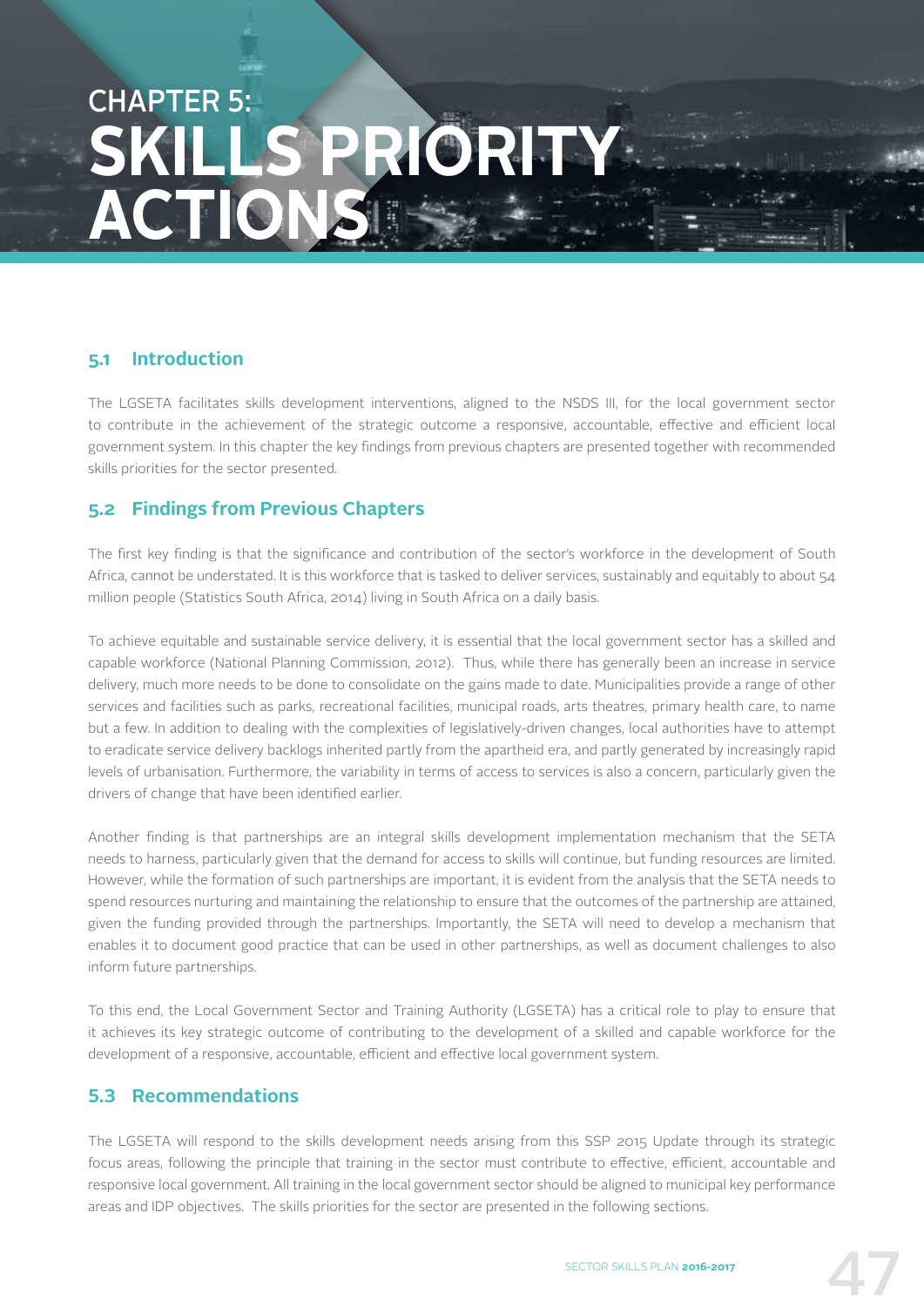# CHAPTER 5: SKILLS PRIORITY ACTIONS

## 5.1 Introduction

The LGSETA facilitates skills development interventions, aligned to the NSDS III, for the local government sector to contribute in the achievement of the strategic outcome a responsive, accountable, effective and efficient local government system. In this chapter the key findings from previous chapters are presented together with recommended skills priorities for the sector presented.

## 5.2 Findings from Previous Chapters

The first key finding is that the significance and contribution of the sector's workforce in the development of South Africa, cannot be understated. It is this workforce that is tasked to deliver services, sustainably and equitably to about 54 million people (Statistics South Africa, 2014) living in South Africa on a daily basis.

To achieve equitable and sustainable service delivery, it is essential that the local government sector has a skilled and capable workforce (National Planning Commission, 2012). Thus, while there has generally been an increase in service delivery, much more needs to be done to consolidate on the gains made to date. Municipalities provide a range of other services and facilities such as parks, recreational facilities, municipal roads, arts theatres, primary health care, to name but a few. In addition to dealing with the complexities of legislatively-driven changes, local authorities have to attempt to eradicate service delivery backlogs inherited partly from the apartheid era, and partly generated by increasingly rapid levels of urbanisation. Furthermore, the variability in terms of access to services is also a concern, particularly given the drivers of change that have been identified earlier.

Another finding is that partnerships are an integral skills development implementation mechanism that the SETA needs to harness, particularly given that the demand for access to skills will continue, but funding resources are limited. However, while the formation of such partnerships are important, it is evident from the analysis that the SETA needs to spend resources nurturing and maintaining the relationship to ensure that the outcomes of the partnership are attained, given the funding provided through the partnerships. Importantly, the SETA will need to develop a mechanism that enables it to document good practice that can be used in other partnerships, as well as document challenges to also inform future partnerships.

To this end, the Local Government Sector and Training Authority (LGSETA) has a critical role to play to ensure that it achieves its key strategic outcome of contributing to the development of a skilled and capable workforce for the development of a responsive, accountable, efficient and effective local government system.

## 5.3 Recommendations

The LGSETA will respond to the skills development needs arising from this SSP 2015 Update through its strategic focus areas, following the principle that training in the sector must contribute to effective, efficient, accountable and responsive local government. All training in the local government sector should be aligned to municipal key performance areas and IDP objectives. The skills priorities for the sector are presented in the following sections.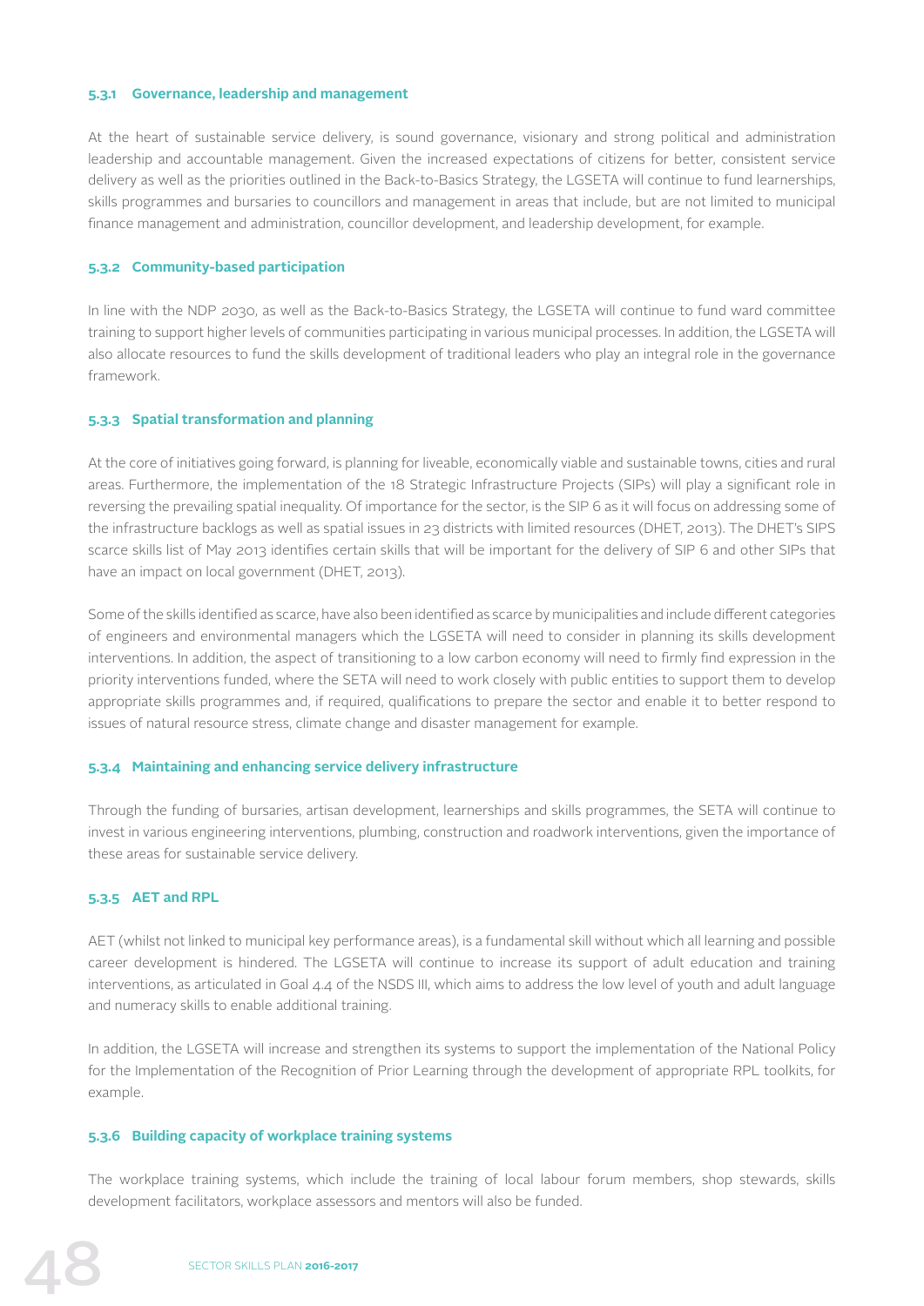#### 5.3.1 Governance, leadership and management

At the heart of sustainable service delivery, is sound governance, visionary and strong political and administration leadership and accountable management. Given the increased expectations of citizens for better, consistent service delivery as well as the priorities outlined in the Back-to-Basics Strategy, the LGSETA will continue to fund learnerships, skills programmes and bursaries to councillors and management in areas that include, but are not limited to municipal finance management and administration, councillor development, and leadership development, for example.

#### 5.3.2 Community-based participation

In line with the NDP 2030, as well as the Back-to-Basics Strategy, the LGSETA will continue to fund ward committee training to support higher levels of communities participating in various municipal processes. In addition, the LGSETA will also allocate resources to fund the skills development of traditional leaders who play an integral role in the governance framework.

#### 5.3.3 Spatial transformation and planning

At the core of initiatives going forward, is planning for liveable, economically viable and sustainable towns, cities and rural areas. Furthermore, the implementation of the 18 Strategic Infrastructure Projects (SIPs) will play a significant role in reversing the prevailing spatial inequality. Of importance for the sector, is the SIP 6 as it will focus on addressing some of the infrastructure backlogs as well as spatial issues in 23 districts with limited resources (DHET, 2013). The DHET's SIPS scarce skills list of May 2013 identifies certain skills that will be important for the delivery of SIP 6 and other SIPs that have an impact on local government (DHET, 2013).

Some of the skills identified as scarce, have also been identified as scarce by municipalities and include different categories of engineers and environmental managers which the LGSETA will need to consider in planning its skills development interventions. In addition, the aspect of transitioning to a low carbon economy will need to firmly find expression in the priority interventions funded, where the SETA will need to work closely with public entities to support them to develop appropriate skills programmes and, if required, qualifications to prepare the sector and enable it to better respond to issues of natural resource stress, climate change and disaster management for example.

#### 5.3.4 Maintaining and enhancing service delivery infrastructure

Through the funding of bursaries, artisan development, learnerships and skills programmes, the SETA will continue to invest in various engineering interventions, plumbing, construction and roadwork interventions, given the importance of these areas for sustainable service delivery.

#### 5.3.5 AET and RPL

AET (whilst not linked to municipal key performance areas), is a fundamental skill without which all learning and possible career development is hindered. The LGSETA will continue to increase its support of adult education and training interventions, as articulated in Goal 4.4 of the NSDS III, which aims to address the low level of youth and adult language and numeracy skills to enable additional training.

In addition, the LGSETA will increase and strengthen its systems to support the implementation of the National Policy for the Implementation of the Recognition of Prior Learning through the development of appropriate RPL toolkits, for example.

#### 5.3.6 Building capacity of workplace training systems

The workplace training systems, which include the training of local labour forum members, shop stewards, skills development facilitators, workplace assessors and mentors will also be funded.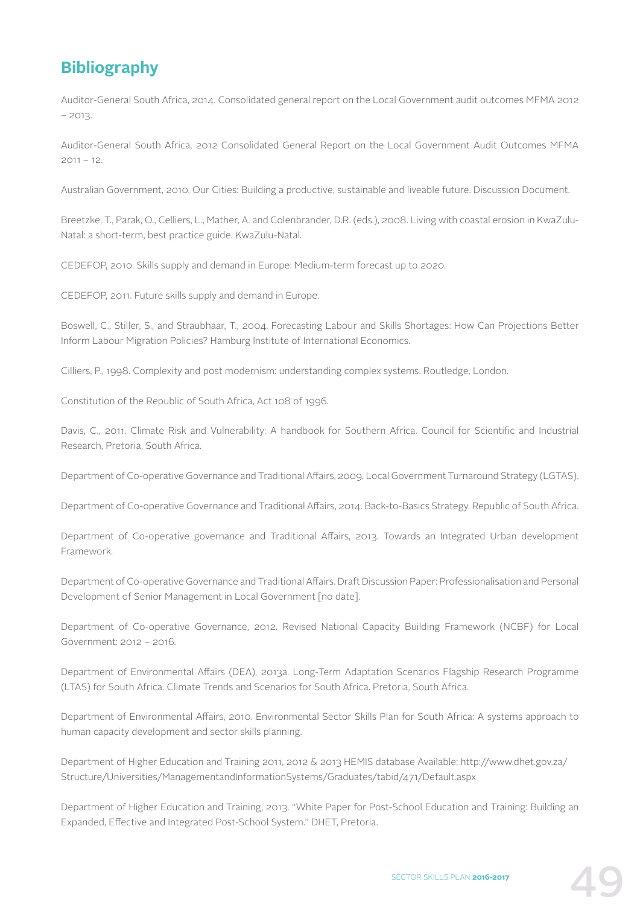# Bibliography

Auditor-General South Africa, 2014. Consolidated general report on the Local Government audit outcomes MFMA 2012 – 2013.

Auditor-General South Africa, 2012 Consolidated General Report on the Local Government Audit Outcomes MFMA 2011 – 12.

Australian Government, 2010. Our Cities: Building a productive, sustainable and liveable future. Discussion Document.

Breetzke, T., Parak, O., Celliers, L., Mather, A. and Colenbrander, D.R. (eds.), 2008. Living with coastal erosion in KwaZulu-Natal: a short-term, best practice guide. KwaZulu-Natal.

CEDEFOP, 2010. Skills supply and demand in Europe: Medium-term forecast up to 2020.

CEDEFOP, 2011. Future skills supply and demand in Europe.

Boswell, C., Stiller, S., and Straubhaar, T., 2004. Forecasting Labour and Skills Shortages: How Can Projections Better Inform Labour Migration Policies? Hamburg Institute of International Economics.

Cilliers, P., 1998. Complexity and post modernism: understanding complex systems. Routledge, London.

Constitution of the Republic of South Africa, Act 108 of 1996.

Davis, C., 2011. Climate Risk and Vulnerability: A handbook for Southern Africa. Council for Scientific and Industrial Research, Pretoria, South Africa.

Department of Co-operative Governance and Traditional Affairs, 2009. Local Government Turnaround Strategy (LGTAS).

Department of Co-operative Governance and Traditional Affairs, 2014. Back-to-Basics Strategy. Republic of South Africa.

Department of Co-operative governance and Traditional Affairs, 2013. Towards an Integrated Urban development Framework.

Department of Co-operative Governance and Traditional Affairs. Draft Discussion Paper: Professionalisation and Personal Development of Senior Management in Local Government [no date].

Department of Co-operative Governance, 2012. Revised National Capacity Building Framework (NCBF) for Local Government: 2012 – 2016.

Department of Environmental Affairs (DEA), 2013a. Long-Term Adaptation Scenarios Flagship Research Programme (LTAS) for South Africa. Climate Trends and Scenarios for South Africa. Pretoria, South Africa.

Department of Environmental Affairs, 2010. Environmental Sector Skills Plan for South Africa: A systems approach to human capacity development and sector skills planning.

Department of Higher Education and Training 2011, 2012 & 2013 HEMIS database Available: http://www.dhet.gov.za/Structure/Universities/ManagementandInformationSystems/Graduates/tabid/471/Default.aspx

Department of Higher Education and Training, 2013. "White Paper for Post-School Education and Training: Building an Expanded, Effective and Integrated Post-School System." DHET, Pretoria.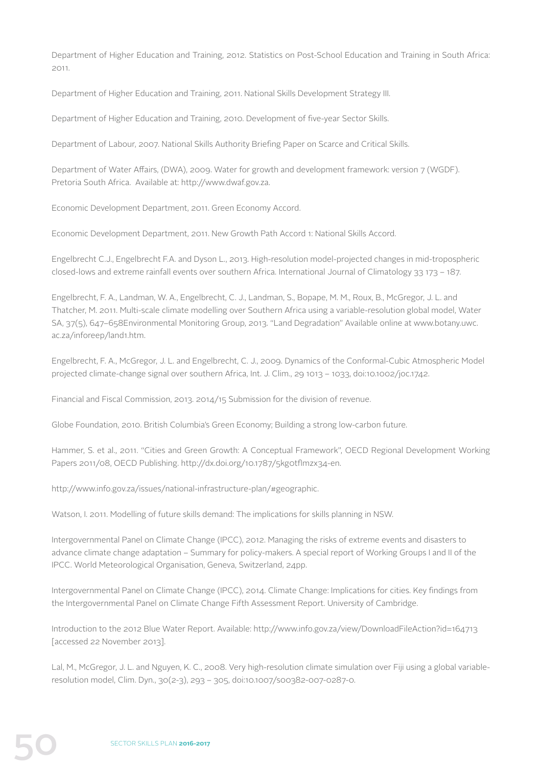Department of Higher Education and Training, 2012. Statistics on Post-School Education and Training in South Africa: 2011.

Department of Higher Education and Training, 2011. National Skills Development Strategy III.

Department of Higher Education and Training, 2010. Development of five-year Sector Skills.

Department of Labour, 2007. National Skills Authority Briefing Paper on Scarce and Critical Skills.

Department of Water Affairs, (DWA), 2009. Water for growth and development framework: version 7 (WGDF). Pretoria South Africa. Available at: http://www.dwaf.gov.za.

Economic Development Department, 2011. Green Economy Accord.

Economic Development Department, 2011. New Growth Path Accord 1: National Skills Accord.

Engelbrecht C.J., Engelbrecht F.A. and Dyson L., 2013. High-resolution model-projected changes in mid-tropospheric closed-lows and extreme rainfall events over southern Africa. International Journal of Climatology 33 173 – 187.

Engelbrecht, F. A., Landman, W. A., Engelbrecht, C. J., Landman, S., Bopape, M. M., Roux, B., McGregor, J. L. and Thatcher, M. 2011. Multi-scale climate modelling over Southern Africa using a variable-resolution global model, Water SA, 37(5), 647–658Environmental Monitoring Group, 2013. "Land Degradation" Available online at www.botany.uwc.ac.za/inforeep/land1.htm.

Engelbrecht, F. A., McGregor, J. L. and Engelbrecht, C. J., 2009. Dynamics of the Conformal-Cubic Atmospheric Model projected climate-change signal over southern Africa, Int. J. Clim., 29 1013 – 1033, doi:10.1002/joc.1742.

Financial and Fiscal Commission, 2013. 2014/15 Submission for the division of revenue.

Globe Foundation, 2010. British Columbia's Green Economy; Building a strong low-carbon future.

Hammer, S. et al., 2011. "Cities and Green Growth: A Conceptual Framework", OECD Regional Development Working Papers 2011/08, OECD Publishing. http://dx.doi.org/10.1787/5kg0tflmzx34-en.

http://www.info.gov.za/issues/national-infrastructure-plan/#geographic.

Watson, I. 2011. Modelling of future skills demand: The implications for skills planning in NSW.

Intergovernmental Panel on Climate Change (IPCC), 2012. Managing the risks of extreme events and disasters to advance climate change adaptation – Summary for policy-makers. A special report of Working Groups I and II of the IPCC. World Meteorological Organisation, Geneva, Switzerland, 24pp.

Intergovernmental Panel on Climate Change (IPCC), 2014. Climate Change: Implications for cities. Key findings from the Intergovernmental Panel on Climate Change Fifth Assessment Report. University of Cambridge.

Introduction to the 2012 Blue Water Report. Available: http://www.info.gov.za/view/DownloadFileAction?id=164713 [accessed 22 November 2013].

Lal, M., McGregor, J. L. and Nguyen, K. C., 2008. Very high-resolution climate simulation over Fiji using a global variable-resolution model, Clim. Dyn., 30(2-3), 293 – 305, doi:10.1007/s00382-007-0287-0.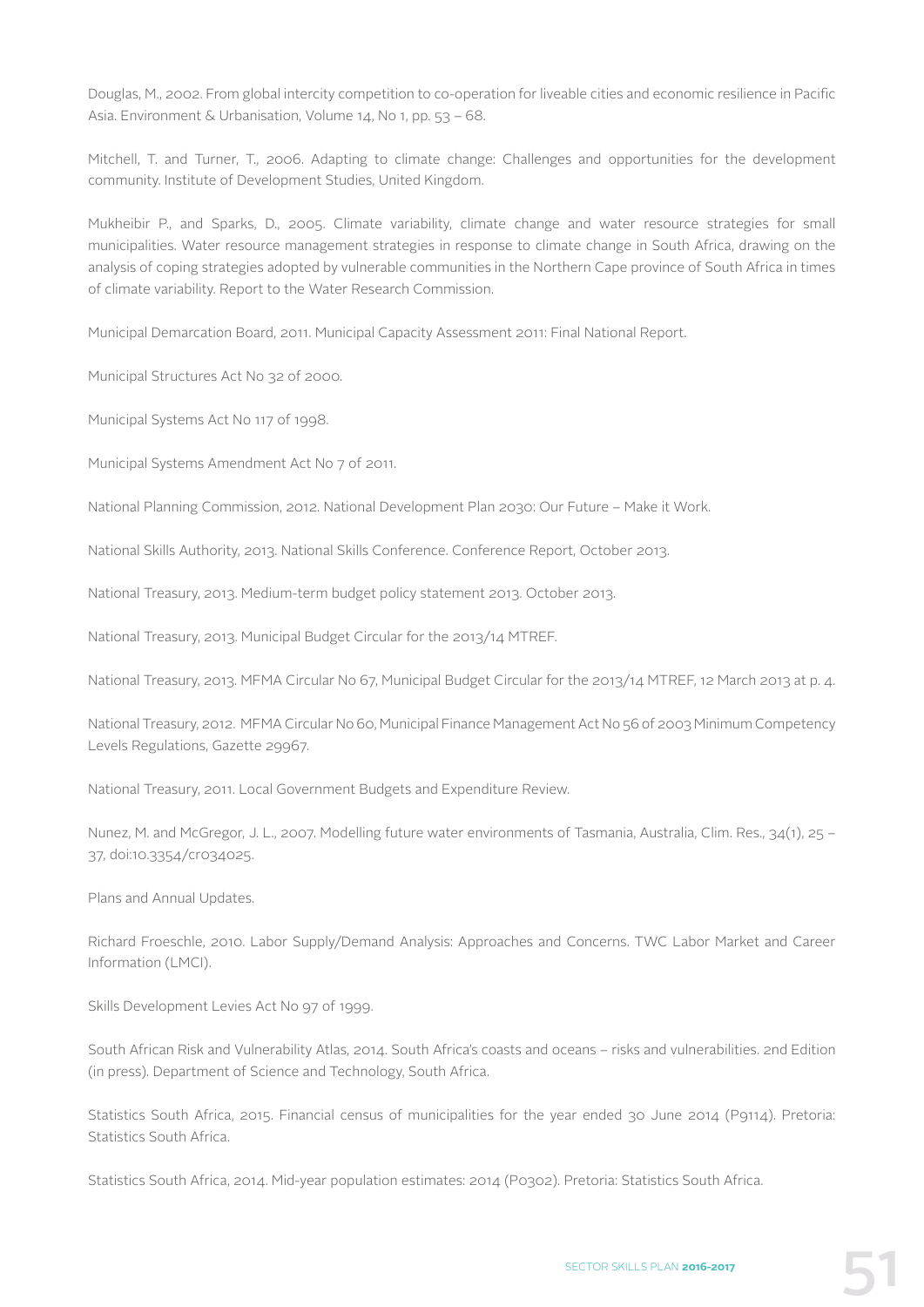Douglas, M., 2002. From global intercity competition to co-operation for liveable cities and economic resilience in Pacific Asia. Environment & Urbanisation, Volume 14, No 1, pp. 53 – 68.

Mitchell, T. and Turner, T., 2006. Adapting to climate change: Challenges and opportunities for the development community. Institute of Development Studies, United Kingdom.

Mukheibir P., and Sparks, D., 2005. Climate variability, climate change and water resource strategies for small municipalities. Water resource management strategies in response to climate change in South Africa, drawing on the analysis of coping strategies adopted by vulnerable communities in the Northern Cape province of South Africa in times of climate variability. Report to the Water Research Commission.

Municipal Demarcation Board, 2011. Municipal Capacity Assessment 2011: Final National Report.

Municipal Structures Act No 32 of 2000.

Municipal Systems Act No 117 of 1998.

Municipal Systems Amendment Act No 7 of 2011.

National Planning Commission, 2012. National Development Plan 2030: Our Future – Make it Work.

National Skills Authority, 2013. National Skills Conference. Conference Report, October 2013.

National Treasury, 2013. Medium-term budget policy statement 2013. October 2013.

National Treasury, 2013. Municipal Budget Circular for the 2013/14 MTREF.

National Treasury, 2013. MFMA Circular No 67, Municipal Budget Circular for the 2013/14 MTREF, 12 March 2013 at p. 4.

National Treasury, 2012. MFMA Circular No 60, Municipal Finance Management Act No 56 of 2003 Minimum Competency Levels Regulations, Gazette 29967.

National Treasury, 2011. Local Government Budgets and Expenditure Review.

Nunez, M. and McGregor, J. L., 2007. Modelling future water environments of Tasmania, Australia, Clim. Res., 34(1), 25 – 37, doi:10.3354/cr034025.

Plans and Annual Updates.

Richard Froeschle, 2010. Labor Supply/Demand Analysis: Approaches and Concerns. TWC Labor Market and Career Information (LMCI).

Skills Development Levies Act No 97 of 1999.

South African Risk and Vulnerability Atlas, 2014. South Africa's coasts and oceans – risks and vulnerabilities. 2nd Edition (in press). Department of Science and Technology, South Africa.

Statistics South Africa, 2015. Financial census of municipalities for the year ended 30 June 2014 (P9114). Pretoria: Statistics South Africa.

Statistics South Africa, 2014. Mid-year population estimates: 2014 (P0302). Pretoria: Statistics South Africa.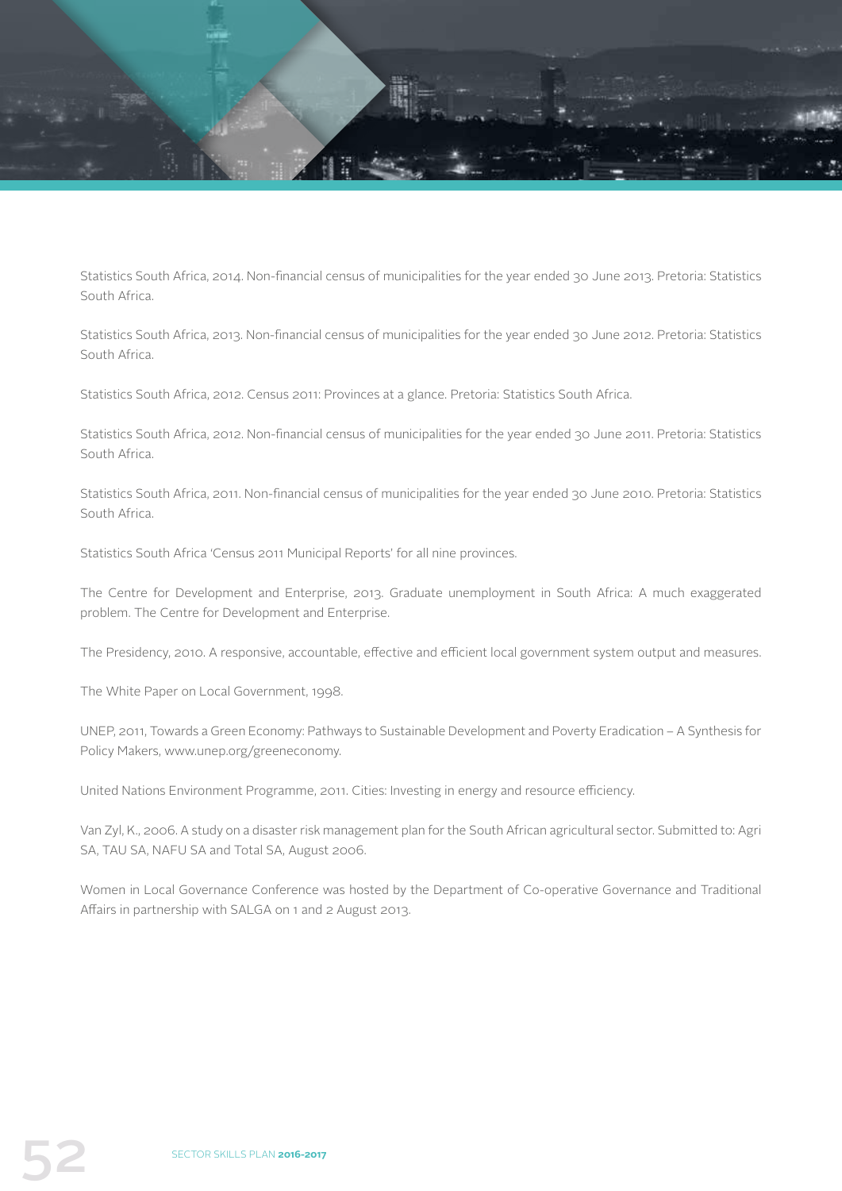Statistics South Africa, 2014. Non-financial census of municipalities for the year ended 30 June 2013. Pretoria: Statistics South Africa.

Statistics South Africa, 2013. Non-financial census of municipalities for the year ended 30 June 2012. Pretoria: Statistics South Africa.

Statistics South Africa, 2012. Census 2011: Provinces at a glance. Pretoria: Statistics South Africa.

Statistics South Africa, 2012. Non-financial census of municipalities for the year ended 30 June 2011. Pretoria: Statistics South Africa.

Statistics South Africa, 2011. Non-financial census of municipalities for the year ended 30 June 2010. Pretoria: Statistics South Africa.

Statistics South Africa 'Census 2011 Municipal Reports' for all nine provinces.

The Centre for Development and Enterprise, 2013. Graduate unemployment in South Africa: A much exaggerated problem. The Centre for Development and Enterprise.

The Presidency, 2010. A responsive, accountable, effective and efficient local government system output and measures.

The White Paper on Local Government, 1998.

UNEP, 2011, Towards a Green Economy: Pathways to Sustainable Development and Poverty Eradication – A Synthesis for Policy Makers, www.unep.org/greeneconomy.

United Nations Environment Programme, 2011. Cities: Investing in energy and resource efficiency.

Van Zyl, K., 2006. A study on a disaster risk management plan for the South African agricultural sector. Submitted to: Agri SA, TAU SA, NAFU SA and Total SA, August 2006.

Women in Local Governance Conference was hosted by the Department of Co-operative Governance and Traditional Affairs in partnership with SALGA on 1 and 2 August 2013.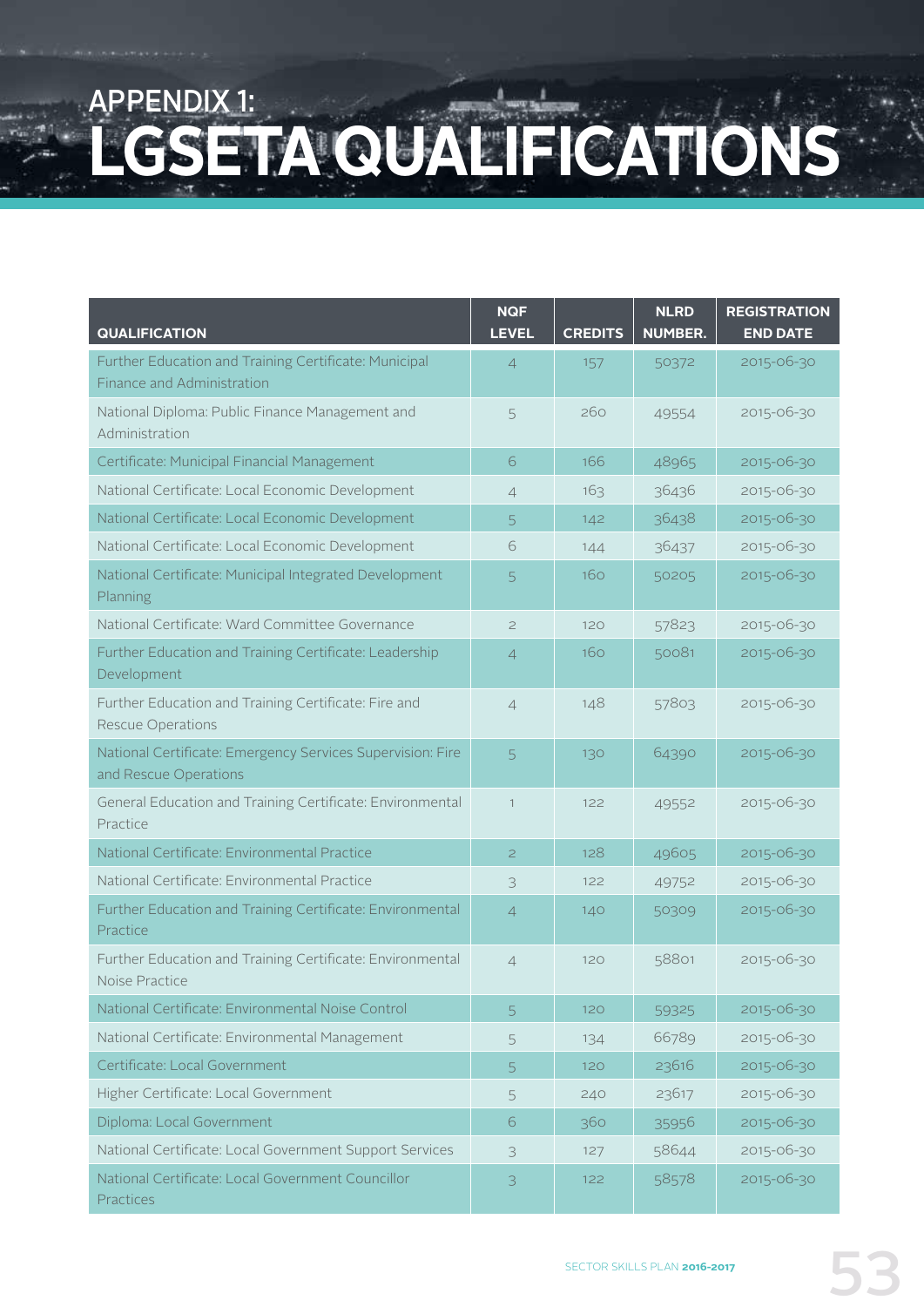# APPENDIX 1:
# LGSETA QUALIFICATIONS

| QUALIFICATION | NQF LEVEL | CREDITS | NLRD NUMBER. | REGISTRATION END DATE |
|---|---|---|---|---|
| Further Education and Training Certificate: Municipal Finance and Administration | 4 | 157 | 50372 | 2015-06-30 |
| National Diploma: Public Finance Management and Administration | 5 | 260 | 49554 | 2015-06-30 |
| Certificate: Municipal Financial Management | 6 | 166 | 48965 | 2015-06-30 |
| National Certificate: Local Economic Development | 4 | 163 | 36436 | 2015-06-30 |
| National Certificate: Local Economic Development | 5 | 142 | 36438 | 2015-06-30 |
| National Certificate: Local Economic Development | 6 | 144 | 36437 | 2015-06-30 |
| National Certificate: Municipal Integrated Development Planning | 5 | 160 | 50205 | 2015-06-30 |
| National Certificate: Ward Committee Governance | 2 | 120 | 57823 | 2015-06-30 |
| Further Education and Training Certificate: Leadership Development | 4 | 160 | 50081 | 2015-06-30 |
| Further Education and Training Certificate: Fire and Rescue Operations | 4 | 148 | 57803 | 2015-06-30 |
| National Certificate: Emergency Services Supervision: Fire and Rescue Operations | 5 | 130 | 64390 | 2015-06-30 |
| General Education and Training Certificate: Environmental Practice | 1 | 122 | 49552 | 2015-06-30 |
| National Certificate: Environmental Practice | 2 | 128 | 49605 | 2015-06-30 |
| National Certificate: Environmental Practice | 3 | 122 | 49752 | 2015-06-30 |
| Further Education and Training Certificate: Environmental Practice | 4 | 140 | 50309 | 2015-06-30 |
| Further Education and Training Certificate: Environmental Noise Practice | 4 | 120 | 58801 | 2015-06-30 |
| National Certificate: Environmental Noise Control | 5 | 120 | 59325 | 2015-06-30 |
| National Certificate: Environmental Management | 5 | 134 | 66789 | 2015-06-30 |
| Certificate: Local Government | 5 | 120 | 23616 | 2015-06-30 |
| Higher Certificate: Local Government | 5 | 240 | 23617 | 2015-06-30 |
| Diploma: Local Government | 6 | 360 | 35956 | 2015-06-30 |
| National Certificate: Local Government Support Services | 3 | 127 | 58644 | 2015-06-30 |
| National Certificate: Local Government Councillor Practices | 3 | 122 | 58578 | 2015-06-30 |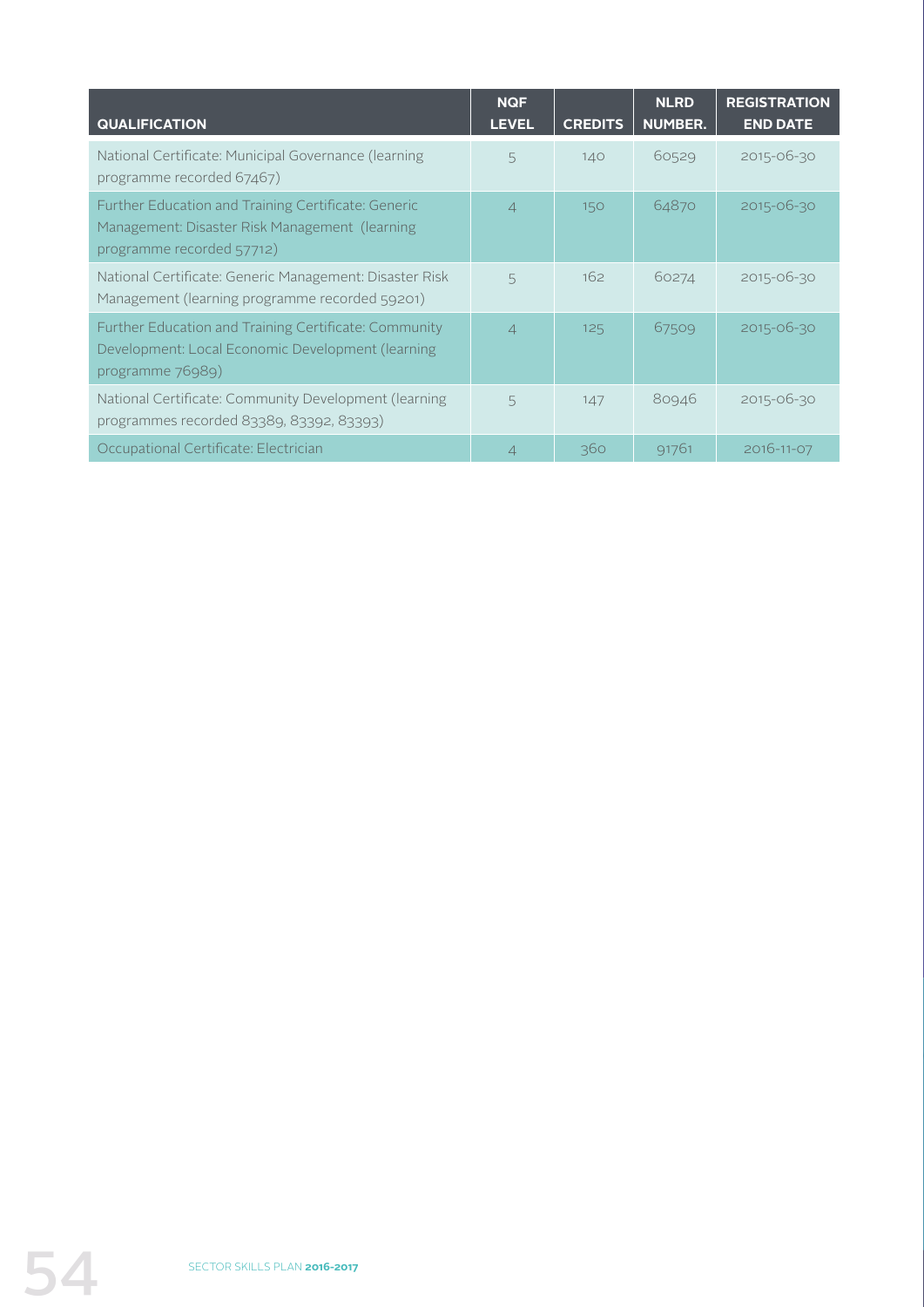| QUALIFICATION | NQF LEVEL | CREDITS | NLRD NUMBER. | REGISTRATION END DATE |
|---|---|---|---|---|
| National Certificate: Municipal Governance (learning programme recorded 67467) | 5 | 140 | 60529 | 2015-06-30 |
| Further Education and Training Certificate: Generic Management: Disaster Risk Management (learning programme recorded 57712) | 4 | 150 | 64870 | 2015-06-30 |
| National Certificate: Generic Management: Disaster Risk Management (learning programme recorded 59201) | 5 | 162 | 60274 | 2015-06-30 |
| Further Education and Training Certificate: Community Development: Local Economic Development (learning programme 76989) | 4 | 125 | 67509 | 2015-06-30 |
| National Certificate: Community Development (learning programmes recorded 83389, 83392, 83393) | 5 | 147 | 80946 | 2015-06-30 |
| Occupational Certificate: Electrician | 4 | 360 | 91761 | 2016-11-07 |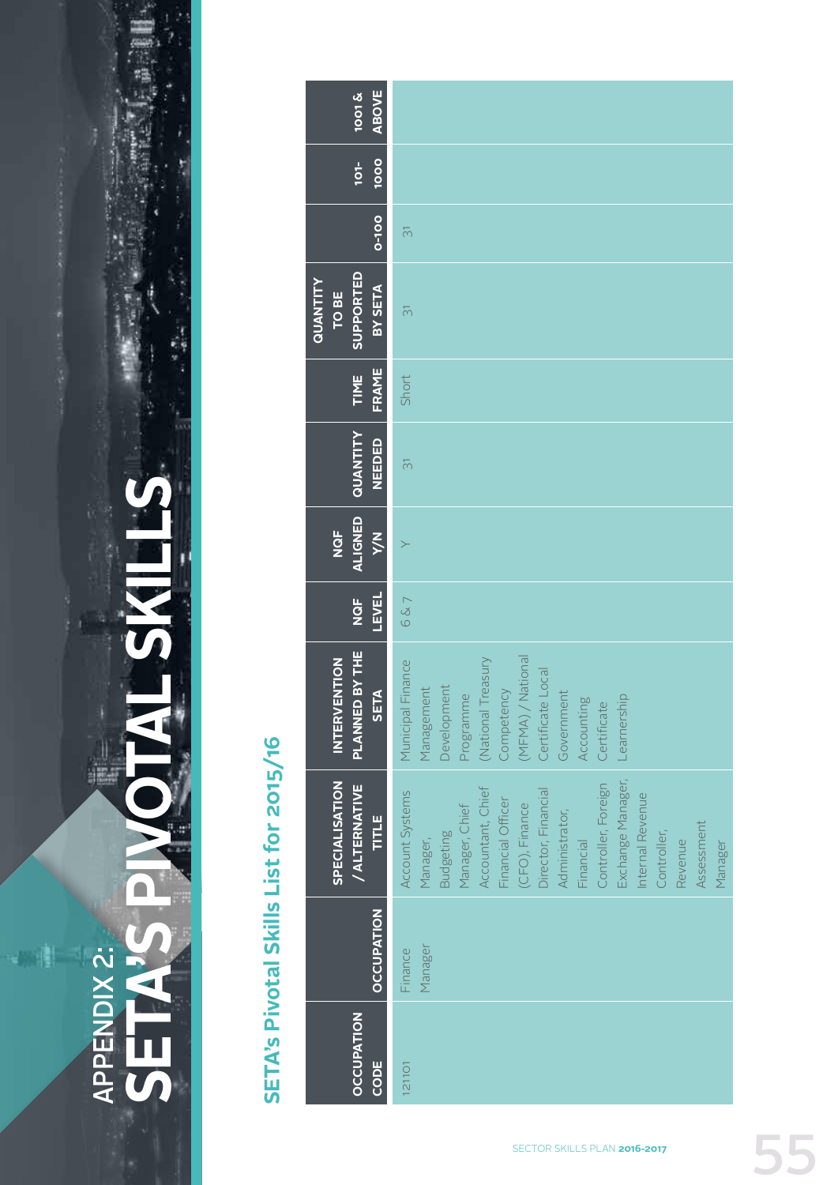# APPENDIX 2: SETA'S PIVOTAL SKILLS

## SETA's Pivotal Skills List for 2015/16

| OCCUPATION CODE | OCCUPATION | SPECIALISATION / ALTERNATIVE TITLE | INTERVENTION PLANNED BY THE SETA | NQF LEVEL | NQF ALIGNED Y/N | QUANTITY NEEDED | TIME FRAME | QUANTITY TO BE SUPPORTED BY SETA | 0-100 | 101-1000 | 1001 & ABOVE |
|---|---|---|---|---|---|---|---|---|---|---|---|
| 121101 | Finance Manager | Account Systems Manager, Budgeting Manager, Chief Accountant, Chief Financial Officer (CFO), Finance Director, Financial Administrator, Financial Controller, Foreign Exchange Manager, Internal Revenue Controller, Revenue Assessment Manager | Municipal Finance Management Development Programme (National Treasury Competency (MFMA) / National Certificate Local Government Accounting Certificate Learnership | 6 & 7 | Y | 31 | Short | 31 | 31 | | |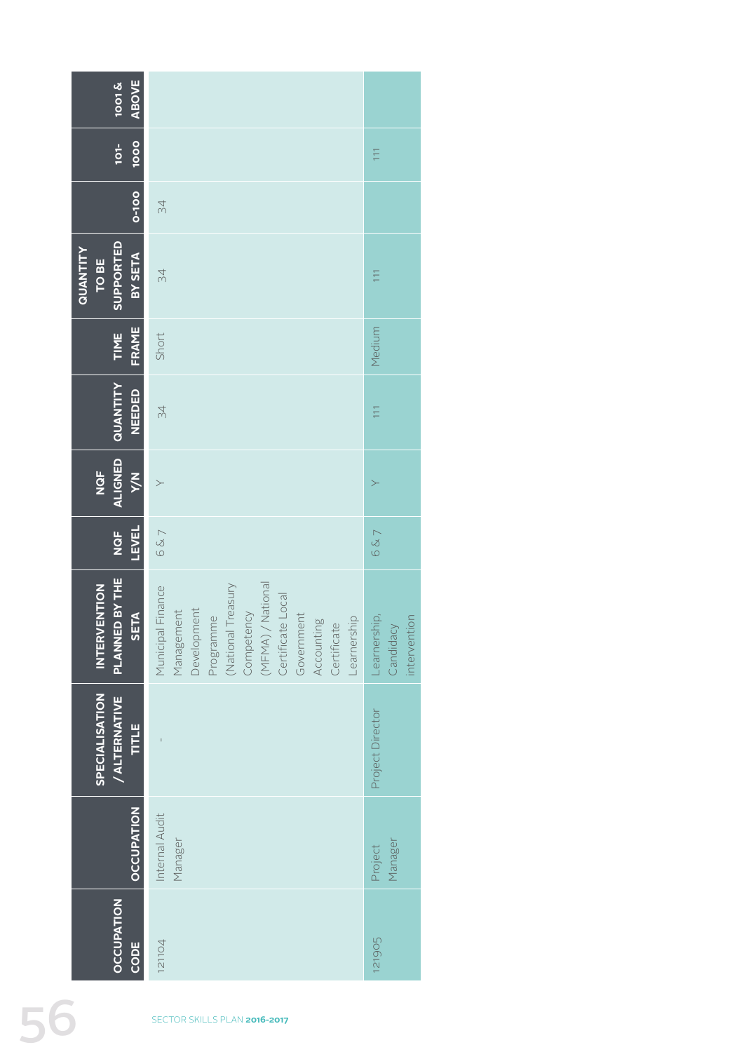| OCCUPATION CODE | OCCUPATION | SPECIALISATION / ALTERNATIVE TITLE | INTERVENTION PLANNED BY THE SETA | NQF LEVEL | NQF ALIGNED Y/N | QUANTITY NEEDED | TIME FRAME | QUANTITY TO BE SUPPORTED BY SETA | 0-100 | 101-1000 | 1001 & ABOVE |
|---|---|---|---|---|---|---|---|---|---|---|---|
| 121104 | Internal Audit Manager | - | Municipal Finance Management Development Programme (National Treasury Competency (MFMA) / National Certificate Local Government Accounting Certificate Learnership | 6 & 7 | Y | 34 | Short | 34 | 34 | | |
| 121905 | Project Manager | Project Director | Learnership, Candidacy intervention | 6 & 7 | Y | 111 | Medium | 111 | | 111 | |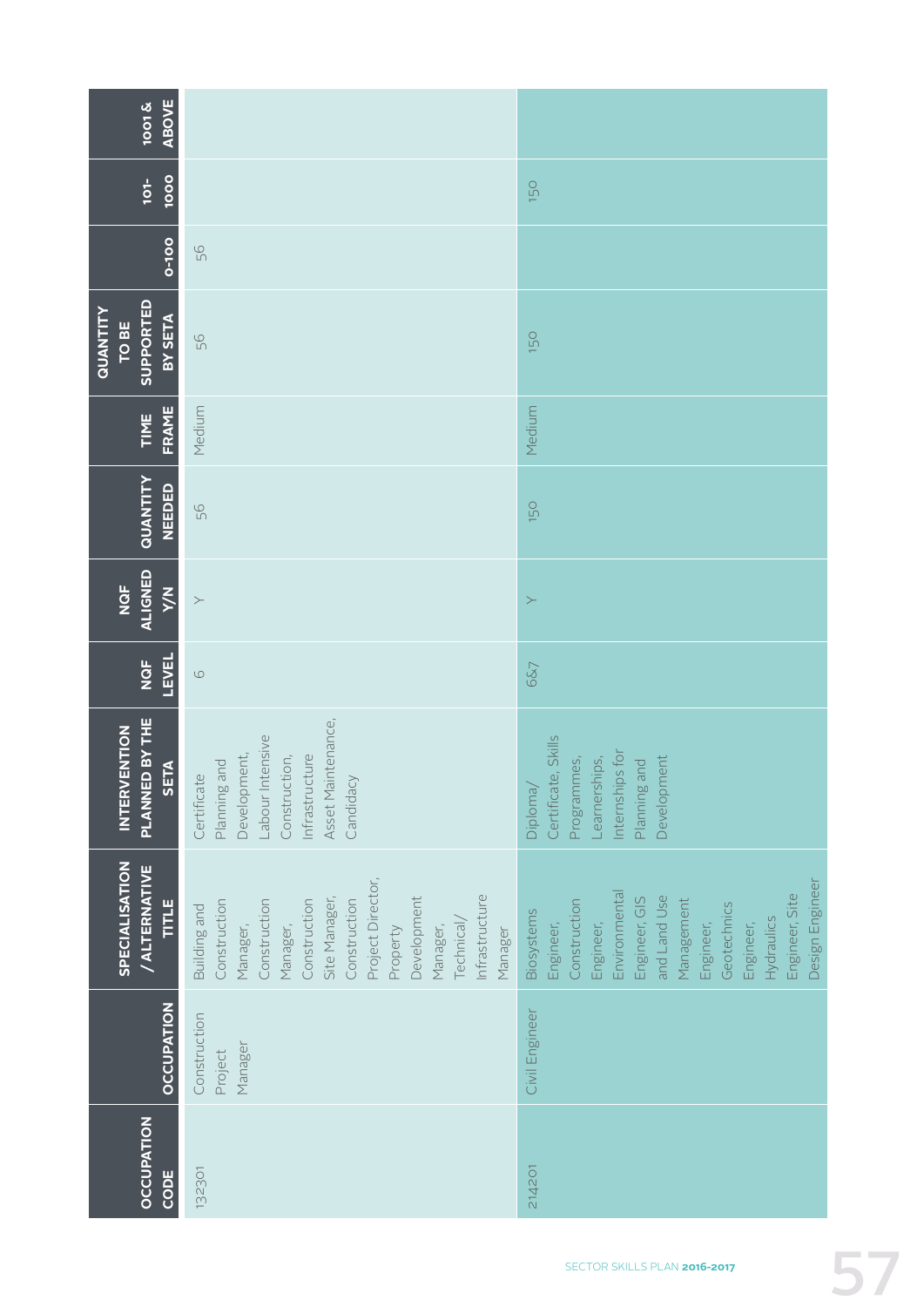| OCCUPATION CODE | OCCUPATION | SPECIALISATION / ALTERNATIVE TITLE | INTERVENTION PLANNED BY THE SETA | NQF LEVEL | NQF ALIGNED Y/N | QUANTITY NEEDED | TIME FRAME | QUANTITY TO BE SUPPORTED BY SETA | 0-100 | 101-1000 | 1001 & ABOVE |
|---|---|---|---|---|---|---|---|---|---|---|---|
| 132301 | Construction Project Manager | Building and Construction Manager, Construction Manager, Construction Site Manager, Construction Project Director, Property Development Manager, Technical/ Infrastructure Manager | Certificate Planning and Development, Labour Intensive Construction, Infrastructure Asset Maintenance, Candidacy | 6 | Y | 56 | Medium | 56 | 56 | | |
| 214201 | Civil Engineer | Biosystems Engineer, Construction Engineer, Environmental Engineer, GIS and Land Use Management Engineer, Geotechnics Engineer, Hydraulics Engineer, Site Design Engineer | Diploma/ Certificate, Skills Programmes, Learnerships, Internships for Planning and Development | 6&7 | Y | 150 | Medium | 150 | | 150 | |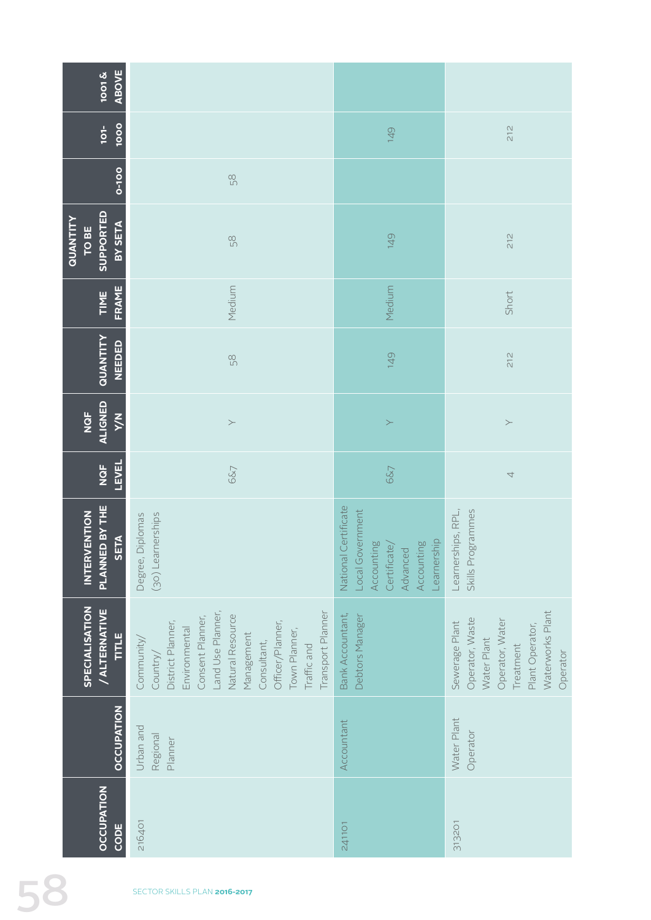| OCCUPATION CODE | OCCUPATION | SPECIALISATION / ALTERNATIVE TITLE | INTERVENTION PLANNED BY THE SETA | NQF LEVEL | NQF ALIGNED Y/N | QUANTITY NEEDED | TIME FRAME | QUANTITY TO BE SUPPORTED BY SETA | 0-100 | 101-1000 | 1001 & ABOVE |
|---|---|---|---|---|---|---|---|---|---|---|---|
| 216401 | Urban and Regional Planner | Community/ Country/ District Planner, Environmental Consent Planner, Land Use Planner, Natural Resource Management Consultant, Officer/Planner, Town Planner, Traffic and Transport Planner | Degree, Diplomas (30) Learnerships | 6&7 | Y | 58 | Medium | 58 | 58 | | |
| 241101 | Accountant | Bank Accountant, Debtors Manager | National Certificate Local Government Accounting Certificate/ Advanced Accounting Learnership | 6&7 | Y | 149 | Medium | 149 | | 149 | |
| 313201 | Water Plant Operator | Sewerage Plant Operator, Waste Water Plant Operator, Water Treatment Plant Operator, Waterworks Plant Operator | Learnerships, RPL, Skills Programmes | 4 | Y | 212 | Short | 212 | | 212 | |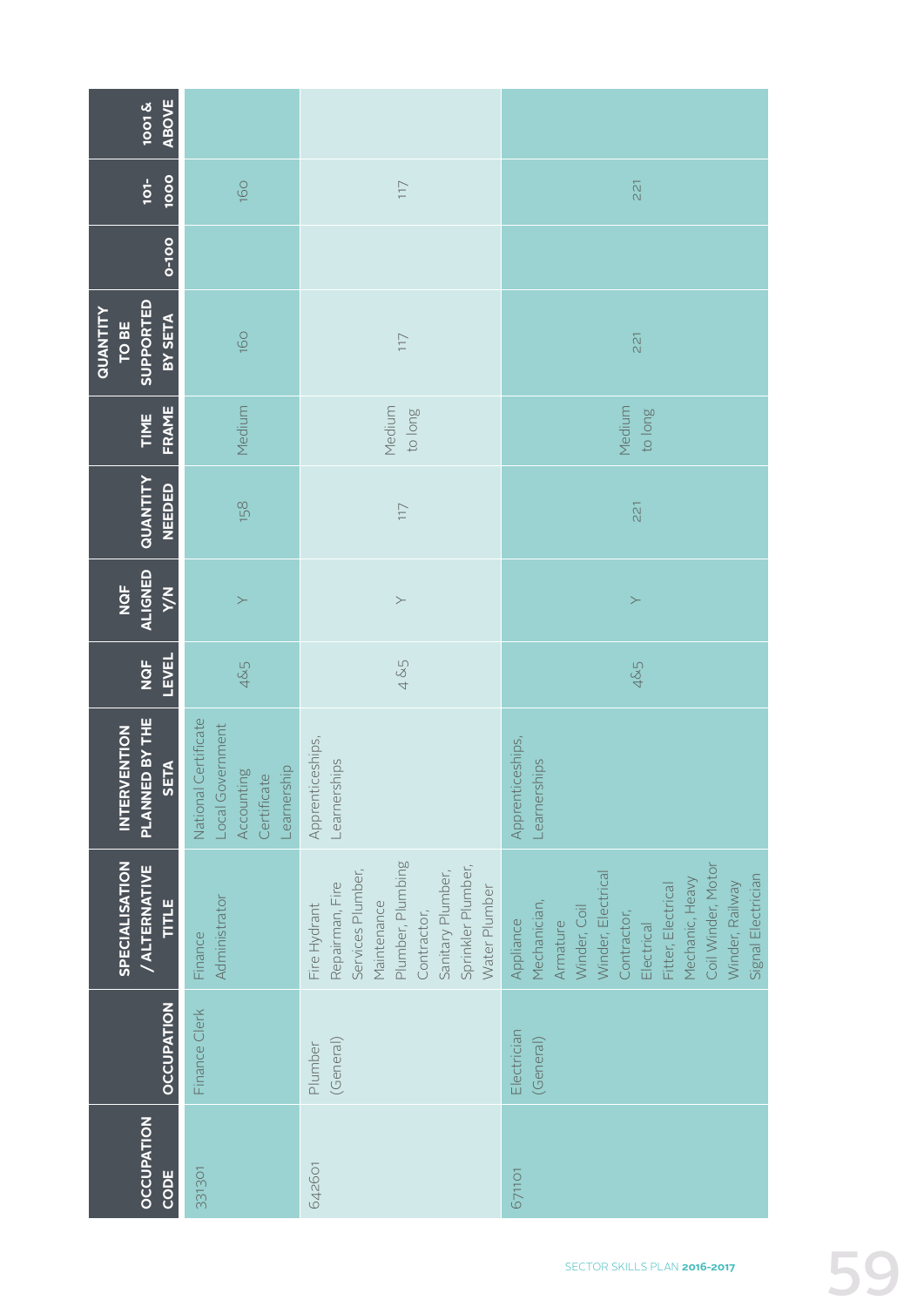| OCCUPATION CODE | OCCUPATION | SPECIALISATION / ALTERNATIVE TITLE | INTERVENTION PLANNED BY THE SETA | NQF LEVEL | NQF ALIGNED Y/N | QUANTITY NEEDED | TIME FRAME | QUANTITY TO BE SUPPORTED BY SETA | 0-100 | 101-1000 | 1001 & ABOVE |
|---|---|---|---|---|---|---|---|---|---|---|---|
| 331301 | Finance Clerk | Finance Administrator | National Certificate Local Government Accounting Certificate Learnership | 4&5 | Y | 158 | Medium | 160 | | 160 | |
| 642601 | Plumber (General) | Fire Hydrant Repairman, Fire Services Plumber, Maintenance Plumber, Plumbing Contractor, Sanitary Plumber, Sprinkler Plumber, Water Plumber | Apprenticeships, Learnerships | 4 &5 | Y | 117 | Medium to long | 117 | | 117 | |
| 671101 | Electrician (General) | Appliance Mechanician, Armature Winder, Coil Winder, Electrical Contractor, Electrical Fitter, Electrical Mechanic, Heavy Coil Winder, Motor Winder, Railway Signal Electrician | Apprenticeships, Learnerships | 4&5 | Y | 221 | Medium to long | 221 | | 221 | |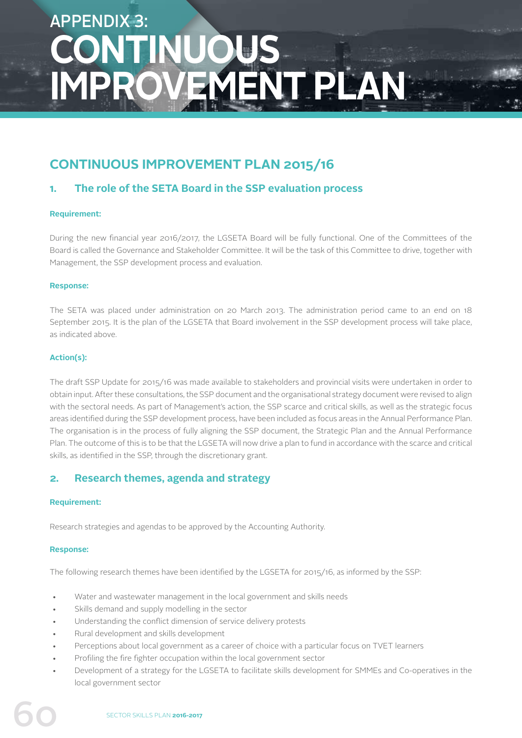# APPENDIX 3: CONTINUOUS IMPROVEMENT PLAN

## CONTINUOUS IMPROVEMENT PLAN 2015/16

### 1. The role of the SETA Board in the SSP evaluation process

**Requirement:**

During the new financial year 2016/2017, the LGSETA Board will be fully functional. One of the Committees of the Board is called the Governance and Stakeholder Committee. It will be the task of this Committee to drive, together with Management, the SSP development process and evaluation.

**Response:**

The SETA was placed under administration on 20 March 2013. The administration period came to an end on 18 September 2015. It is the plan of the LGSETA that Board involvement in the SSP development process will take place, as indicated above.

**Action(s):**

The draft SSP Update for 2015/16 was made available to stakeholders and provincial visits were undertaken in order to obtain input. After these consultations, the SSP document and the organisational strategy document were revised to align with the sectoral needs. As part of Management's action, the SSP scarce and critical skills, as well as the strategic focus areas identified during the SSP development process, have been included as focus areas in the Annual Performance Plan. The organisation is in the process of fully aligning the SSP document, the Strategic Plan and the Annual Performance Plan. The outcome of this is to be that the LGSETA will now drive a plan to fund in accordance with the scarce and critical skills, as identified in the SSP, through the discretionary grant.

### 2. Research themes, agenda and strategy

**Requirement:**

Research strategies and agendas to be approved by the Accounting Authority.

**Response:**

The following research themes have been identified by the LGSETA for 2015/16, as informed by the SSP:

- Water and wastewater management in the local government and skills needs
- Skills demand and supply modelling in the sector
- Understanding the conflict dimension of service delivery protests
- Rural development and skills development
- Perceptions about local government as a career of choice with a particular focus on TVET learners
- Profiling the fire fighter occupation within the local government sector
- Development of a strategy for the LGSETA to facilitate skills development for SMMEs and Co-operatives in the local government sector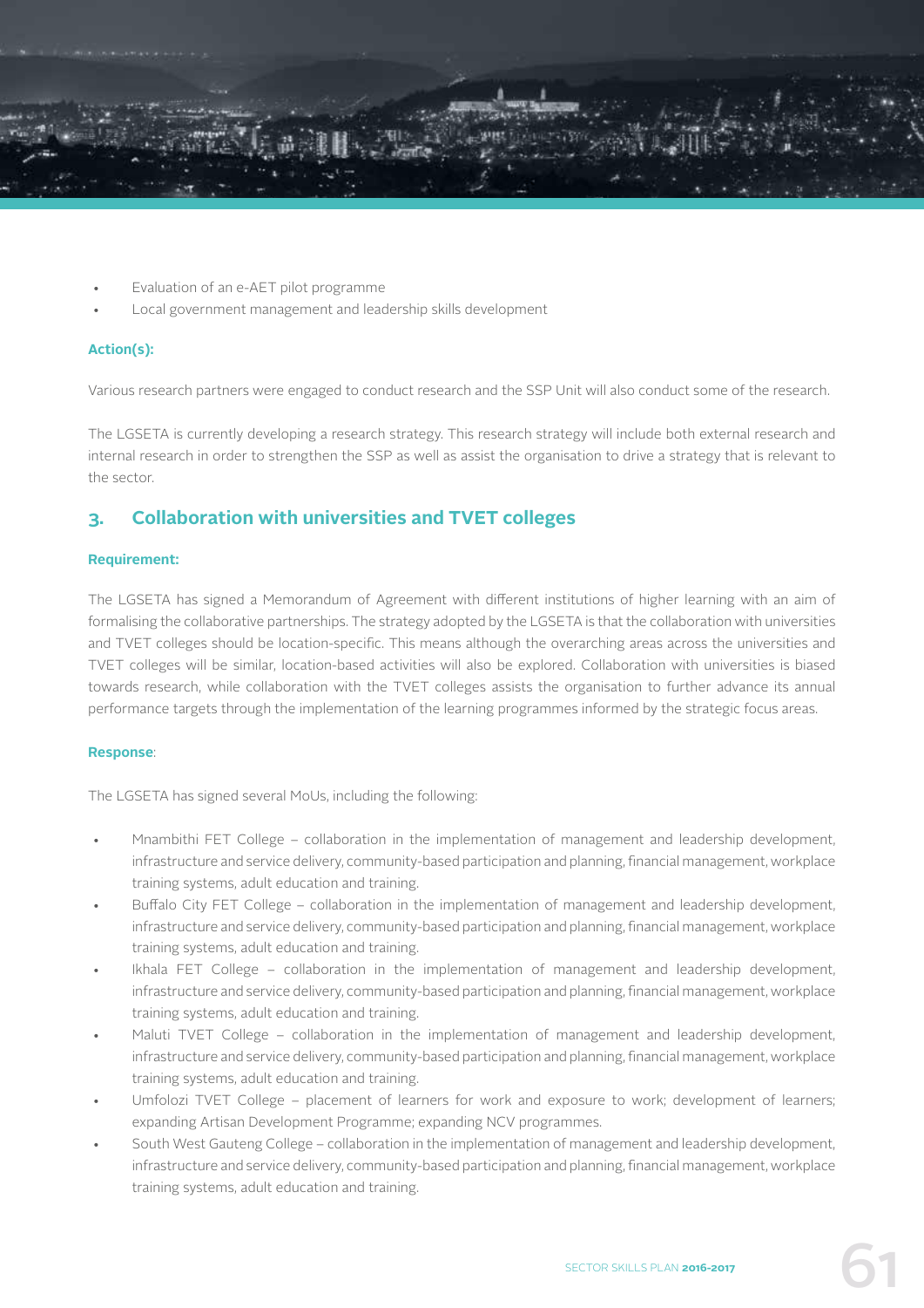- Evaluation of an e-AET pilot programme
- Local government management and leadership skills development

**Action(s):**

Various research partners were engaged to conduct research and the SSP Unit will also conduct some of the research.

The LGSETA is currently developing a research strategy. This research strategy will include both external research and internal research in order to strengthen the SSP as well as assist the organisation to drive a strategy that is relevant to the sector.

## 3. Collaboration with universities and TVET colleges

**Requirement:**

The LGSETA has signed a Memorandum of Agreement with different institutions of higher learning with an aim of formalising the collaborative partnerships. The strategy adopted by the LGSETA is that the collaboration with universities and TVET colleges should be location-specific. This means although the overarching areas across the universities and TVET colleges will be similar, location-based activities will also be explored. Collaboration with universities is biased towards research, while collaboration with the TVET colleges assists the organisation to further advance its annual performance targets through the implementation of the learning programmes informed by the strategic focus areas.

**Response**:

The LGSETA has signed several MoUs, including the following:

- Mnambithi FET College – collaboration in the implementation of management and leadership development, infrastructure and service delivery, community-based participation and planning, financial management, workplace training systems, adult education and training.
- Buffalo City FET College – collaboration in the implementation of management and leadership development, infrastructure and service delivery, community-based participation and planning, financial management, workplace training systems, adult education and training.
- Ikhala FET College – collaboration in the implementation of management and leadership development, infrastructure and service delivery, community-based participation and planning, financial management, workplace training systems, adult education and training.
- Maluti TVET College – collaboration in the implementation of management and leadership development, infrastructure and service delivery, community-based participation and planning, financial management, workplace training systems, adult education and training.
- Umfolozi TVET College – placement of learners for work and exposure to work; development of learners; expanding Artisan Development Programme; expanding NCV programmes.
- South West Gauteng College – collaboration in the implementation of management and leadership development, infrastructure and service delivery, community-based participation and planning, financial management, workplace training systems, adult education and training.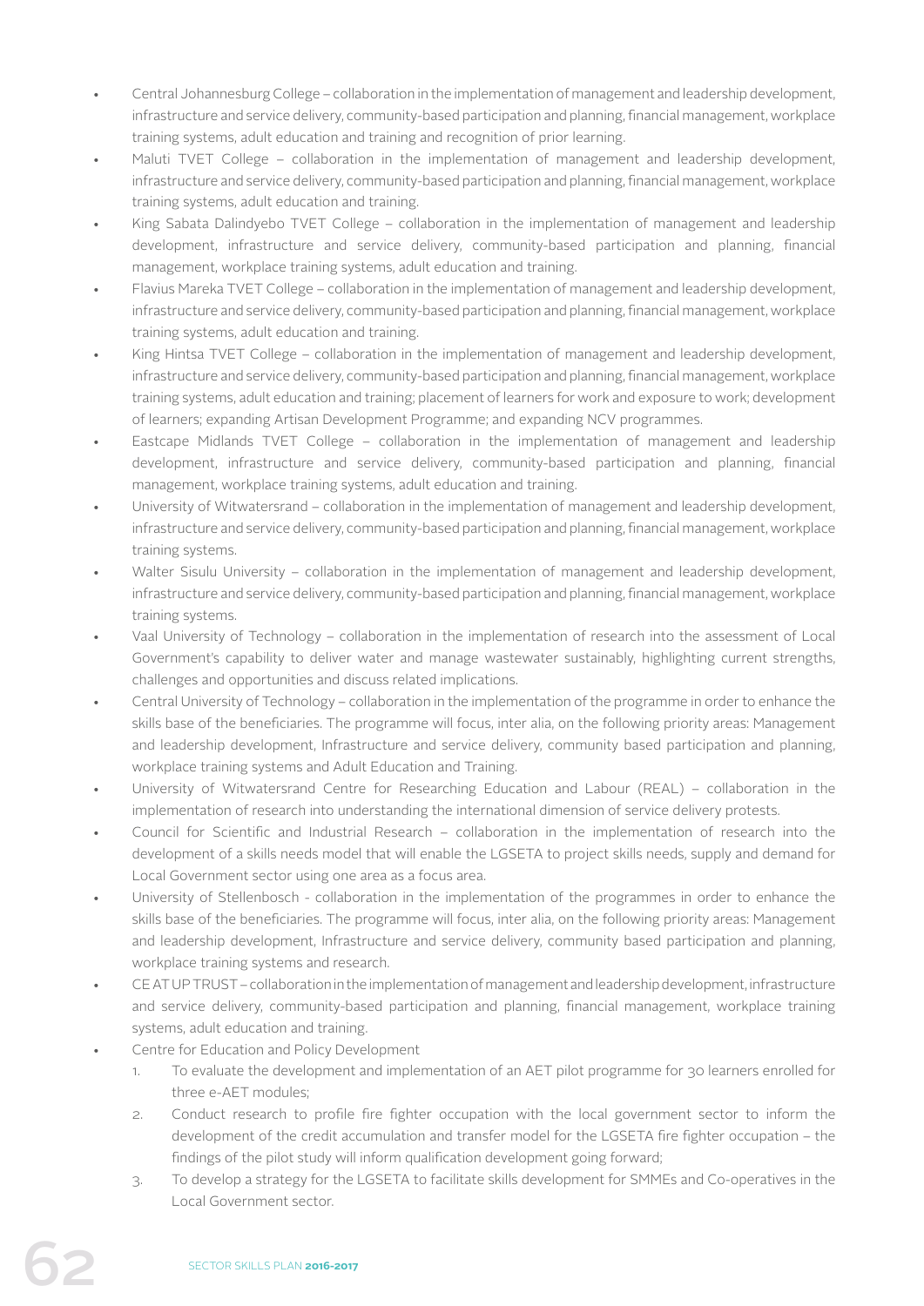- Central Johannesburg College – collaboration in the implementation of management and leadership development, infrastructure and service delivery, community-based participation and planning, financial management, workplace training systems, adult education and training and recognition of prior learning.
- Maluti TVET College – collaboration in the implementation of management and leadership development, infrastructure and service delivery, community-based participation and planning, financial management, workplace training systems, adult education and training.
- King Sabata Dalindyebo TVET College – collaboration in the implementation of management and leadership development, infrastructure and service delivery, community-based participation and planning, financial management, workplace training systems, adult education and training.
- Flavius Mareka TVET College – collaboration in the implementation of management and leadership development, infrastructure and service delivery, community-based participation and planning, financial management, workplace training systems, adult education and training.
- King Hintsa TVET College – collaboration in the implementation of management and leadership development, infrastructure and service delivery, community-based participation and planning, financial management, workplace training systems, adult education and training; placement of learners for work and exposure to work; development of learners; expanding Artisan Development Programme; and expanding NCV programmes.
- Eastcape Midlands TVET College – collaboration in the implementation of management and leadership development, infrastructure and service delivery, community-based participation and planning, financial management, workplace training systems, adult education and training.
- University of Witwatersrand – collaboration in the implementation of management and leadership development, infrastructure and service delivery, community-based participation and planning, financial management, workplace training systems.
- Walter Sisulu University – collaboration in the implementation of management and leadership development, infrastructure and service delivery, community-based participation and planning, financial management, workplace training systems.
- Vaal University of Technology – collaboration in the implementation of research into the assessment of Local Government's capability to deliver water and manage wastewater sustainably, highlighting current strengths, challenges and opportunities and discuss related implications.
- Central University of Technology – collaboration in the implementation of the programme in order to enhance the skills base of the beneficiaries. The programme will focus, inter alia, on the following priority areas: Management and leadership development, Infrastructure and service delivery, community based participation and planning, workplace training systems and Adult Education and Training.
- University of Witwatersrand Centre for Researching Education and Labour (REAL) – collaboration in the implementation of research into understanding the international dimension of service delivery protests.
- Council for Scientific and Industrial Research – collaboration in the implementation of research into the development of a skills needs model that will enable the LGSETA to project skills needs, supply and demand for Local Government sector using one area as a focus area.
- University of Stellenbosch - collaboration in the implementation of the programmes in order to enhance the skills base of the beneficiaries. The programme will focus, inter alia, on the following priority areas: Management and leadership development, Infrastructure and service delivery, community based participation and planning, workplace training systems and research.
- CE AT UP TRUST – collaboration in the implementation of management and leadership development, infrastructure and service delivery, community-based participation and planning, financial management, workplace training systems, adult education and training.
- Centre for Education and Policy Development
    1. To evaluate the development and implementation of an AET pilot programme for 30 learners enrolled for three e-AET modules;
    2. Conduct research to profile fire fighter occupation with the local government sector to inform the development of the credit accumulation and transfer model for the LGSETA fire fighter occupation – the findings of the pilot study will inform qualification development going forward;
    3. To develop a strategy for the LGSETA to facilitate skills development for SMMEs and Co-operatives in the Local Government sector.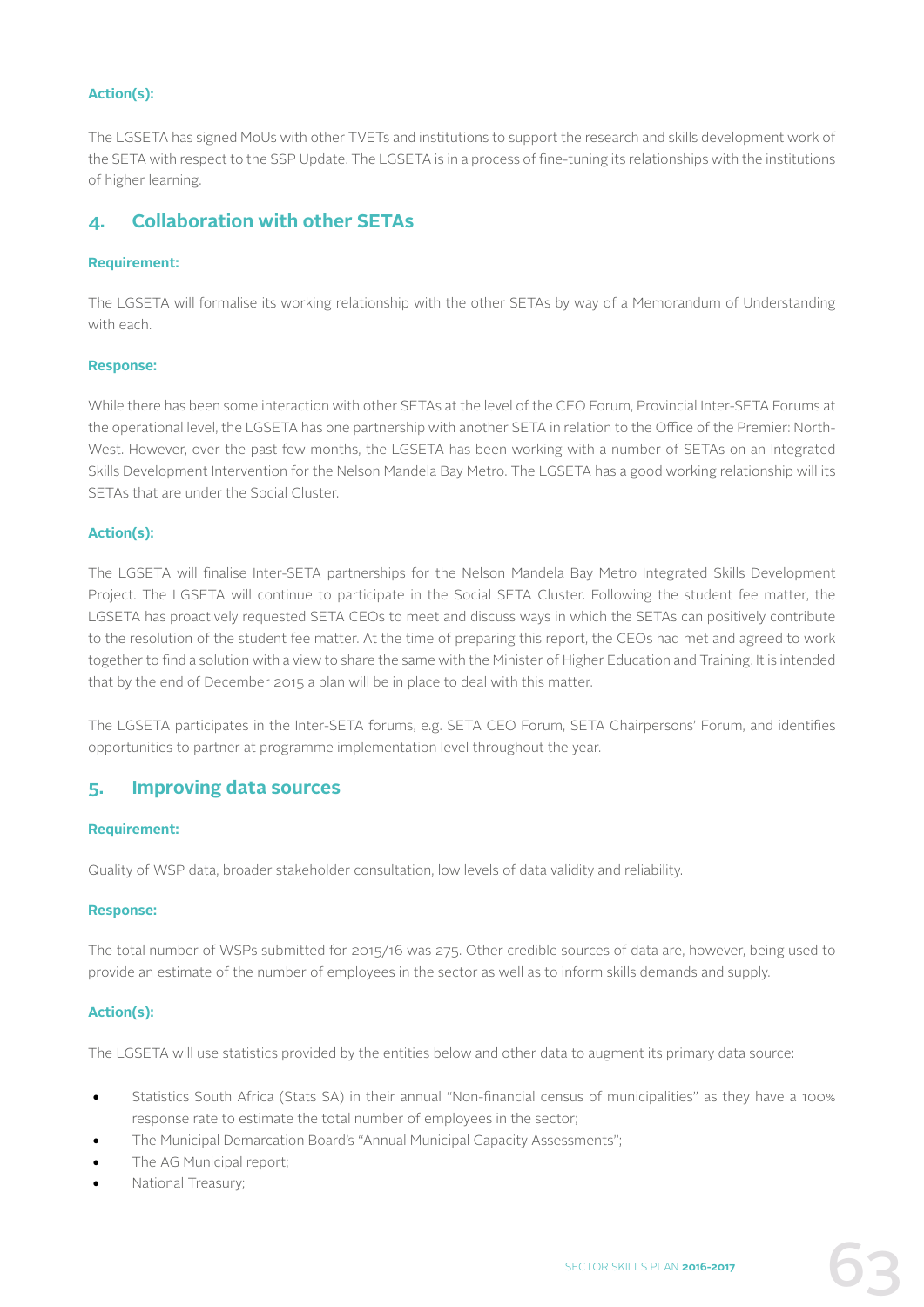**Action(s):**

The LGSETA has signed MoUs with other TVETs and institutions to support the research and skills development work of the SETA with respect to the SSP Update. The LGSETA is in a process of fine-tuning its relationships with the institutions of higher learning.

## 4. Collaboration with other SETAs

**Requirement:**

The LGSETA will formalise its working relationship with the other SETAs by way of a Memorandum of Understanding with each.

**Response:**

While there has been some interaction with other SETAs at the level of the CEO Forum, Provincial Inter-SETA Forums at the operational level, the LGSETA has one partnership with another SETA in relation to the Office of the Premier: North-West. However, over the past few months, the LGSETA has been working with a number of SETAs on an Integrated Skills Development Intervention for the Nelson Mandela Bay Metro. The LGSETA has a good working relationship will its SETAs that are under the Social Cluster.

**Action(s):**

The LGSETA will finalise Inter-SETA partnerships for the Nelson Mandela Bay Metro Integrated Skills Development Project. The LGSETA will continue to participate in the Social SETA Cluster. Following the student fee matter, the LGSETA has proactively requested SETA CEOs to meet and discuss ways in which the SETAs can positively contribute to the resolution of the student fee matter. At the time of preparing this report, the CEOs had met and agreed to work together to find a solution with a view to share the same with the Minister of Higher Education and Training. It is intended that by the end of December 2015 a plan will be in place to deal with this matter.

The LGSETA participates in the Inter-SETA forums, e.g. SETA CEO Forum, SETA Chairpersons' Forum, and identifies opportunities to partner at programme implementation level throughout the year.

## 5. Improving data sources

**Requirement:**

Quality of WSP data, broader stakeholder consultation, low levels of data validity and reliability.

**Response:**

The total number of WSPs submitted for 2015/16 was 275. Other credible sources of data are, however, being used to provide an estimate of the number of employees in the sector as well as to inform skills demands and supply.

**Action(s):**

The LGSETA will use statistics provided by the entities below and other data to augment its primary data source:

- Statistics South Africa (Stats SA) in their annual "Non-financial census of municipalities" as they have a 100% response rate to estimate the total number of employees in the sector;
- The Municipal Demarcation Board's "Annual Municipal Capacity Assessments";
- The AG Municipal report;
- National Treasury;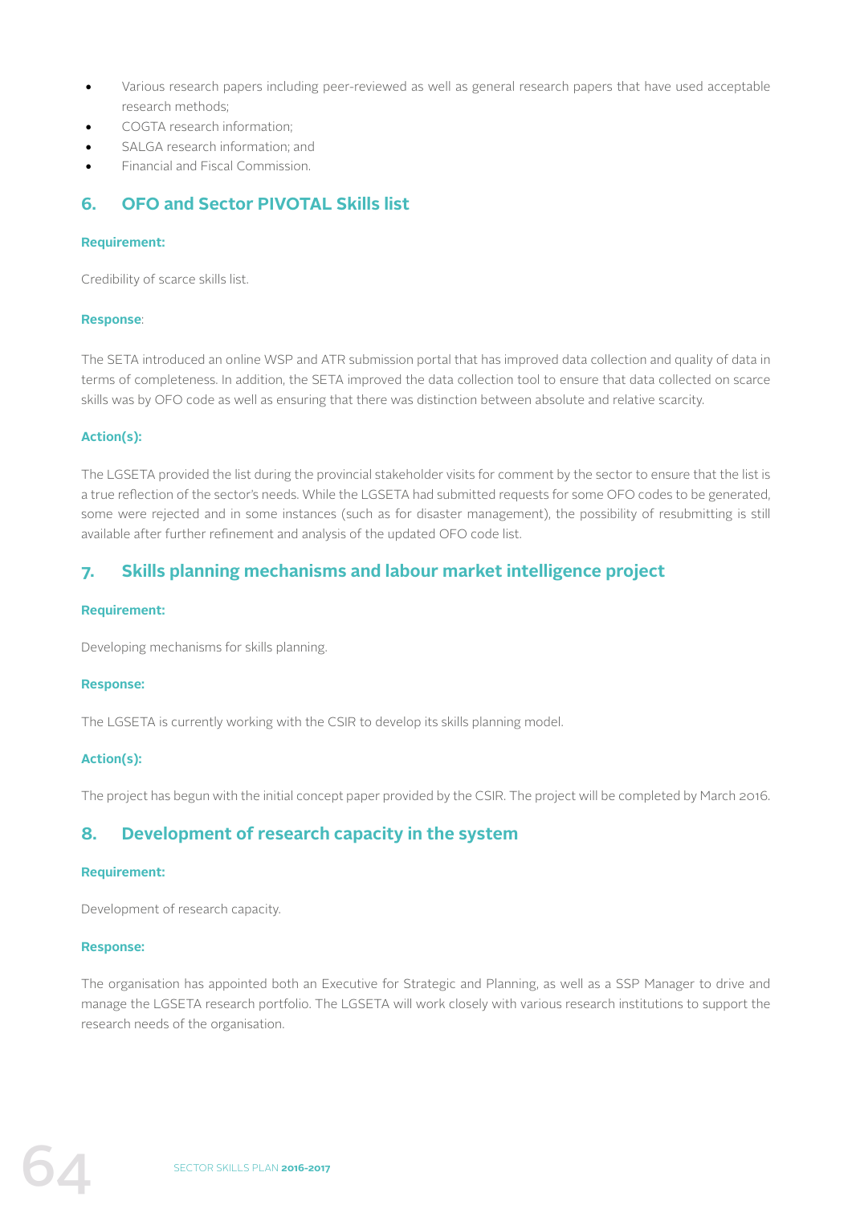- Various research papers including peer-reviewed as well as general research papers that have used acceptable research methods;
- COGTA research information;
- SALGA research information; and
- Financial and Fiscal Commission.

## 6. OFO and Sector PIVOTAL Skills list

**Requirement:**

Credibility of scarce skills list.

**Response**:

The SETA introduced an online WSP and ATR submission portal that has improved data collection and quality of data in terms of completeness. In addition, the SETA improved the data collection tool to ensure that data collected on scarce skills was by OFO code as well as ensuring that there was distinction between absolute and relative scarcity.

**Action(s):**

The LGSETA provided the list during the provincial stakeholder visits for comment by the sector to ensure that the list is a true reflection of the sector's needs. While the LGSETA had submitted requests for some OFO codes to be generated, some were rejected and in some instances (such as for disaster management), the possibility of resubmitting is still available after further refinement and analysis of the updated OFO code list.

## 7. Skills planning mechanisms and labour market intelligence project

**Requirement:**

Developing mechanisms for skills planning.

**Response:**

The LGSETA is currently working with the CSIR to develop its skills planning model.

**Action(s):**

The project has begun with the initial concept paper provided by the CSIR. The project will be completed by March 2016.

## 8. Development of research capacity in the system

**Requirement:**

Development of research capacity.

**Response:**

The organisation has appointed both an Executive for Strategic and Planning, as well as a SSP Manager to drive and manage the LGSETA research portfolio. The LGSETA will work closely with various research institutions to support the research needs of the organisation.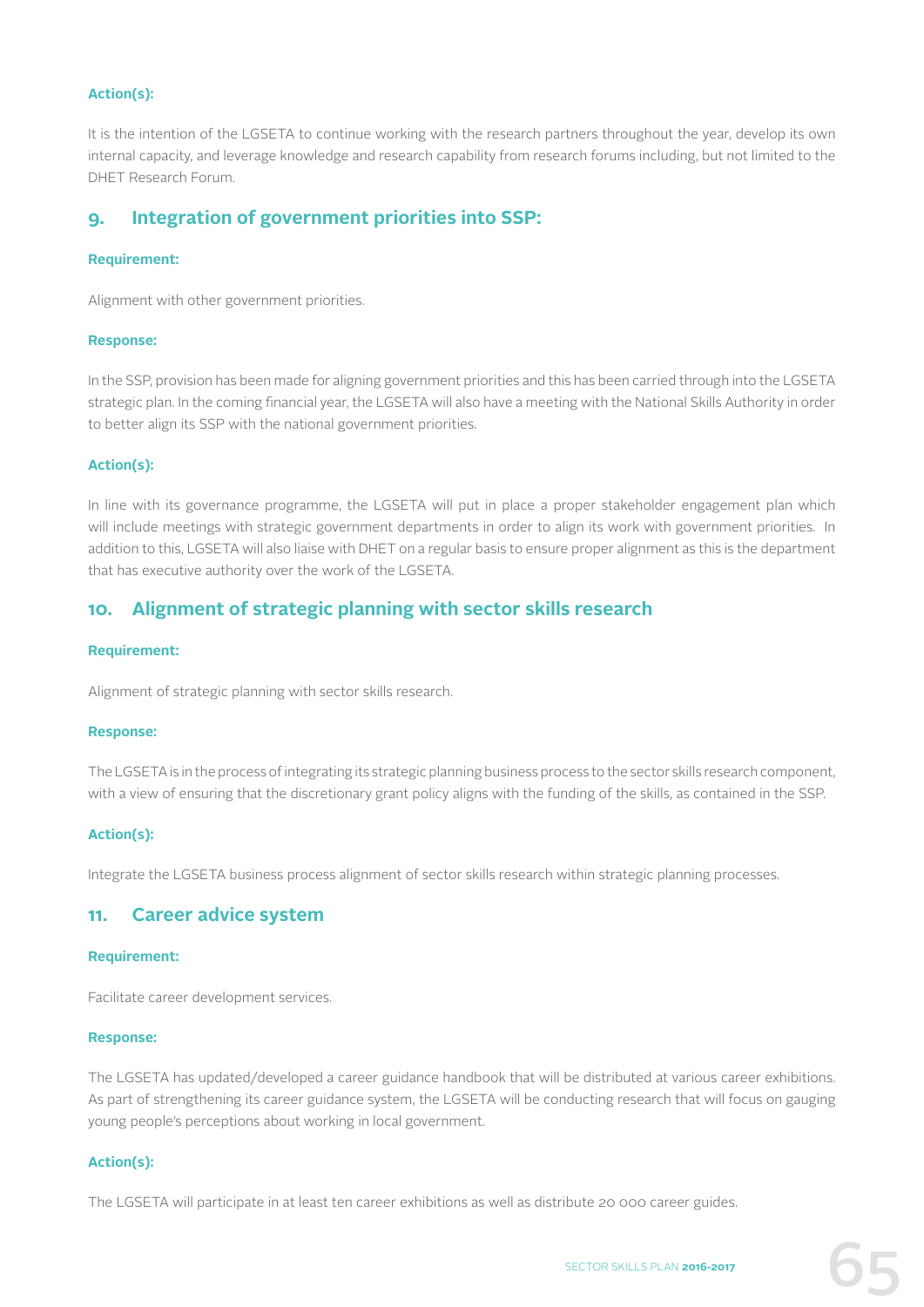**Action(s):**

It is the intention of the LGSETA to continue working with the research partners throughout the year, develop its own internal capacity, and leverage knowledge and research capability from research forums including, but not limited to the DHET Research Forum.

## 9. Integration of government priorities into SSP:

**Requirement:**

Alignment with other government priorities.

**Response:**

In the SSP, provision has been made for aligning government priorities and this has been carried through into the LGSETA strategic plan. In the coming financial year, the LGSETA will also have a meeting with the National Skills Authority in order to better align its SSP with the national government priorities.

**Action(s):**

In line with its governance programme, the LGSETA will put in place a proper stakeholder engagement plan which will include meetings with strategic government departments in order to align its work with government priorities. In addition to this, LGSETA will also liaise with DHET on a regular basis to ensure proper alignment as this is the department that has executive authority over the work of the LGSETA.

## 10. Alignment of strategic planning with sector skills research

**Requirement:**

Alignment of strategic planning with sector skills research.

**Response:**

The LGSETA is in the process of integrating its strategic planning business process to the sector skills research component, with a view of ensuring that the discretionary grant policy aligns with the funding of the skills, as contained in the SSP.

**Action(s):**

Integrate the LGSETA business process alignment of sector skills research within strategic planning processes.

## 11. Career advice system

**Requirement:**

Facilitate career development services.

**Response:**

The LGSETA has updated/developed a career guidance handbook that will be distributed at various career exhibitions. As part of strengthening its career guidance system, the LGSETA will be conducting research that will focus on gauging young people's perceptions about working in local government.

**Action(s):**

The LGSETA will participate in at least ten career exhibitions as well as distribute 20 000 career guides.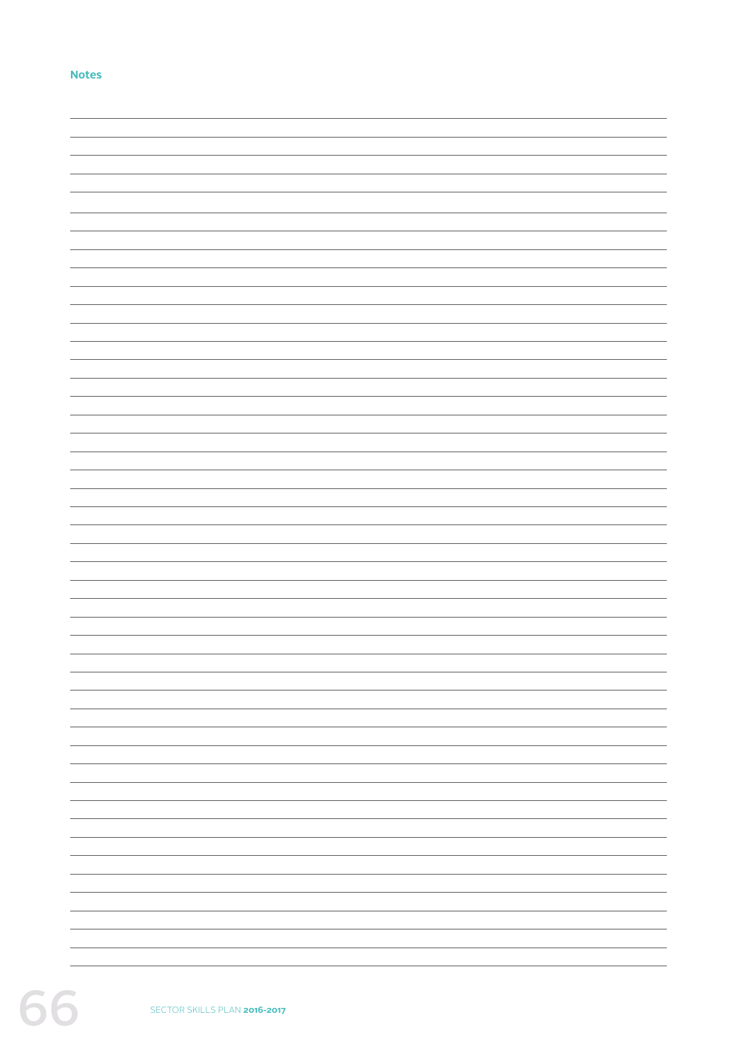**Notes**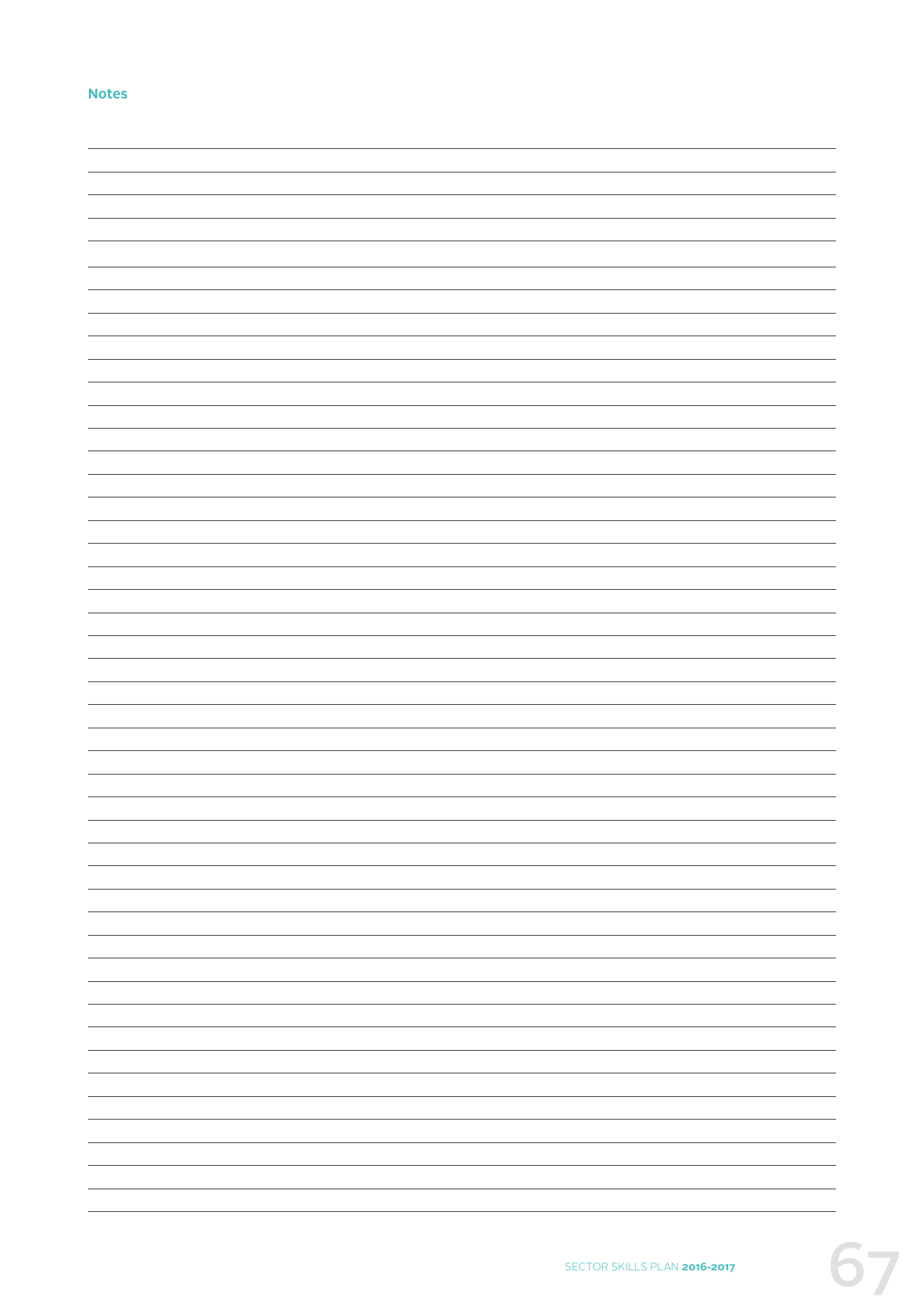## Notes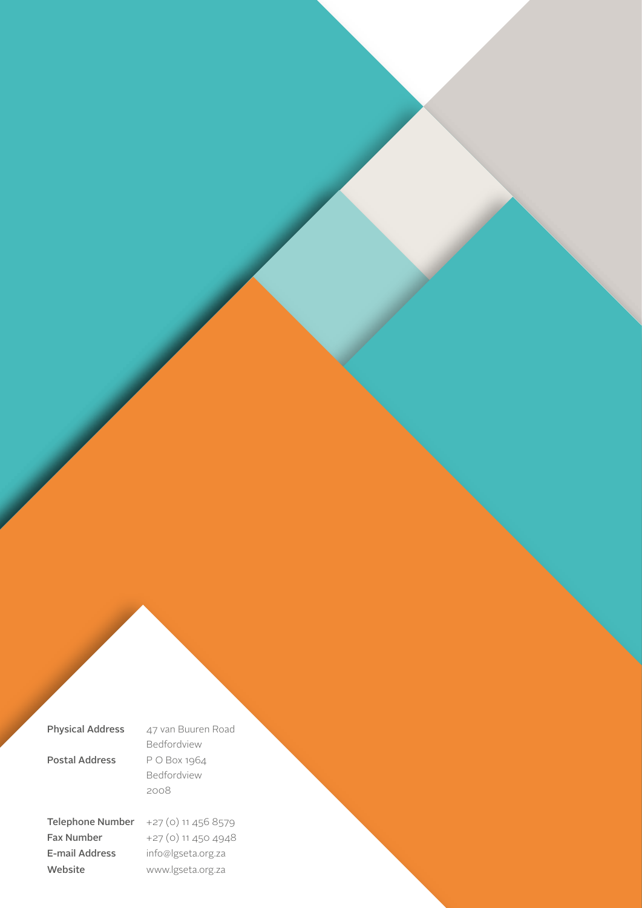| | |
|---|---|
| **Physical Address** | 47 van Buuren Road<br>Bedfordview |
| **Postal Address** | P O Box 1964<br>Bedfordview<br>2008 |
| **Telephone Number** | +27 (0) 11 456 8579 |
| **Fax Number** | +27 (0) 11 450 4948 |
| **E-mail Address** | info@lgseta.org.za |
| **Website** | www.lgseta.org.za |